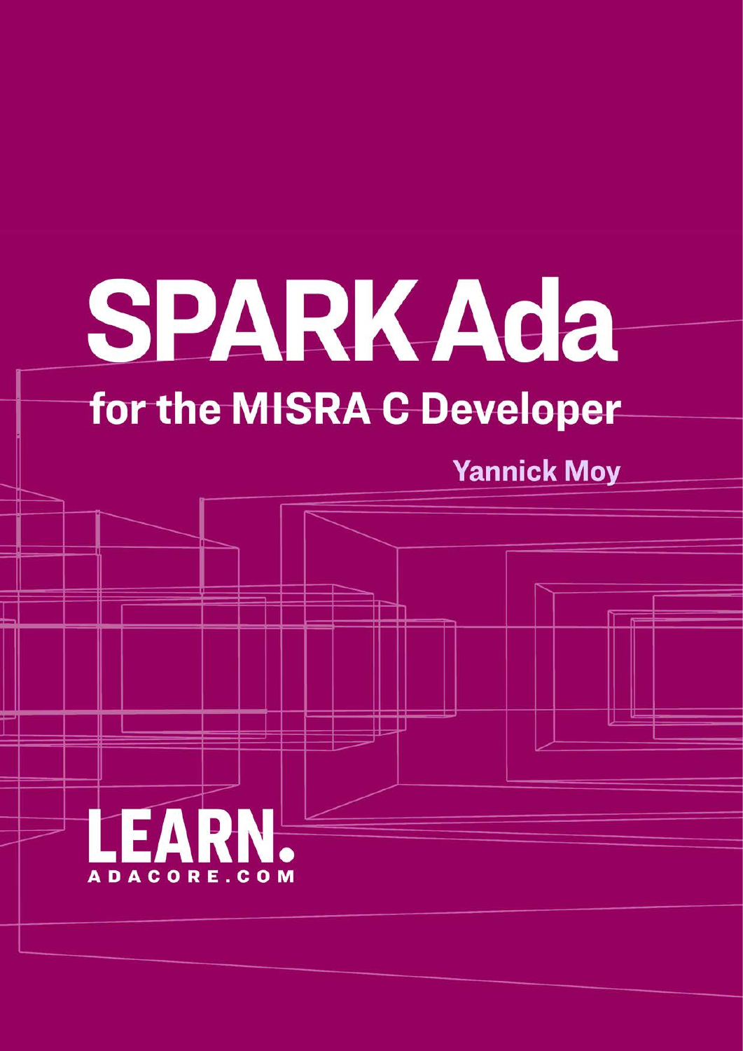# SPARK Ada

## for the MISRA C Developer

**Yannick Moy**

LEARN.
ADACORE.COM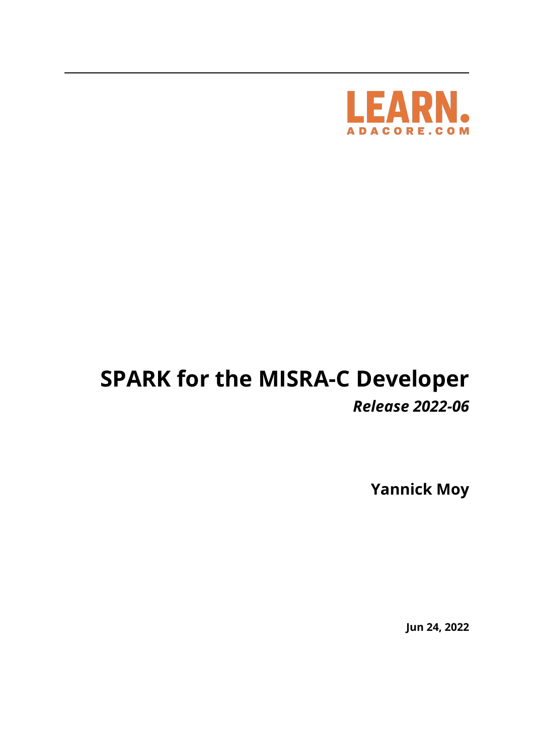LEARN.
ADACORE.COM

# SPARK for the MISRA-C Developer

*Release 2022-06*

**Yannick Moy**

**Jun 24, 2022**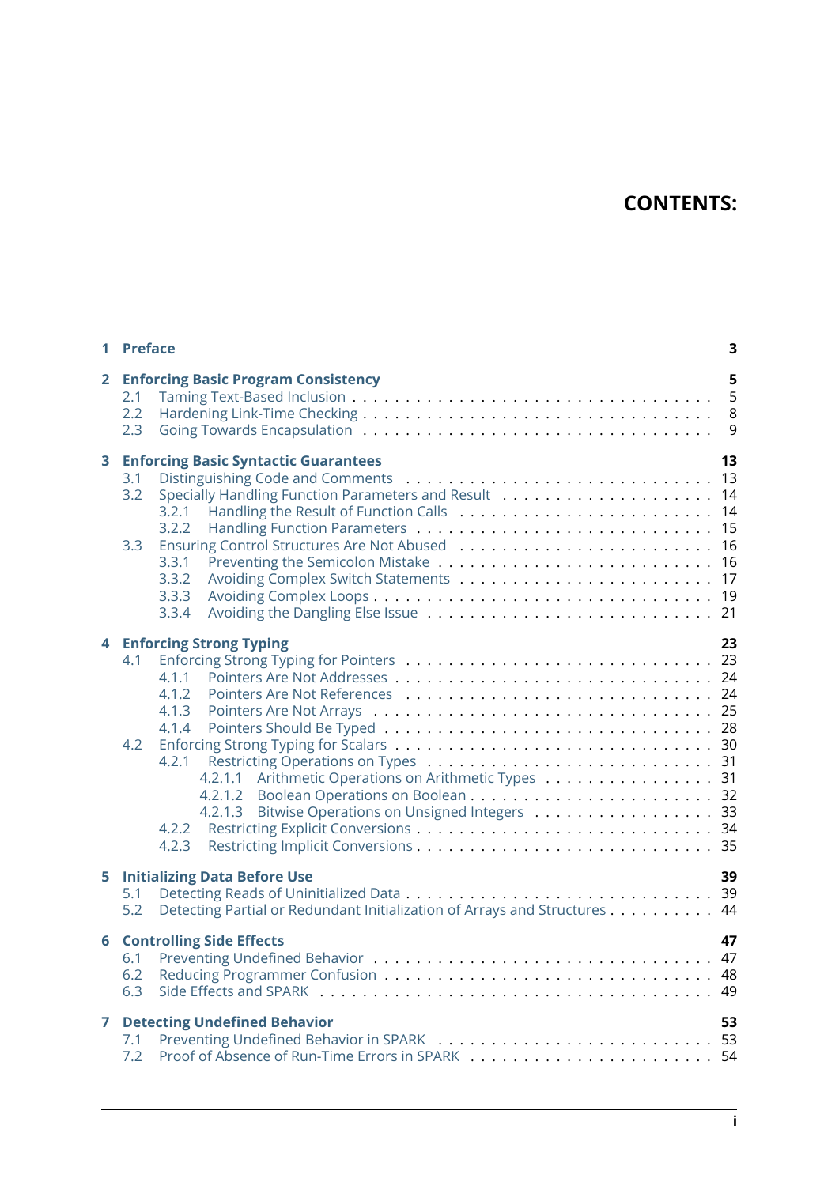# CONTENTS:

- **1 Preface** — 3
- **2 Enforcing Basic Program Consistency** — 5
  - 2.1 Taming Text-Based Inclusion — 5
  - 2.2 Hardening Link-Time Checking — 8
  - 2.3 Going Towards Encapsulation — 9
- **3 Enforcing Basic Syntactic Guarantees** — 13
  - 3.1 Distinguishing Code and Comments — 13
  - 3.2 Specially Handling Function Parameters and Result — 14
    - 3.2.1 Handling the Result of Function Calls — 14
    - 3.2.2 Handling Function Parameters — 15
  - 3.3 Ensuring Control Structures Are Not Abused — 16
    - 3.3.1 Preventing the Semicolon Mistake — 16
    - 3.3.2 Avoiding Complex Switch Statements — 17
    - 3.3.3 Avoiding Complex Loops — 19
    - 3.3.4 Avoiding the Dangling Else Issue — 21
- **4 Enforcing Strong Typing** — 23
  - 4.1 Enforcing Strong Typing for Pointers — 23
    - 4.1.1 Pointers Are Not Addresses — 24
    - 4.1.2 Pointers Are Not References — 24
    - 4.1.3 Pointers Are Not Arrays — 25
    - 4.1.4 Pointers Should Be Typed — 28
  - 4.2 Enforcing Strong Typing for Scalars — 30
    - 4.2.1 Restricting Operations on Types — 31
      - 4.2.1.1 Arithmetic Operations on Arithmetic Types — 31
      - 4.2.1.2 Boolean Operations on Boolean — 32
      - 4.2.1.3 Bitwise Operations on Unsigned Integers — 33
    - 4.2.2 Restricting Explicit Conversions — 34
    - 4.2.3 Restricting Implicit Conversions — 35
- **5 Initializing Data Before Use** — 39
  - 5.1 Detecting Reads of Uninitialized Data — 39
  - 5.2 Detecting Partial or Redundant Initialization of Arrays and Structures — 44
- **6 Controlling Side Effects** — 47
  - 6.1 Preventing Undefined Behavior — 47
  - 6.2 Reducing Programmer Confusion — 48
  - 6.3 Side Effects and SPARK — 49
- **7 Detecting Undefined Behavior** — 53
  - 7.1 Preventing Undefined Behavior in SPARK — 53
  - 7.2 Proof of Absence of Run-Time Errors in SPARK — 54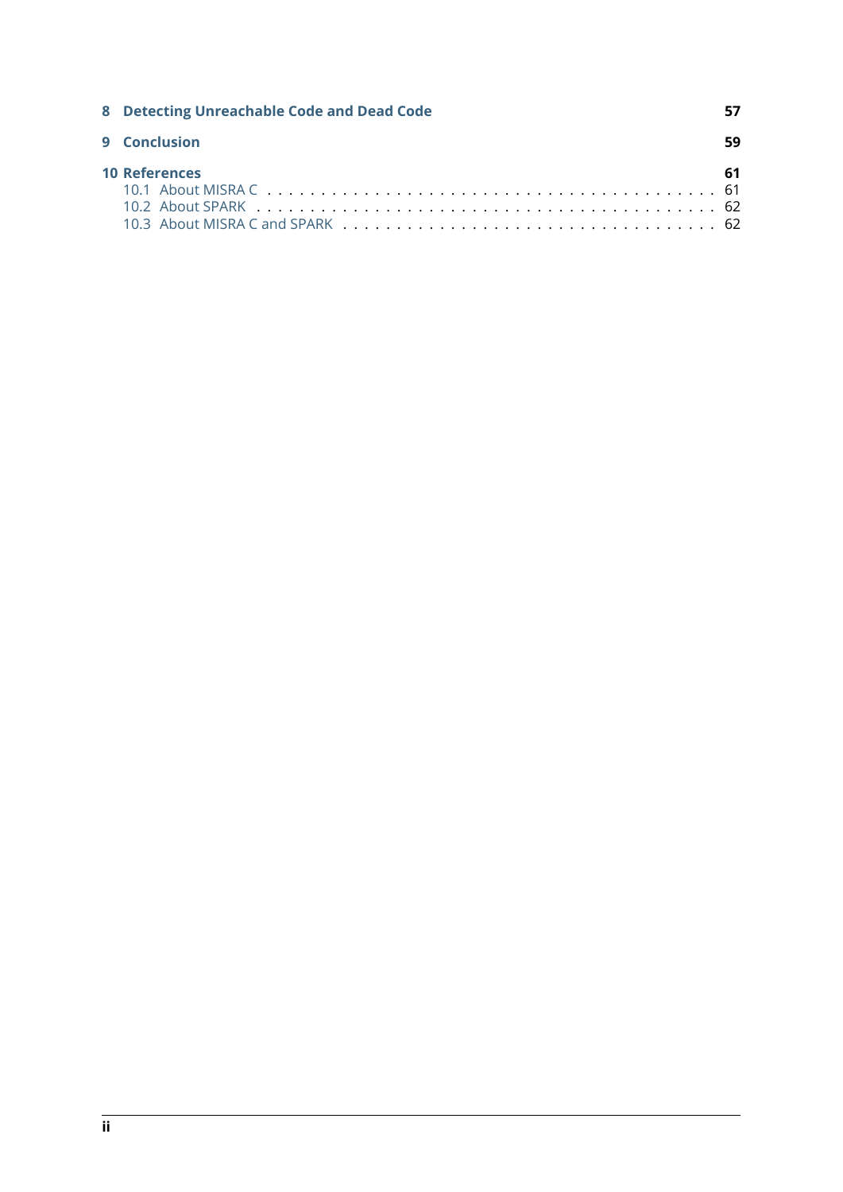**8 Detecting Unreachable Code and Dead Code** 57

**9 Conclusion** 59

**10 References** 61
- 10.1 About MISRA C . . . . . . . . . . . . . . . . . . . . . . . . . . . . . . . . . . . . . . . . 61
- 10.2 About SPARK . . . . . . . . . . . . . . . . . . . . . . . . . . . . . . . . . . . . . . . . 62
- 10.3 About MISRA C and SPARK . . . . . . . . . . . . . . . . . . . . . . . . . . . . . . . . 62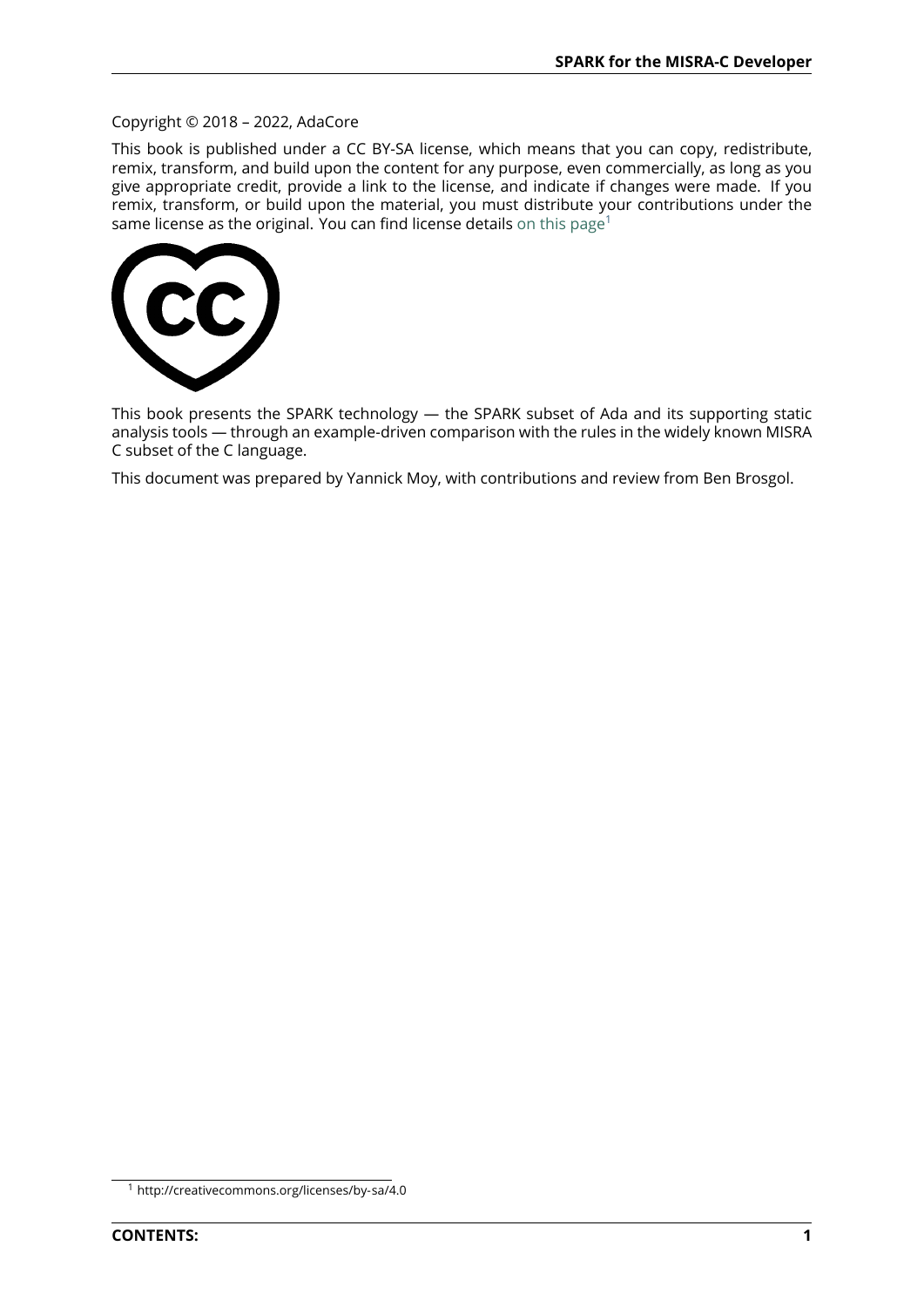Copyright © 2018 – 2022, AdaCore

This book is published under a CC BY-SA license, which means that you can copy, redistribute, remix, transform, and build upon the content for any purpose, even commercially, as long as you give appropriate credit, provide a link to the license, and indicate if changes were made. If you remix, transform, or build upon the material, you must distribute your contributions under the same license as the original. You can find license details on this page[1]

This book presents the SPARK technology — the SPARK subset of Ada and its supporting static analysis tools — through an example-driven comparison with the rules in the widely known MISRA C subset of the C language.

This document was prepared by Yannick Moy, with contributions and review from Ben Brosgol.

[1] http://creativecommons.org/licenses/by-sa/4.0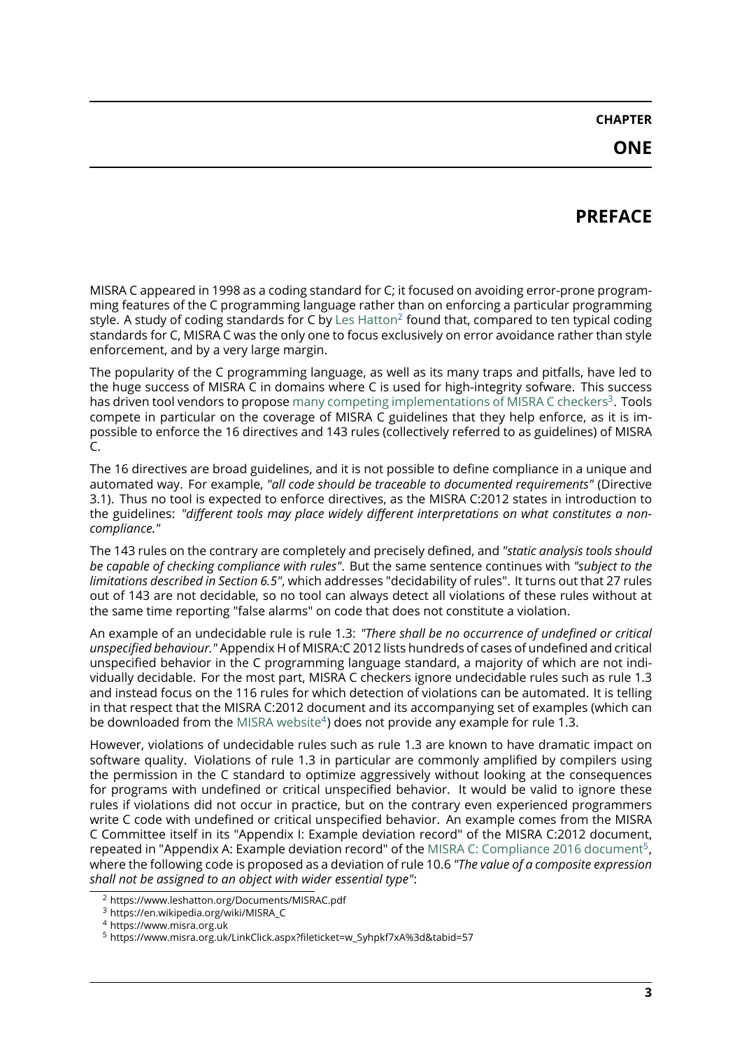# CHAPTER ONE

# PREFACE

MISRA C appeared in 1998 as a coding standard for C; it focused on avoiding error-prone programming features of the C programming language rather than on enforcing a particular programming style. A study of coding standards for C by Les Hatton[2] found that, compared to ten typical coding standards for C, MISRA C was the only one to focus exclusively on error avoidance rather than style enforcement, and by a very large margin.

The popularity of the C programming language, as well as its many traps and pitfalls, have led to the huge success of MISRA C in domains where C is used for high-integrity sofware. This success has driven tool vendors to propose many competing implementations of MISRA C checkers[3]. Tools compete in particular on the coverage of MISRA C guidelines that they help enforce, as it is impossible to enforce the 16 directives and 143 rules (collectively referred to as guidelines) of MISRA C.

The 16 directives are broad guidelines, and it is not possible to define compliance in a unique and automated way. For example, *"all code should be traceable to documented requirements"* (Directive 3.1). Thus no tool is expected to enforce directives, as the MISRA C:2012 states in introduction to the guidelines: *"different tools may place widely different interpretations on what constitutes a non-compliance."*

The 143 rules on the contrary are completely and precisely defined, and *"static analysis tools should be capable of checking compliance with rules"*. But the same sentence continues with *"subject to the limitations described in Section 6.5"*, which addresses "decidability of rules". It turns out that 27 rules out of 143 are not decidable, so no tool can always detect all violations of these rules without at the same time reporting "false alarms" on code that does not constitute a violation.

An example of an undecidable rule is rule 1.3: *"There shall be no occurrence of undefined or critical unspecified behaviour."* Appendix H of MISRA:C 2012 lists hundreds of cases of undefined and critical unspecified behavior in the C programming language standard, a majority of which are not individually decidable. For the most part, MISRA C checkers ignore undecidable rules such as rule 1.3 and instead focus on the 116 rules for which detection of violations can be automated. It is telling in that respect that the MISRA C:2012 document and its accompanying set of examples (which can be downloaded from the MISRA website[4]) does not provide any example for rule 1.3.

However, violations of undecidable rules such as rule 1.3 are known to have dramatic impact on software quality. Violations of rule 1.3 in particular are commonly amplified by compilers using the permission in the C standard to optimize aggressively without looking at the consequences for programs with undefined or critical unspecified behavior. It would be valid to ignore these rules if violations did not occur in practice, but on the contrary even experienced programmers write C code with undefined or critical unspecified behavior. An example comes from the MISRA C Committee itself in its "Appendix I: Example deviation record" of the MISRA C:2012 document, repeated in "Appendix A: Example deviation record" of the MISRA C: Compliance 2016 document[5], where the following code is proposed as a deviation of rule 10.6 *"The value of a composite expression shall not be assigned to an object with wider essential type"*:

[2] https://www.leshatton.org/Documents/MISRAC.pdf

[3] https://en.wikipedia.org/wiki/MISRA_C

[4] https://www.misra.org.uk

[5] https://www.misra.org.uk/LinkClick.aspx?fileticket=w_Syhpkf7xA%3d&tabid=57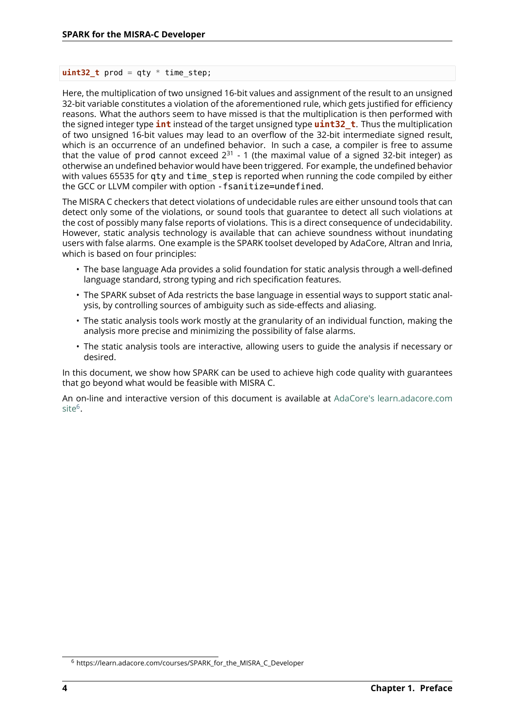```c
uint32_t prod = qty * time_step;
```

Here, the multiplication of two unsigned 16-bit values and assignment of the result to an unsigned 32-bit variable constitutes a violation of the aforementioned rule, which gets justified for efficiency reasons. What the authors seem to have missed is that the multiplication is then performed with the signed integer type `int` instead of the target unsigned type `uint32_t`. Thus the multiplication of two unsigned 16-bit values may lead to an overflow of the 32-bit intermediate signed result, which is an occurrence of an undefined behavior. In such a case, a compiler is free to assume that the value of `prod` cannot exceed $2^{31}$ - 1 (the maximal value of a signed 32-bit integer) as otherwise an undefined behavior would have been triggered. For example, the undefined behavior with values 65535 for `qty` and `time_step` is reported when running the code compiled by either the GCC or LLVM compiler with option `-fsanitize=undefined`.

The MISRA C checkers that detect violations of undecidable rules are either unsound tools that can detect only some of the violations, or sound tools that guarantee to detect all such violations at the cost of possibly many false reports of violations. This is a direct consequence of undecidability. However, static analysis technology is available that can achieve soundness without inundating users with false alarms. One example is the SPARK toolset developed by AdaCore, Altran and Inria, which is based on four principles:

- The base language Ada provides a solid foundation for static analysis through a well-defined language standard, strong typing and rich specification features.
- The SPARK subset of Ada restricts the base language in essential ways to support static analysis, by controlling sources of ambiguity such as side-effects and aliasing.
- The static analysis tools work mostly at the granularity of an individual function, making the analysis more precise and minimizing the possibility of false alarms.
- The static analysis tools are interactive, allowing users to guide the analysis if necessary or desired.

In this document, we show how SPARK can be used to achieve high code quality with guarantees that go beyond what would be feasible with MISRA C.

An on-line and interactive version of this document is available at AdaCore's learn.adacore.com site[6].

[6] https://learn.adacore.com/courses/SPARK_for_the_MISRA_C_Developer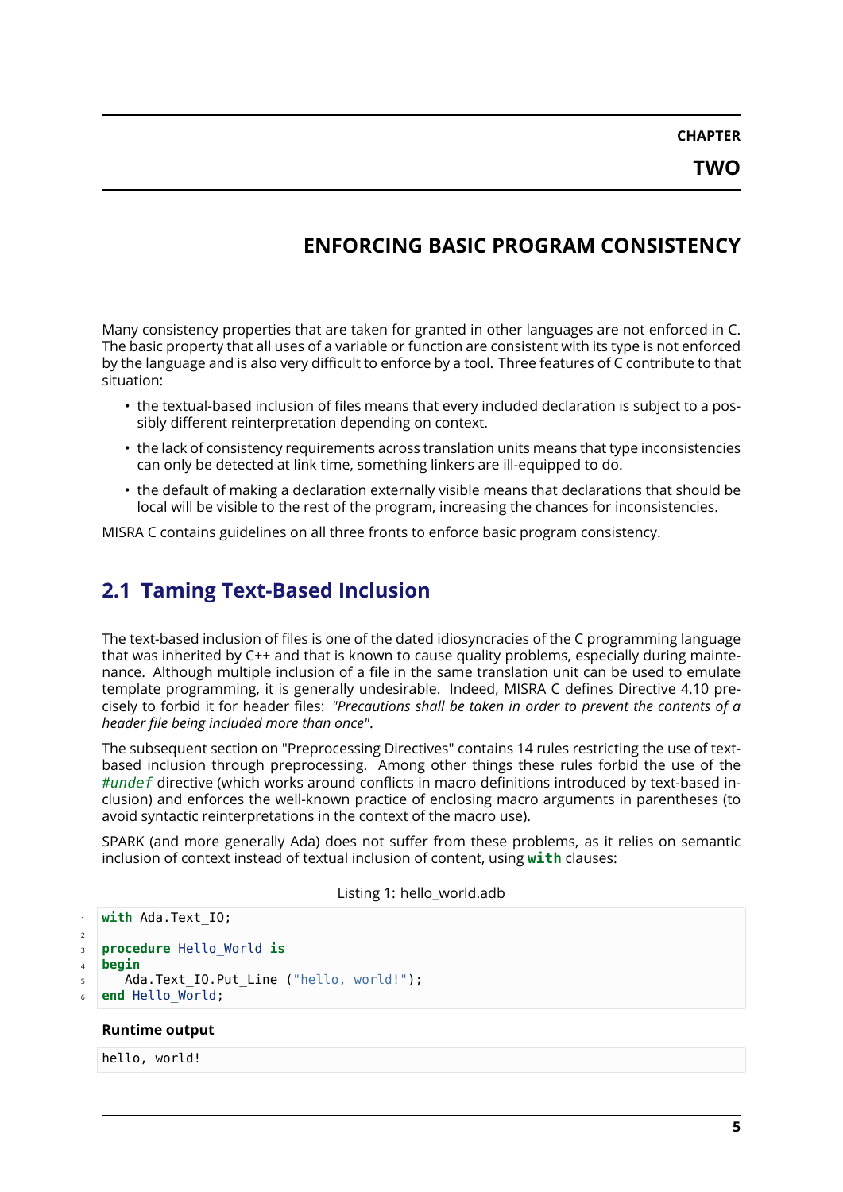# CHAPTER TWO

# ENFORCING BASIC PROGRAM CONSISTENCY

Many consistency properties that are taken for granted in other languages are not enforced in C. The basic property that all uses of a variable or function are consistent with its type is not enforced by the language and is also very difficult to enforce by a tool. Three features of C contribute to that situation:

- the textual-based inclusion of files means that every included declaration is subject to a possibly different reinterpretation depending on context.
- the lack of consistency requirements across translation units means that type inconsistencies can only be detected at link time, something linkers are ill-equipped to do.
- the default of making a declaration externally visible means that declarations that should be local will be visible to the rest of the program, increasing the chances for inconsistencies.

MISRA C contains guidelines on all three fronts to enforce basic program consistency.

## 2.1 Taming Text-Based Inclusion

The text-based inclusion of files is one of the dated idiosyncracies of the C programming language that was inherited by C++ and that is known to cause quality problems, especially during maintenance. Although multiple inclusion of a file in the same translation unit can be used to emulate template programming, it is generally undesirable. Indeed, MISRA C defines Directive 4.10 precisely to forbid it for header files: *"Precautions shall be taken in order to prevent the contents of a header file being included more than once"*.

The subsequent section on "Preprocessing Directives" contains 14 rules restricting the use of text-based inclusion through preprocessing. Among other things these rules forbid the use of the `#undef` directive (which works around conflicts in macro definitions introduced by text-based inclusion) and enforces the well-known practice of enclosing macro arguments in parentheses (to avoid syntactic reinterpretations in the context of the macro use).

SPARK (and more generally Ada) does not suffer from these problems, as it relies on semantic inclusion of context instead of textual inclusion of content, using **with** clauses:

Listing 1: hello_world.adb

```ada
with Ada.Text_IO;

procedure Hello_World is
begin
   Ada.Text_IO.Put_Line ("hello, world!");
end Hello_World;
```

**Runtime output**

```
hello, world!
```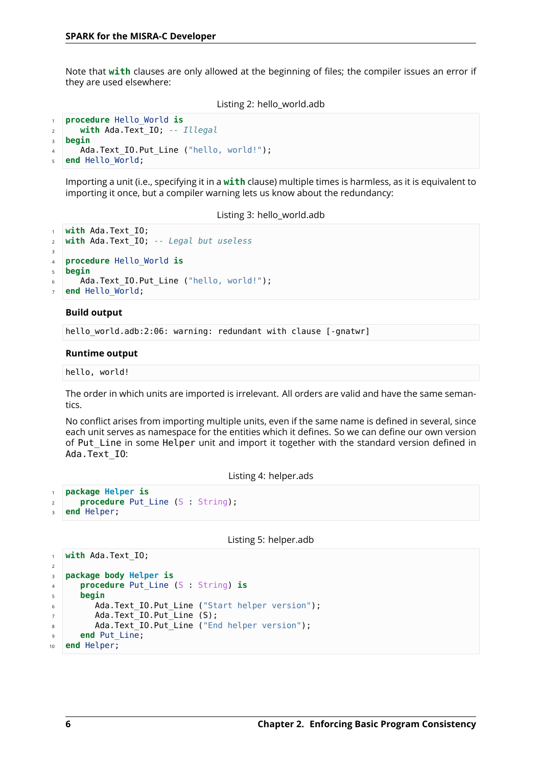Note that **with** clauses are only allowed at the beginning of files; the compiler issues an error if they are used elsewhere:

Listing 2: hello_world.adb

```ada
procedure Hello_World is
   with Ada.Text_IO; -- Illegal
begin
   Ada.Text_IO.Put_Line ("hello, world!");
end Hello_World;
```

Importing a unit (i.e., specifying it in a **with** clause) multiple times is harmless, as it is equivalent to importing it once, but a compiler warning lets us know about the redundancy:

Listing 3: hello_world.adb

```ada
with Ada.Text_IO;
with Ada.Text_IO; -- Legal but useless

procedure Hello_World is
begin
   Ada.Text_IO.Put_Line ("hello, world!");
end Hello_World;
```

**Build output**

```
hello_world.adb:2:06: warning: redundant with clause [-gnatwr]
```

**Runtime output**

```
hello, world!
```

The order in which units are imported is irrelevant. All orders are valid and have the same semantics.

No conflict arises from importing multiple units, even if the same name is defined in several, since each unit serves as namespace for the entities which it defines. So we can define our own version of `Put_Line` in some `Helper` unit and import it together with the standard version defined in `Ada.Text_IO`:

Listing 4: helper.ads

```ada
package Helper is
   procedure Put_Line (S : String);
end Helper;
```

Listing 5: helper.adb

```ada
with Ada.Text_IO;

package body Helper is
   procedure Put_Line (S : String) is
   begin
      Ada.Text_IO.Put_Line ("Start helper version");
      Ada.Text_IO.Put_Line (S);
      Ada.Text_IO.Put_Line ("End helper version");
   end Put_Line;
end Helper;
```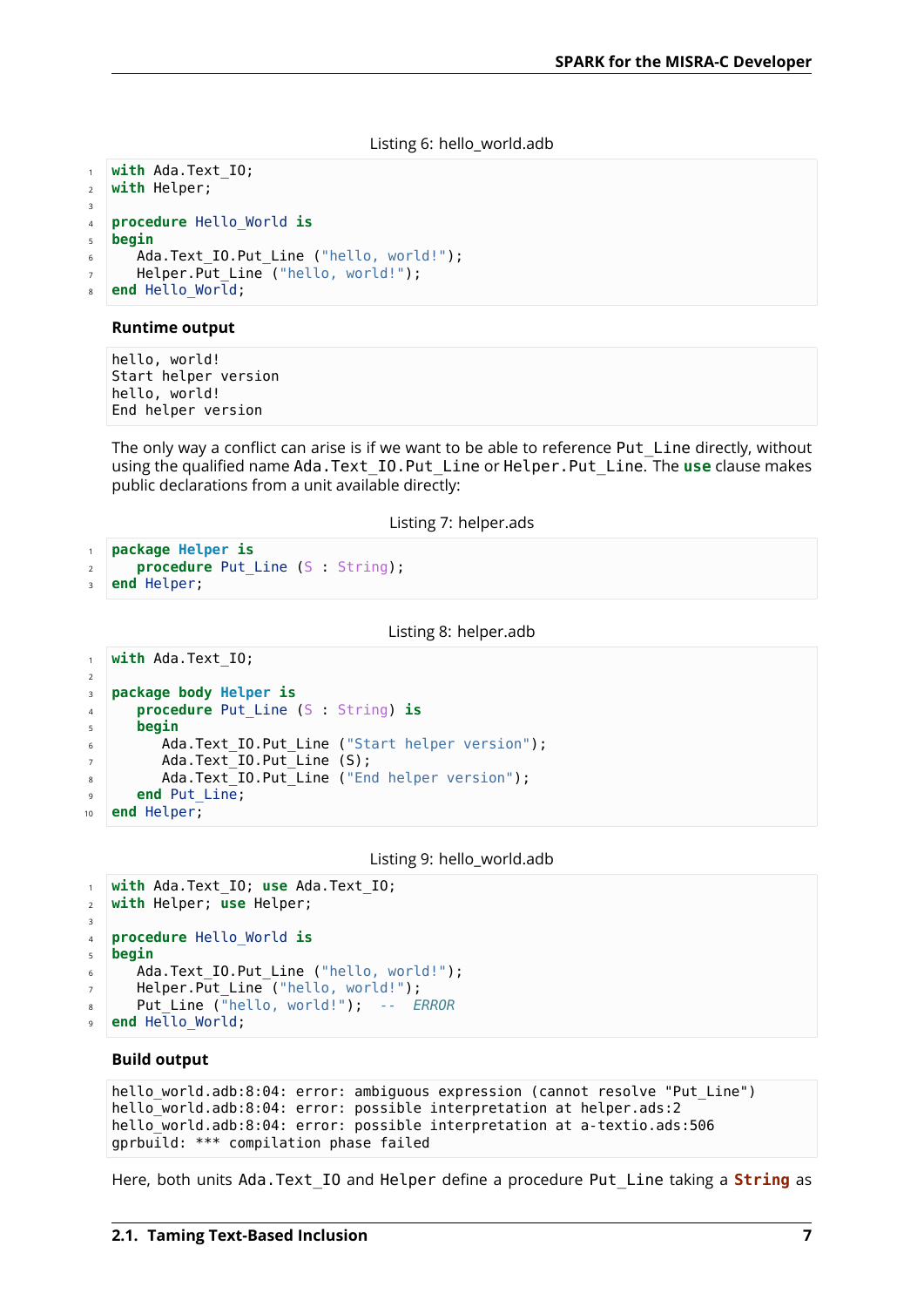Listing 6: hello_world.adb

```ada
with Ada.Text_IO;
with Helper;

procedure Hello_World is
begin
   Ada.Text_IO.Put_Line ("hello, world!");
   Helper.Put_Line ("hello, world!");
end Hello_World;
```

**Runtime output**

```
hello, world!
Start helper version
hello, world!
End helper version
```

The only way a conflict can arise is if we want to be able to reference `Put_Line` directly, without using the qualified name `Ada.Text_IO.Put_Line` or `Helper.Put_Line`. The **use** clause makes public declarations from a unit available directly:

Listing 7: helper.ads

```ada
package Helper is
   procedure Put_Line (S : String);
end Helper;
```

Listing 8: helper.adb

```ada
with Ada.Text_IO;

package body Helper is
   procedure Put_Line (S : String) is
   begin
      Ada.Text_IO.Put_Line ("Start helper version");
      Ada.Text_IO.Put_Line (S);
      Ada.Text_IO.Put_Line ("End helper version");
   end Put_Line;
end Helper;
```

Listing 9: hello_world.adb

```ada
with Ada.Text_IO; use Ada.Text_IO;
with Helper; use Helper;

procedure Hello_World is
begin
   Ada.Text_IO.Put_Line ("hello, world!");
   Helper.Put_Line ("hello, world!");
   Put_Line ("hello, world!");  --  ERROR
end Hello_World;
```

**Build output**

```
hello_world.adb:8:04: error: ambiguous expression (cannot resolve "Put_Line")
hello_world.adb:8:04: error: possible interpretation at helper.ads:2
hello_world.adb:8:04: error: possible interpretation at a-textio.ads:506
gprbuild: *** compilation phase failed
```

Here, both units `Ada.Text_IO` and `Helper` define a procedure `Put_Line` taking a **`String`** as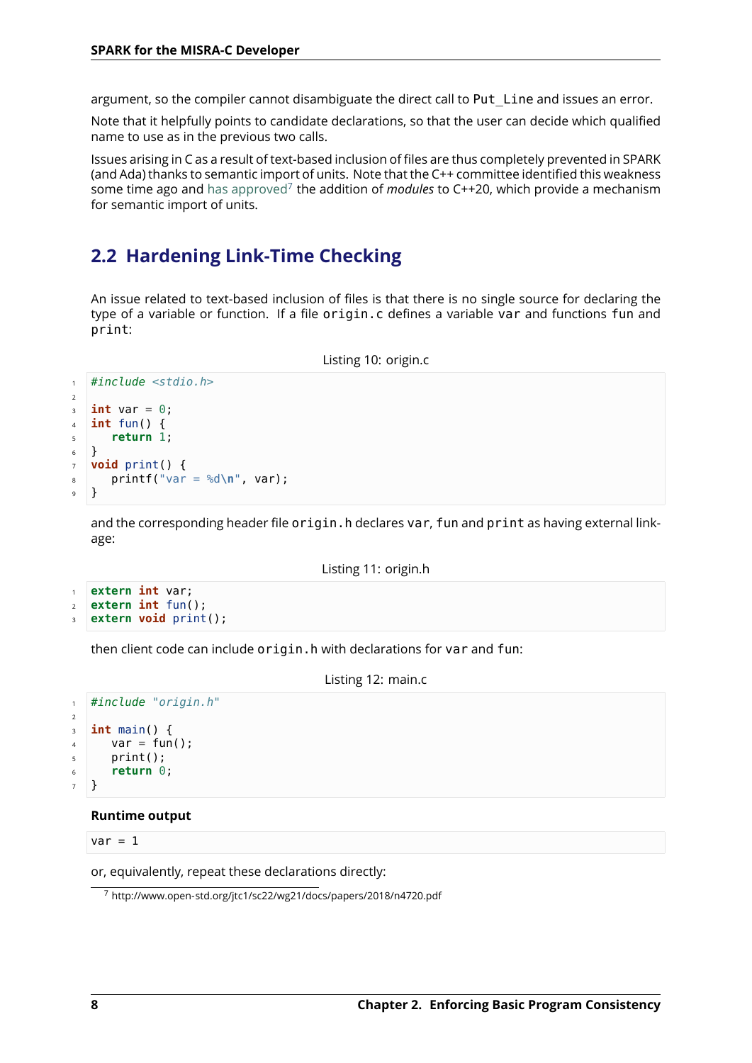argument, so the compiler cannot disambiguate the direct call to `Put_Line` and issues an error.

Note that it helpfully points to candidate declarations, so that the user can decide which qualified name to use as in the previous two calls.

Issues arising in C as a result of text-based inclusion of files are thus completely prevented in SPARK (and Ada) thanks to semantic import of units. Note that the C++ committee identified this weakness some time ago and has approved[7] the addition of *modules* to C++20, which provide a mechanism for semantic import of units.

## 2.2 Hardening Link-Time Checking

An issue related to text-based inclusion of files is that there is no single source for declaring the type of a variable or function. If a file `origin.c` defines a variable `var` and functions `fun` and `print`:

Listing 10: origin.c

```c
#include <stdio.h>

int var = 0;
int fun() {
   return 1;
}
void print() {
   printf("var = %d\n", var);
}
```

and the corresponding header file `origin.h` declares `var`, `fun` and `print` as having external linkage:

Listing 11: origin.h

```c
extern int var;
extern int fun();
extern void print();
```

then client code can include `origin.h` with declarations for `var` and `fun`:

Listing 12: main.c

```c
#include "origin.h"

int main() {
   var = fun();
   print();
   return 0;
}
```

**Runtime output**

```
var = 1
```

or, equivalently, repeat these declarations directly:

[7] http://www.open-std.org/jtc1/sc22/wg21/docs/papers/2018/n4720.pdf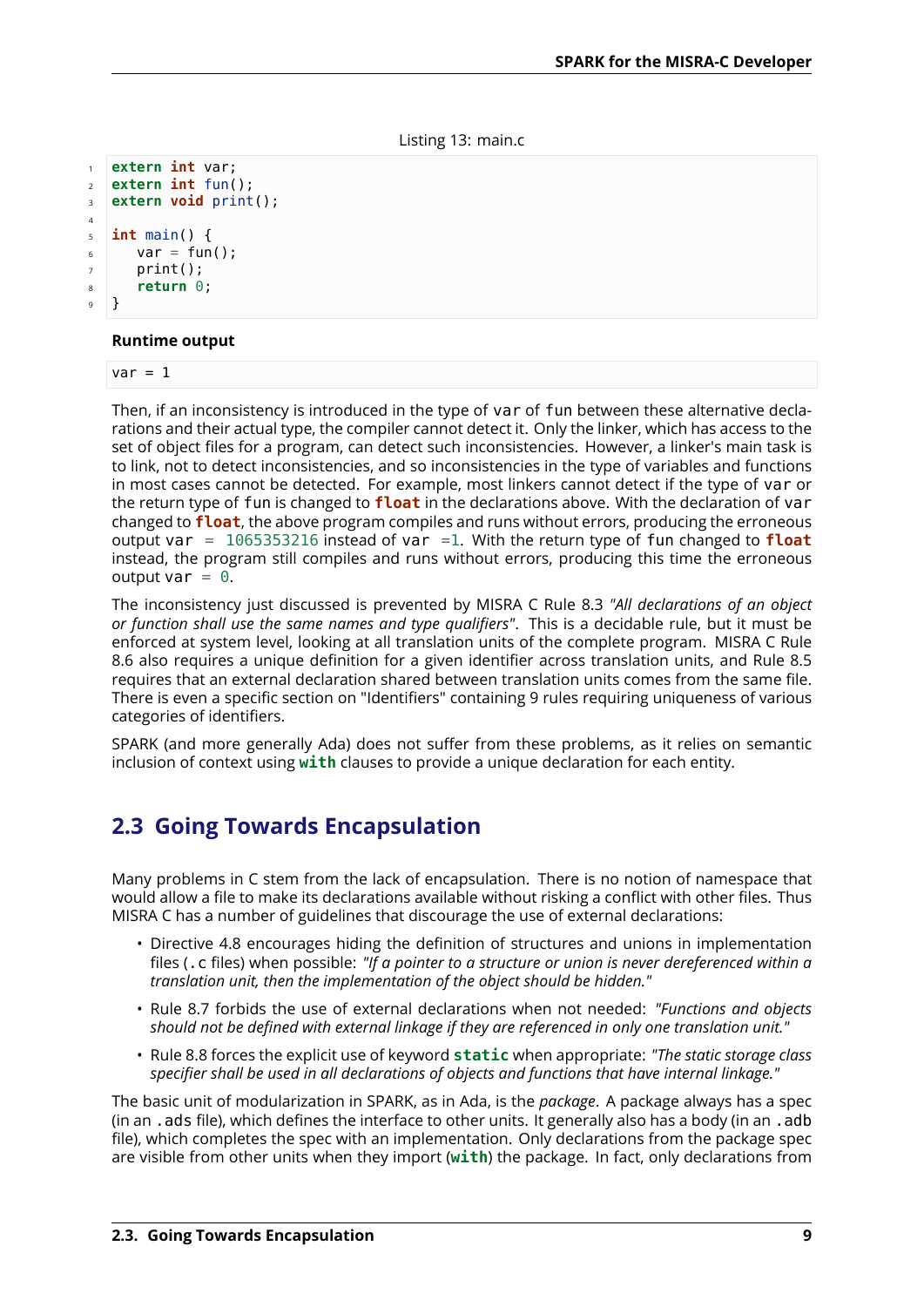Listing 13: main.c

```c
extern int var;
extern int fun();
extern void print();

int main() {
   var = fun();
   print();
   return 0;
}
```

**Runtime output**

```
var = 1
```

Then, if an inconsistency is introduced in the type of `var` of `fun` between these alternative declarations and their actual type, the compiler cannot detect it. Only the linker, which has access to the set of object files for a program, can detect such inconsistencies. However, a linker's main task is to link, not to detect inconsistencies, and so inconsistencies in the type of variables and functions in most cases cannot be detected. For example, most linkers cannot detect if the type of `var` or the return type of `fun` is changed to `float` in the declarations above. With the declaration of `var` changed to `float`, the above program compiles and runs without errors, producing the erroneous output `var = 1065353216` instead of `var =1`. With the return type of `fun` changed to `float` instead, the program still compiles and runs without errors, producing this time the erroneous output `var = 0`.

The inconsistency just discussed is prevented by MISRA C Rule 8.3 *"All declarations of an object or function shall use the same names and type qualifiers"*. This is a decidable rule, but it must be enforced at system level, looking at all translation units of the complete program. MISRA C Rule 8.6 also requires a unique definition for a given identifier across translation units, and Rule 8.5 requires that an external declaration shared between translation units comes from the same file. There is even a specific section on "Identifiers" containing 9 rules requiring uniqueness of various categories of identifiers.

SPARK (and more generally Ada) does not suffer from these problems, as it relies on semantic inclusion of context using **with** clauses to provide a unique declaration for each entity.

## 2.3 Going Towards Encapsulation

Many problems in C stem from the lack of encapsulation. There is no notion of namespace that would allow a file to make its declarations available without risking a conflict with other files. Thus MISRA C has a number of guidelines that discourage the use of external declarations:

- Directive 4.8 encourages hiding the definition of structures and unions in implementation files (`.c` files) when possible: *"If a pointer to a structure or union is never dereferenced within a translation unit, then the implementation of the object should be hidden."*
- Rule 8.7 forbids the use of external declarations when not needed: *"Functions and objects should not be defined with external linkage if they are referenced in only one translation unit."*
- Rule 8.8 forces the explicit use of keyword **static** when appropriate: *"The static storage class specifier shall be used in all declarations of objects and functions that have internal linkage."*

The basic unit of modularization in SPARK, as in Ada, is the *package*. A package always has a spec (in an `.ads` file), which defines the interface to other units. It generally also has a body (in an `.adb` file), which completes the spec with an implementation. Only declarations from the package spec are visible from other units when they import (**with**) the package. In fact, only declarations from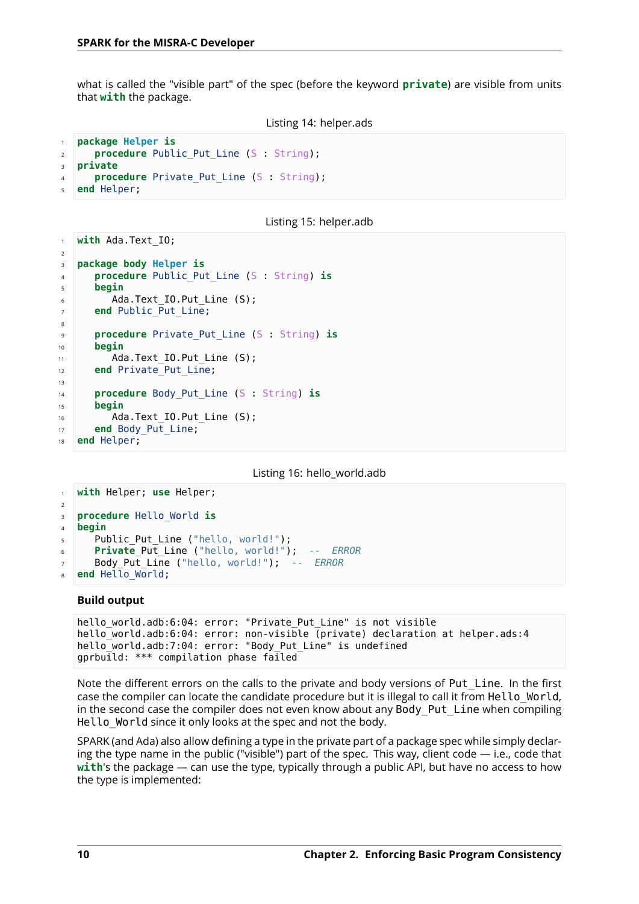what is called the "visible part" of the spec (before the keyword **private**) are visible from units that **with** the package.

Listing 14: helper.ads

```
package Helper is
   procedure Public_Put_Line (S : String);
private
   procedure Private_Put_Line (S : String);
end Helper;
```

Listing 15: helper.adb

```
with Ada.Text_IO;

package body Helper is
   procedure Public_Put_Line (S : String) is
   begin
      Ada.Text_IO.Put_Line (S);
   end Public_Put_Line;

   procedure Private_Put_Line (S : String) is
   begin
      Ada.Text_IO.Put_Line (S);
   end Private_Put_Line;

   procedure Body_Put_Line (S : String) is
   begin
      Ada.Text_IO.Put_Line (S);
   end Body_Put_Line;
end Helper;
```

Listing 16: hello_world.adb

```
with Helper; use Helper;

procedure Hello_World is
begin
   Public_Put_Line ("hello, world!");
   Private_Put_Line ("hello, world!");  --  ERROR
   Body_Put_Line ("hello, world!");  --  ERROR
end Hello_World;
```

**Build output**

```
hello_world.adb:6:04: error: "Private_Put_Line" is not visible
hello_world.adb:6:04: error: non-visible (private) declaration at helper.ads:4
hello_world.adb:7:04: error: "Body_Put_Line" is undefined
gprbuild: *** compilation phase failed
```

Note the different errors on the calls to the private and body versions of Put_Line. In the first case the compiler can locate the candidate procedure but it is illegal to call it from Hello_World, in the second case the compiler does not even know about any Body_Put_Line when compiling Hello_World since it only looks at the spec and not the body.

SPARK (and Ada) also allow defining a type in the private part of a package spec while simply declaring the type name in the public ("visible") part of the spec. This way, client code — i.e., code that **with**'s the package — can use the type, typically through a public API, but have no access to how the type is implemented: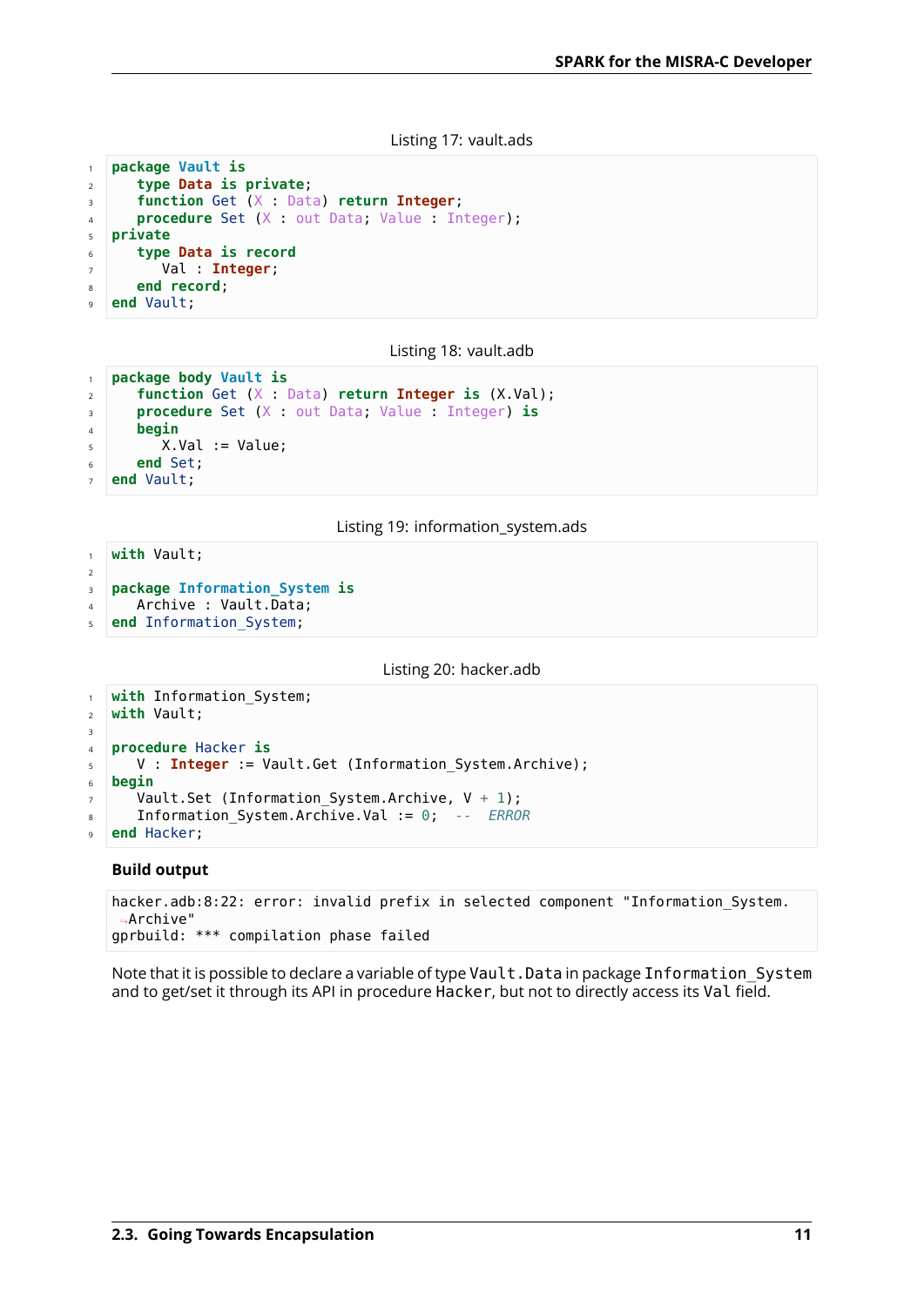Listing 17: vault.ads

```ada
package Vault is
   type Data is private;
   function Get (X : Data) return Integer;
   procedure Set (X : out Data; Value : Integer);
private
   type Data is record
      Val : Integer;
   end record;
end Vault;
```

Listing 18: vault.adb

```ada
package body Vault is
   function Get (X : Data) return Integer is (X.Val);
   procedure Set (X : out Data; Value : Integer) is
   begin
      X.Val := Value;
   end Set;
end Vault;
```

Listing 19: information_system.ads

```ada
with Vault;

package Information_System is
   Archive : Vault.Data;
end Information_System;
```

Listing 20: hacker.adb

```ada
with Information_System;
with Vault;

procedure Hacker is
   V : Integer := Vault.Get (Information_System.Archive);
begin
   Vault.Set (Information_System.Archive, V + 1);
   Information_System.Archive.Val := 0;  --  ERROR
end Hacker;
```

**Build output**

```
hacker.adb:8:22: error: invalid prefix in selected component "Information_System.
↪Archive"
gprbuild: *** compilation phase failed
```

Note that it is possible to declare a variable of type `Vault.Data` in package `Information_System` and to get/set it through its API in procedure `Hacker`, but not to directly access its `Val` field.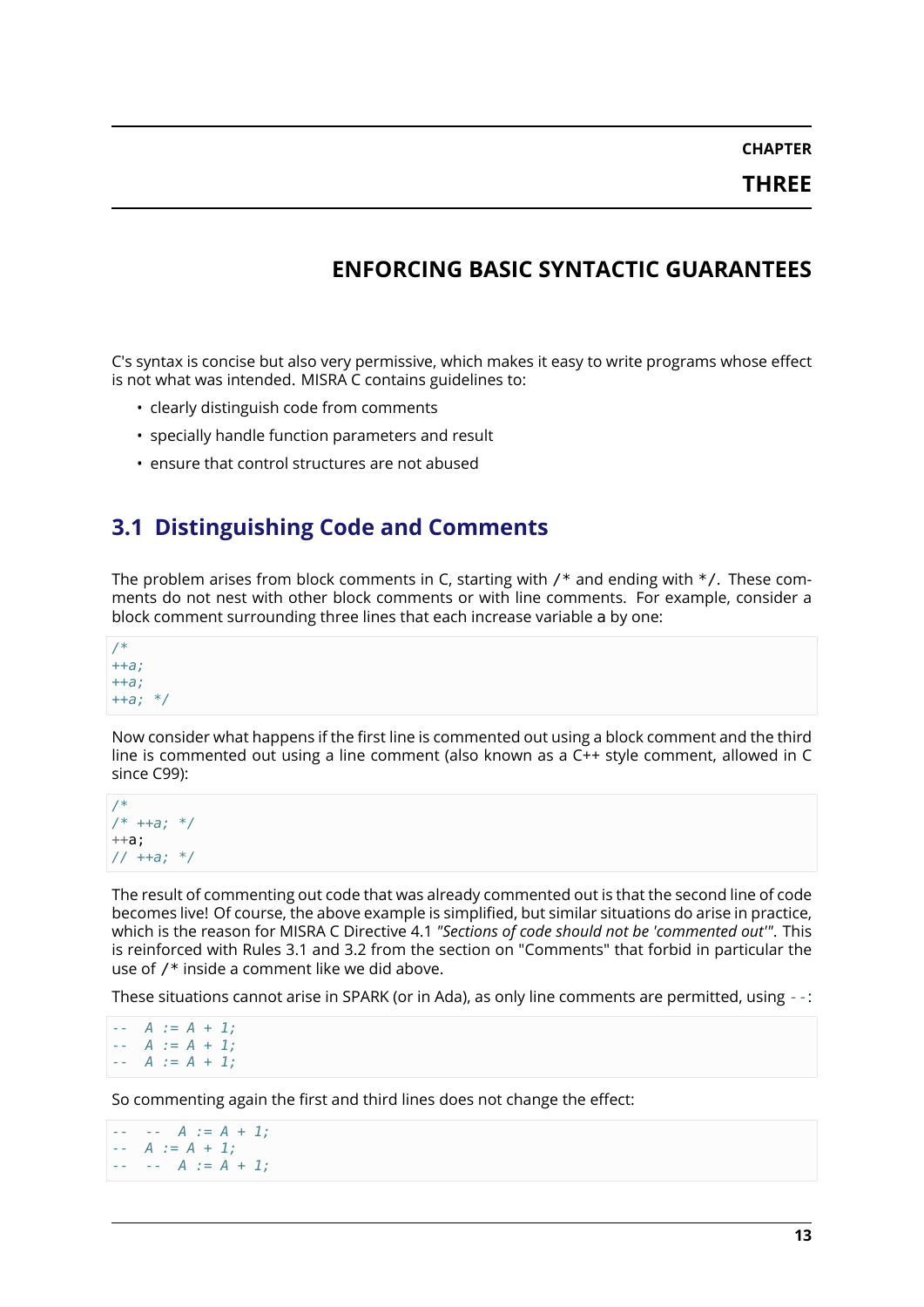# CHAPTER THREE

# ENFORCING BASIC SYNTACTIC GUARANTEES

C's syntax is concise but also very permissive, which makes it easy to write programs whose effect is not what was intended. MISRA C contains guidelines to:

- clearly distinguish code from comments
- specially handle function parameters and result
- ensure that control structures are not abused

## 3.1 Distinguishing Code and Comments

The problem arises from block comments in C, starting with `/*` and ending with `*/`. These comments do not nest with other block comments or with line comments. For example, consider a block comment surrounding three lines that each increase variable `a` by one:

```
/*
++a;
++a;
++a; */
```

Now consider what happens if the first line is commented out using a block comment and the third line is commented out using a line comment (also known as a C++ style comment, allowed in C since C99):

```
/*
/* ++a; */
++a;
// ++a; */
```

The result of commenting out code that was already commented out is that the second line of code becomes live! Of course, the above example is simplified, but similar situations do arise in practice, which is the reason for MISRA C Directive 4.1 *"Sections of code should not be 'commented out'"*. This is reinforced with Rules 3.1 and 3.2 from the section on "Comments" that forbid in particular the use of `/*` inside a comment like we did above.

These situations cannot arise in SPARK (or in Ada), as only line comments are permitted, using `--`:

```
--  A := A + 1;
--  A := A + 1;
--  A := A + 1;
```

So commenting again the first and third lines does not change the effect:

```
--  --  A := A + 1;
--  A := A + 1;
--  --  A := A + 1;
```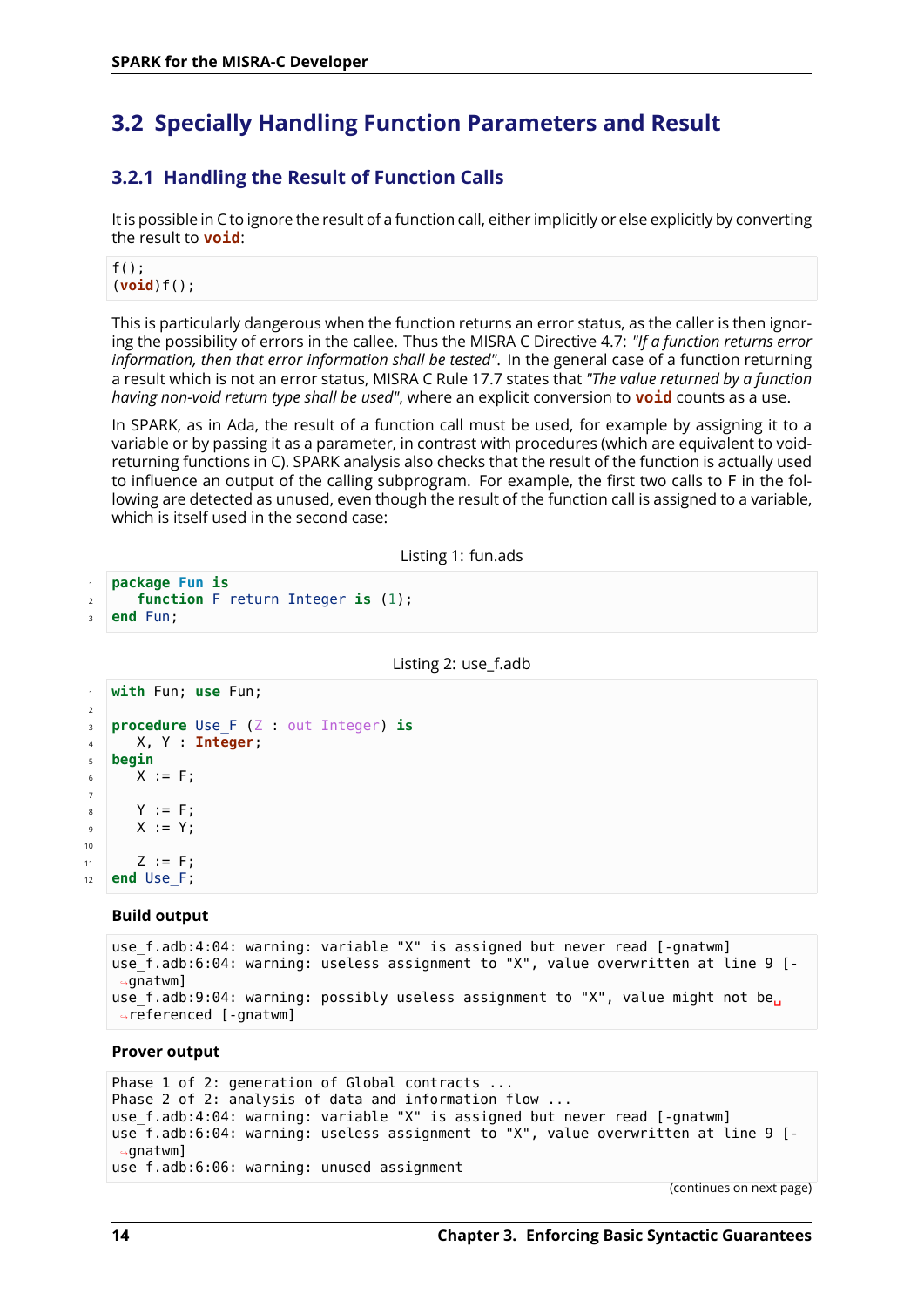## 3.2 Specially Handling Function Parameters and Result

### 3.2.1 Handling the Result of Function Calls

It is possible in C to ignore the result of a function call, either implicitly or else explicitly by converting the result to **void**:

```
f();
(void)f();
```

This is particularly dangerous when the function returns an error status, as the caller is then ignoring the possibility of errors in the callee. Thus the MISRA C Directive 4.7: *"If a function returns error information, then that error information shall be tested"*. In the general case of a function returning a result which is not an error status, MISRA C Rule 17.7 states that *"The value returned by a function having non-void return type shall be used"*, where an explicit conversion to **void** counts as a use.

In SPARK, as in Ada, the result of a function call must be used, for example by assigning it to a variable or by passing it as a parameter, in contrast with procedures (which are equivalent to void-returning functions in C). SPARK analysis also checks that the result of the function is actually used to influence an output of the calling subprogram. For example, the first two calls to F in the following are detected as unused, even though the result of the function call is assigned to a variable, which is itself used in the second case:

Listing 1: fun.ads

```
package Fun is
   function F return Integer is (1);
end Fun;
```

Listing 2: use_f.adb

```
with Fun; use Fun;

procedure Use_F (Z : out Integer) is
   X, Y : Integer;
begin
   X := F;

   Y := F;
   X := Y;

   Z := F;
end Use_F;
```

**Build output**

```
use_f.adb:4:04: warning: variable "X" is assigned but never read [-gnatwm]
use_f.adb:6:04: warning: useless assignment to "X", value overwritten at line 9 [-gnatwm]
use_f.adb:9:04: warning: possibly useless assignment to "X", value might not be referenced [-gnatwm]
```

**Prover output**

```
Phase 1 of 2: generation of Global contracts ...
Phase 2 of 2: analysis of data and information flow ...
use_f.adb:4:04: warning: variable "X" is assigned but never read [-gnatwm]
use_f.adb:6:04: warning: useless assignment to "X", value overwritten at line 9 [-gnatwm]
use_f.adb:6:06: warning: unused assignment
```

(continues on next page)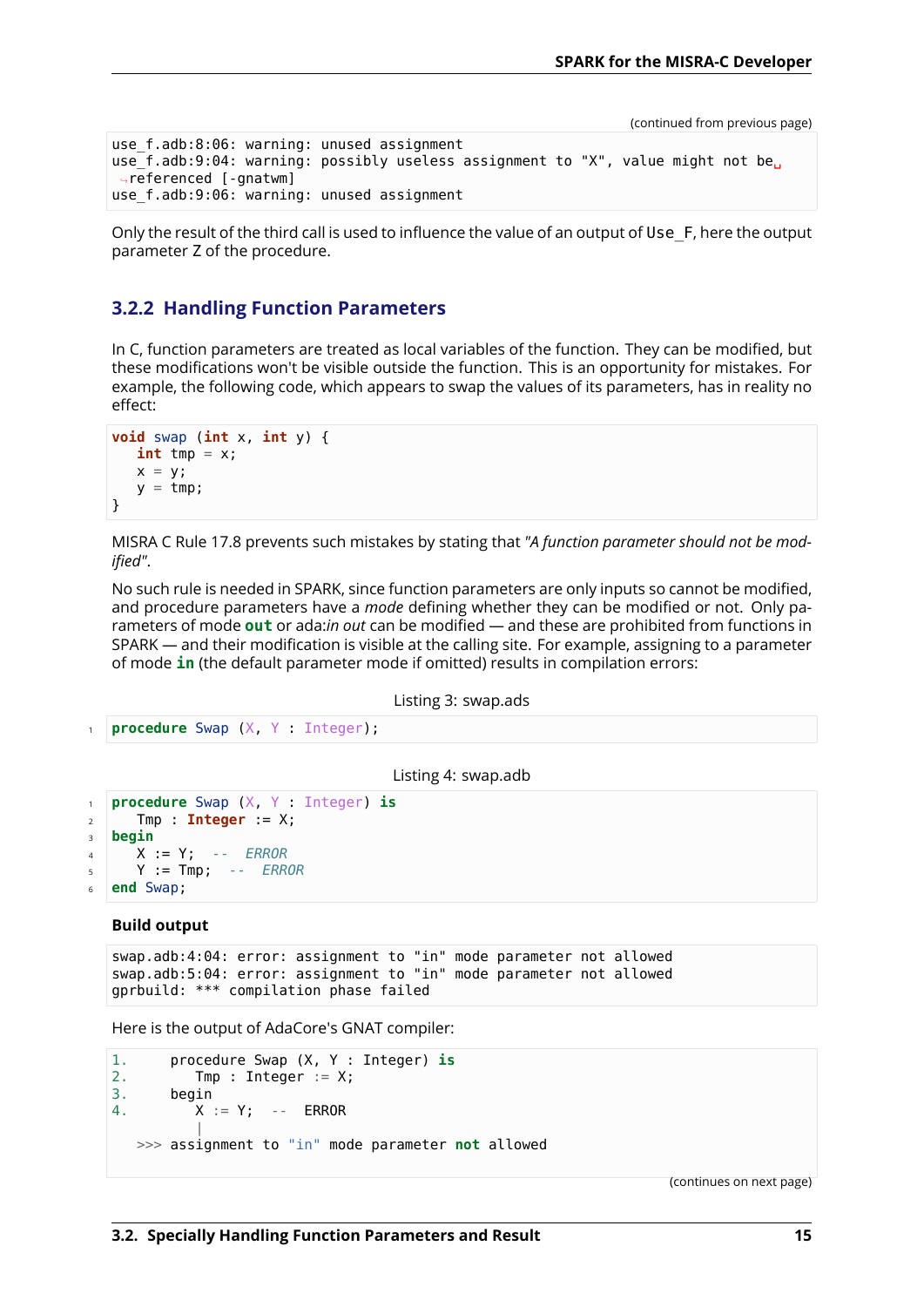(continued from previous page)

```
use_f.adb:8:06: warning: unused assignment
use_f.adb:9:04: warning: possibly useless assignment to "X", value might not be referenced [-gnatwm]
use_f.adb:9:06: warning: unused assignment
```

Only the result of the third call is used to influence the value of an output of `Use_F`, here the output parameter Z of the procedure.

### 3.2.2 Handling Function Parameters

In C, function parameters are treated as local variables of the function. They can be modified, but these modifications won't be visible outside the function. This is an opportunity for mistakes. For example, the following code, which appears to swap the values of its parameters, has in reality no effect:

```c
void swap (int x, int y) {
   int tmp = x;
   x = y;
   y = tmp;
}
```

MISRA C Rule 17.8 prevents such mistakes by stating that *"A function parameter should not be modified"*.

No such rule is needed in SPARK, since function parameters are only inputs so cannot be modified, and procedure parameters have a *mode* defining whether they can be modified or not. Only parameters of mode **out** or ada:*in out* can be modified — and these are prohibited from functions in SPARK — and their modification is visible at the calling site. For example, assigning to a parameter of mode **in** (the default parameter mode if omitted) results in compilation errors:

Listing 3: swap.ads

```ada
procedure Swap (X, Y : Integer);
```

Listing 4: swap.adb

```ada
procedure Swap (X, Y : Integer) is
   Tmp : Integer := X;
begin
   X := Y;   --  ERROR
   Y := Tmp;   --  ERROR
end Swap;
```

**Build output**

```
swap.adb:4:04: error: assignment to "in" mode parameter not allowed
swap.adb:5:04: error: assignment to "in" mode parameter not allowed
gprbuild: *** compilation phase failed
```

Here is the output of AdaCore's GNAT compiler:

```
1.     procedure Swap (X, Y : Integer) is
2.        Tmp : Integer := X;
3.     begin
4.        X := Y;   --  ERROR
          |
   >>> assignment to "in" mode parameter not allowed
```

(continues on next page)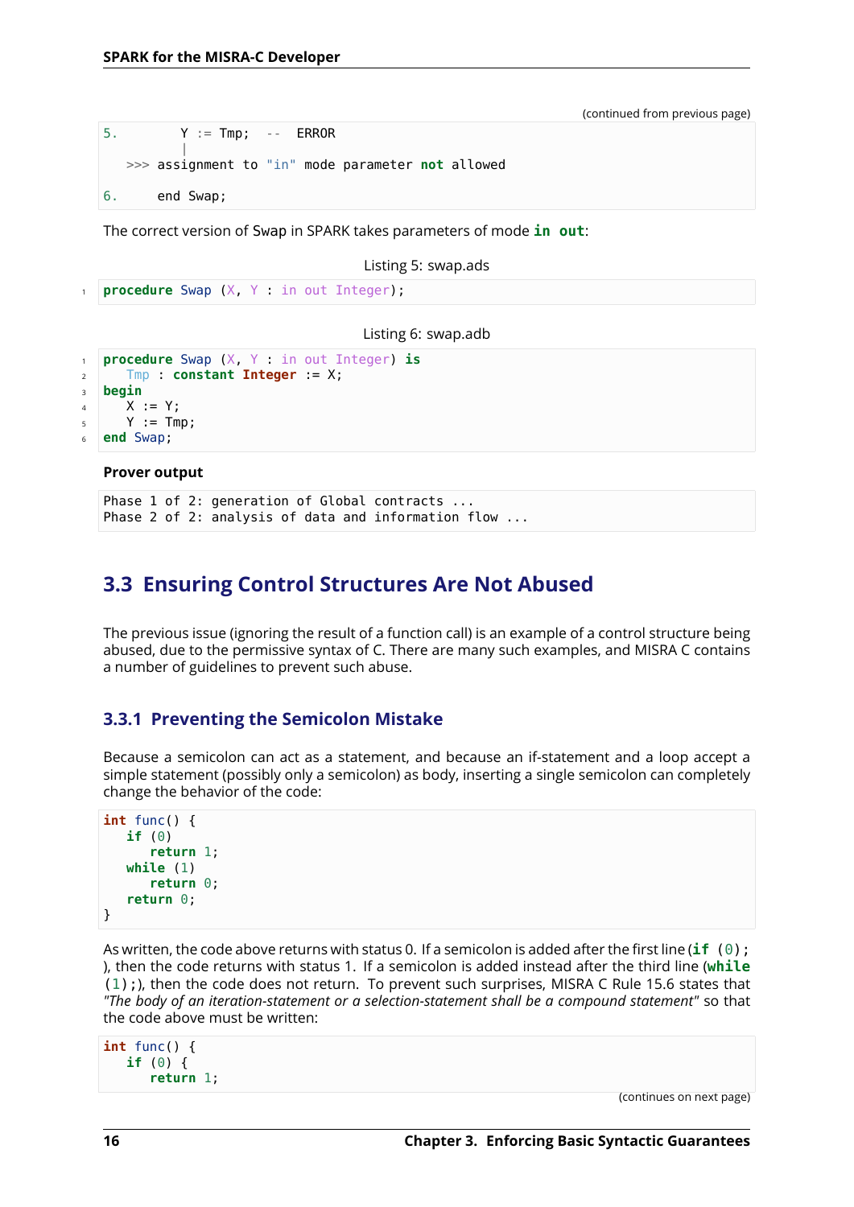(continued from previous page)

```
5.        Y := Tmp;  --  ERROR
          |
   >>> assignment to "in" mode parameter not allowed

6.     end Swap;
```

The correct version of Swap in SPARK takes parameters of mode **in out**:

Listing 5: swap.ads

```ada
procedure Swap (X, Y : in out Integer);
```

Listing 6: swap.adb

```ada
procedure Swap (X, Y : in out Integer) is
   Tmp : constant Integer := X;
begin
   X := Y;
   Y := Tmp;
end Swap;
```

**Prover output**

```
Phase 1 of 2: generation of Global contracts ...
Phase 2 of 2: analysis of data and information flow ...
```

## 3.3 Ensuring Control Structures Are Not Abused

The previous issue (ignoring the result of a function call) is an example of a control structure being abused, due to the permissive syntax of C. There are many such examples, and MISRA C contains a number of guidelines to prevent such abuse.

### 3.3.1 Preventing the Semicolon Mistake

Because a semicolon can act as a statement, and because an if-statement and a loop accept a simple statement (possibly only a semicolon) as body, inserting a single semicolon can completely change the behavior of the code:

```c
int func() {
   if (0)
      return 1;
   while (1)
      return 0;
   return 0;
}
```

As written, the code above returns with status 0. If a semicolon is added after the first line (`if (0);`), then the code returns with status 1. If a semicolon is added instead after the third line (`while (1);`), then the code does not return. To prevent such surprises, MISRA C Rule 15.6 states that *"The body of an iteration-statement or a selection-statement shall be a compound statement"* so that the code above must be written:

```c
int func() {
   if (0) {
      return 1;
```

(continues on next page)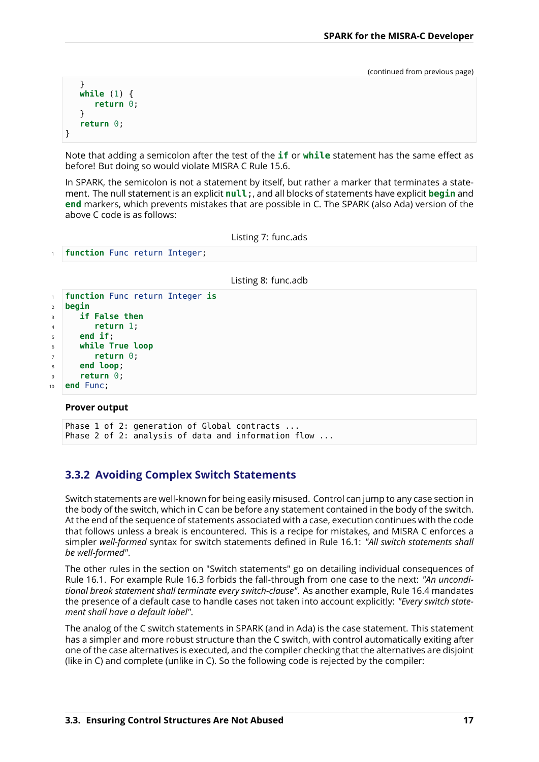(continued from previous page)

```
   }
   while (1) {
      return 0;
   }
   return 0;
}
```

Note that adding a semicolon after the test of the **if** or **while** statement has the same effect as before! But doing so would violate MISRA C Rule 15.6.

In SPARK, the semicolon is not a statement by itself, but rather a marker that terminates a statement. The null statement is an explicit **null;**, and all blocks of statements have explicit **begin** and **end** markers, which prevents mistakes that are possible in C. The SPARK (also Ada) version of the above C code is as follows:

Listing 7: func.ads

```
function Func return Integer;
```

Listing 8: func.adb

```
function Func return Integer is
begin
   if False then
      return 1;
   end if;
   while True loop
      return 0;
   end loop;
   return 0;
end Func;
```

**Prover output**

```
Phase 1 of 2: generation of Global contracts ...
Phase 2 of 2: analysis of data and information flow ...
```

### 3.3.2 Avoiding Complex Switch Statements

Switch statements are well-known for being easily misused. Control can jump to any case section in the body of the switch, which in C can be before any statement contained in the body of the switch. At the end of the sequence of statements associated with a case, execution continues with the code that follows unless a break is encountered. This is a recipe for mistakes, and MISRA C enforces a simpler *well-formed* syntax for switch statements defined in Rule 16.1: *"All switch statements shall be well-formed"*.

The other rules in the section on "Switch statements" go on detailing individual consequences of Rule 16.1. For example Rule 16.3 forbids the fall-through from one case to the next: *"An unconditional break statement shall terminate every switch-clause"*. As another example, Rule 16.4 mandates the presence of a default case to handle cases not taken into account explicitly: *"Every switch statement shall have a default label"*.

The analog of the C switch statements in SPARK (and in Ada) is the case statement. This statement has a simpler and more robust structure than the C switch, with control automatically exiting after one of the case alternatives is executed, and the compiler checking that the alternatives are disjoint (like in C) and complete (unlike in C). So the following code is rejected by the compiler: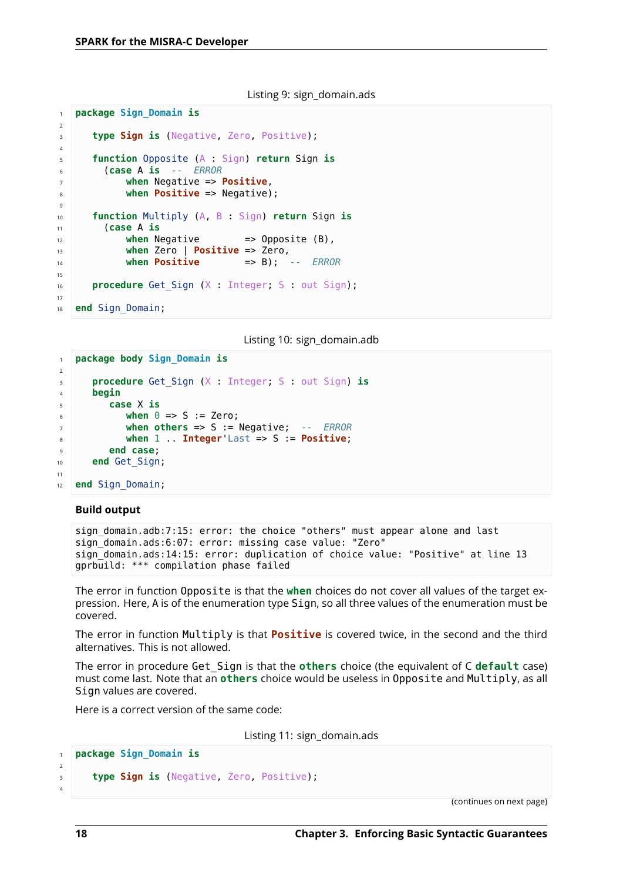Listing 9: sign_domain.ads

```ada
package Sign_Domain is

   type Sign is (Negative, Zero, Positive);

   function Opposite (A : Sign) return Sign is
     (case A is  --  ERROR
         when Negative => Positive,
         when Positive => Negative);

   function Multiply (A, B : Sign) return Sign is
     (case A is
         when Negative        => Opposite (B),
         when Zero | Positive => Zero,
         when Positive        => B);  --  ERROR

   procedure Get_Sign (X : Integer; S : out Sign);

end Sign_Domain;
```

Listing 10: sign_domain.adb

```ada
package body Sign_Domain is

   procedure Get_Sign (X : Integer; S : out Sign) is
   begin
      case X is
         when 0 => S := Zero;
         when others => S := Negative;  --  ERROR
         when 1 .. Integer'Last => S := Positive;
      end case;
   end Get_Sign;

end Sign_Domain;
```

**Build output**

```
sign_domain.adb:7:15: error: the choice "others" must appear alone and last
sign_domain.ads:6:07: error: missing case value: "Zero"
sign_domain.ads:14:15: error: duplication of choice value: "Positive" at line 13
gprbuild: *** compilation phase failed
```

The error in function `Opposite` is that the **when** choices do not cover all values of the target expression. Here, A is of the enumeration type `Sign`, so all three values of the enumeration must be covered.

The error in function `Multiply` is that **Positive** is covered twice, in the second and the third alternatives. This is not allowed.

The error in procedure `Get_Sign` is that the **others** choice (the equivalent of C **default** case) must come last. Note that an **others** choice would be useless in `Opposite` and `Multiply`, as all `Sign` values are covered.

Here is a correct version of the same code:

Listing 11: sign_domain.ads

```ada
package Sign_Domain is

   type Sign is (Negative, Zero, Positive);

```

(continues on next page)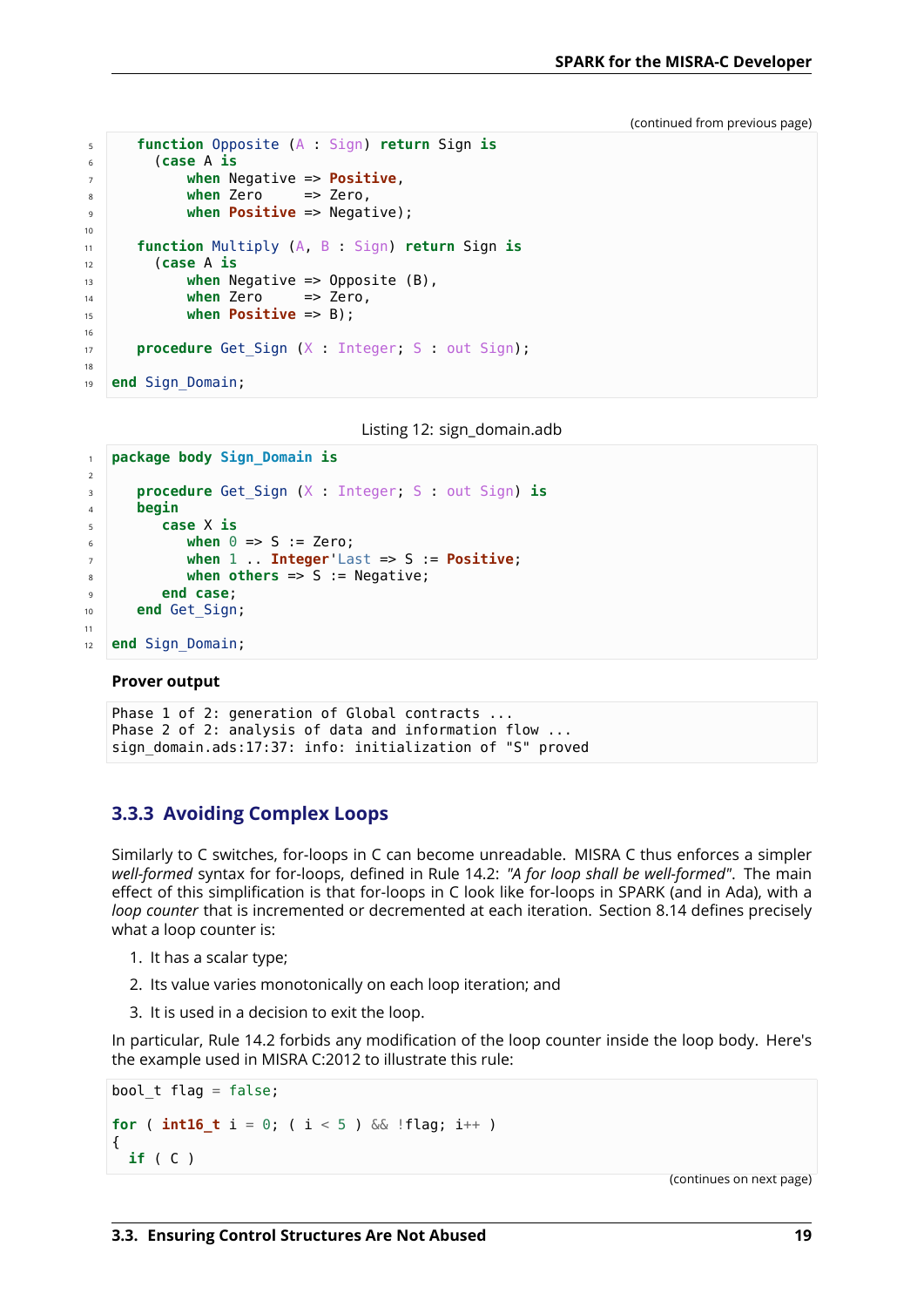(continued from previous page)

```
   function Opposite (A : Sign) return Sign is
     (case A is
         when Negative => Positive,
         when Zero     => Zero,
         when Positive => Negative);

   function Multiply (A, B : Sign) return Sign is
     (case A is
         when Negative => Opposite (B),
         when Zero     => Zero,
         when Positive => B);

   procedure Get_Sign (X : Integer; S : out Sign);

end Sign_Domain;
```

Listing 12: sign_domain.adb

```
package body Sign_Domain is

   procedure Get_Sign (X : Integer; S : out Sign) is
   begin
      case X is
         when 0 => S := Zero;
         when 1 .. Integer'Last => S := Positive;
         when others => S := Negative;
      end case;
   end Get_Sign;

end Sign_Domain;
```

**Prover output**

```
Phase 1 of 2: generation of Global contracts ...
Phase 2 of 2: analysis of data and information flow ...
sign_domain.ads:17:37: info: initialization of "S" proved
```

### 3.3.3 Avoiding Complex Loops

Similarly to C switches, for-loops in C can become unreadable. MISRA C thus enforces a simpler *well-formed* syntax for for-loops, defined in Rule 14.2: *"A for loop shall be well-formed"*. The main effect of this simplification is that for-loops in C look like for-loops in SPARK (and in Ada), with a *loop counter* that is incremented or decremented at each iteration. Section 8.14 defines precisely what a loop counter is:

1. It has a scalar type;
2. Its value varies monotonically on each loop iteration; and
3. It is used in a decision to exit the loop.

In particular, Rule 14.2 forbids any modification of the loop counter inside the loop body. Here's the example used in MISRA C:2012 to illustrate this rule:

```
bool_t flag = false;

for ( int16_t i = 0; ( i < 5 ) && !flag; i++ )
{
  if ( C )
```

(continues on next page)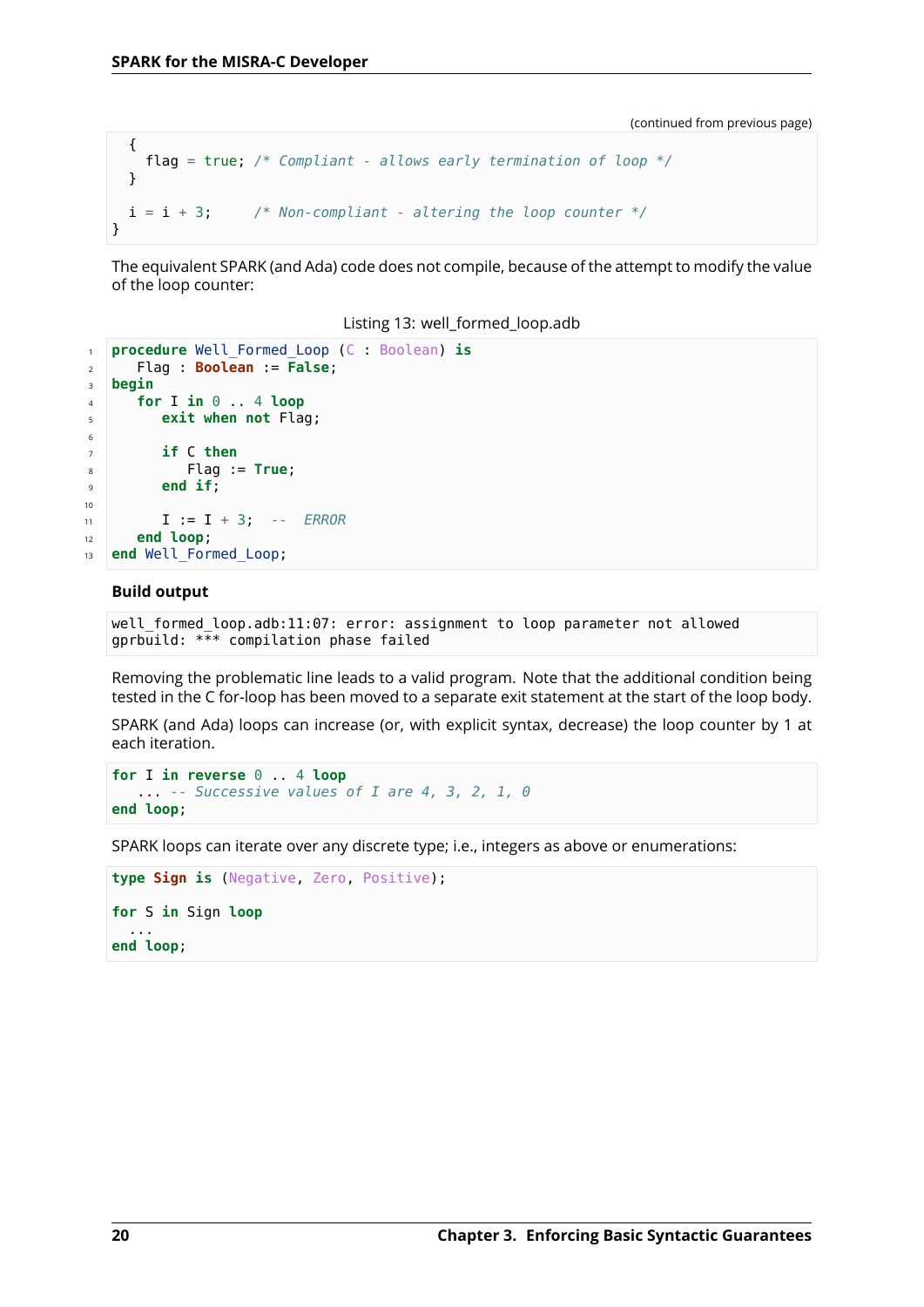(continued from previous page)

```
  {
    flag = true; /* Compliant - allows early termination of loop */
  }

  i = i + 3;     /* Non-compliant - altering the loop counter */
}
```

The equivalent SPARK (and Ada) code does not compile, because of the attempt to modify the value of the loop counter:

Listing 13: well_formed_loop.adb

```ada
procedure Well_Formed_Loop (C : Boolean) is
   Flag : Boolean := False;
begin
   for I in 0 .. 4 loop
      exit when not Flag;

      if C then
         Flag := True;
      end if;

      I := I + 3;  --  ERROR
   end loop;
end Well_Formed_Loop;
```

**Build output**

```
well_formed_loop.adb:11:07: error: assignment to loop parameter not allowed
gprbuild: *** compilation phase failed
```

Removing the problematic line leads to a valid program. Note that the additional condition being tested in the C for-loop has been moved to a separate exit statement at the start of the loop body.

SPARK (and Ada) loops can increase (or, with explicit syntax, decrease) the loop counter by 1 at each iteration.

```ada
for I in reverse 0 .. 4 loop
   ... -- Successive values of I are 4, 3, 2, 1, 0
end loop;
```

SPARK loops can iterate over any discrete type; i.e., integers as above or enumerations:

```ada
type Sign is (Negative, Zero, Positive);

for S in Sign loop
  ...
end loop;
```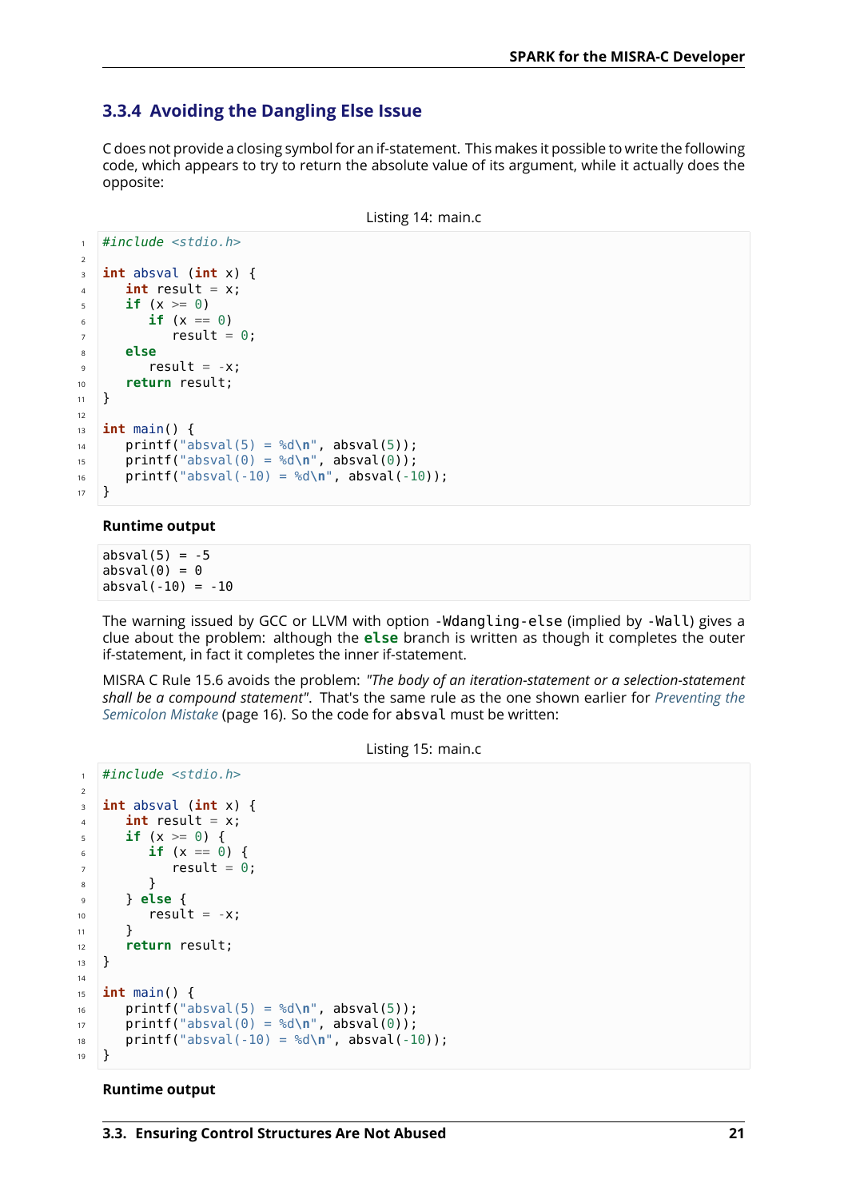### 3.3.4 Avoiding the Dangling Else Issue

C does not provide a closing symbol for an if-statement. This makes it possible to write the following code, which appears to try to return the absolute value of its argument, while it actually does the opposite:

Listing 14: main.c

```c
#include <stdio.h>

int absval (int x) {
   int result = x;
   if (x >= 0)
      if (x == 0)
         result = 0;
   else
      result = -x;
   return result;
}

int main() {
   printf("absval(5) = %d\n", absval(5));
   printf("absval(0) = %d\n", absval(0));
   printf("absval(-10) = %d\n", absval(-10));
}
```

**Runtime output**

```
absval(5) = -5
absval(0) = 0
absval(-10) = -10
```

The warning issued by GCC or LLVM with option `-Wdangling-else` (implied by `-Wall`) gives a clue about the problem: although the **else** branch is written as though it completes the outer if-statement, in fact it completes the inner if-statement.

MISRA C Rule 15.6 avoids the problem: *"The body of an iteration-statement or a selection-statement shall be a compound statement"*. That's the same rule as the one shown earlier for *Preventing the Semicolon Mistake* (page 16). So the code for `absval` must be written:

Listing 15: main.c

```c
#include <stdio.h>

int absval (int x) {
   int result = x;
   if (x >= 0) {
      if (x == 0) {
         result = 0;
      }
   } else {
      result = -x;
   }
   return result;
}

int main() {
   printf("absval(5) = %d\n", absval(5));
   printf("absval(0) = %d\n", absval(0));
   printf("absval(-10) = %d\n", absval(-10));
}
```

**Runtime output**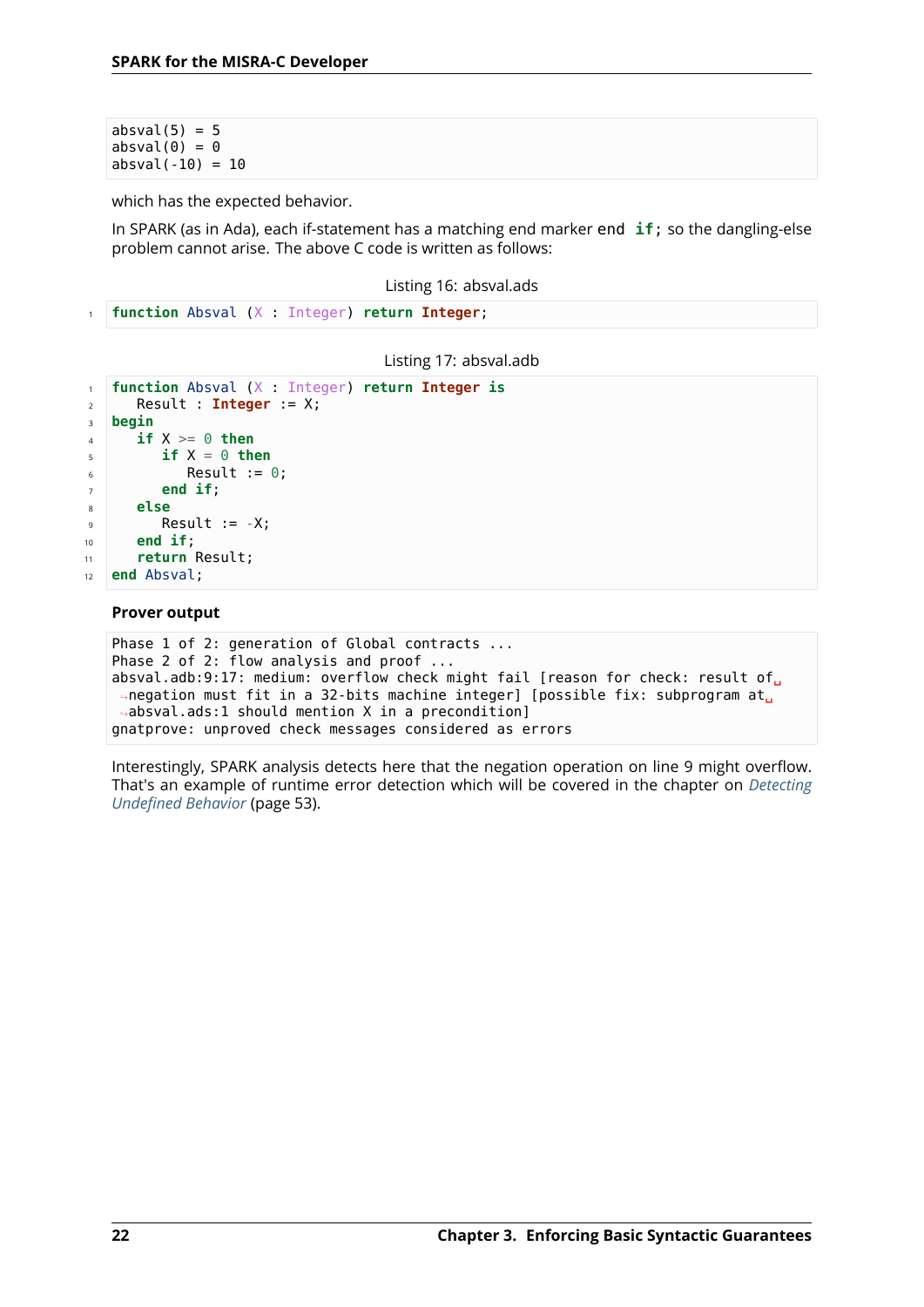```
absval(5) = 5
absval(0) = 0
absval(-10) = 10
```

which has the expected behavior.

In SPARK (as in Ada), each if-statement has a matching end marker `end if;` so the dangling-else problem cannot arise. The above C code is written as follows:

Listing 16: absval.ads

```ada
function Absval (X : Integer) return Integer;
```

Listing 17: absval.adb

```ada
function Absval (X : Integer) return Integer is
   Result : Integer := X;
begin
   if X >= 0 then
      if X = 0 then
         Result := 0;
      end if;
   else
      Result := -X;
   end if;
   return Result;
end Absval;
```

**Prover output**

```
Phase 1 of 2: generation of Global contracts ...
Phase 2 of 2: flow analysis and proof ...
absval.adb:9:17: medium: overflow check might fail [reason for check: result of negation must fit in a 32-bits machine integer] [possible fix: subprogram at absval.ads:1 should mention X in a precondition]
gnatprove: unproved check messages considered as errors
```

Interestingly, SPARK analysis detects here that the negation operation on line 9 might overflow. That's an example of runtime error detection which will be covered in the chapter on *Detecting Undefined Behavior* (page 53).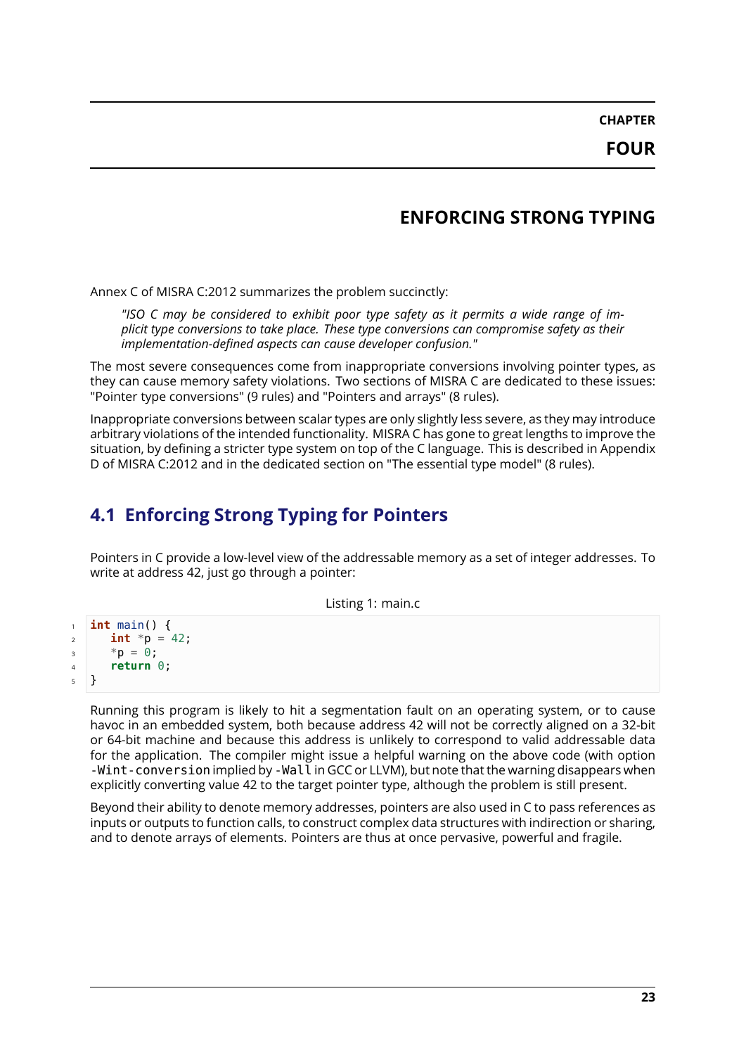# Chapter Four

# ENFORCING STRONG TYPING

Annex C of MISRA C:2012 summarizes the problem succinctly:

> *"ISO C may be considered to exhibit poor type safety as it permits a wide range of implicit type conversions to take place. These type conversions can compromise safety as their implementation-defined aspects can cause developer confusion."*

The most severe consequences come from inappropriate conversions involving pointer types, as they can cause memory safety violations. Two sections of MISRA C are dedicated to these issues: "Pointer type conversions" (9 rules) and "Pointers and arrays" (8 rules).

Inappropriate conversions between scalar types are only slightly less severe, as they may introduce arbitrary violations of the intended functionality. MISRA C has gone to great lengths to improve the situation, by defining a stricter type system on top of the C language. This is described in Appendix D of MISRA C:2012 and in the dedicated section on "The essential type model" (8 rules).

## 4.1 Enforcing Strong Typing for Pointers

Pointers in C provide a low-level view of the addressable memory as a set of integer addresses. To write at address 42, just go through a pointer:

Listing 1: main.c

```c
int main() {
   int *p = 42;
   *p = 0;
   return 0;
}
```

Running this program is likely to hit a segmentation fault on an operating system, or to cause havoc in an embedded system, both because address 42 will not be correctly aligned on a 32-bit or 64-bit machine and because this address is unlikely to correspond to valid addressable data for the application. The compiler might issue a helpful warning on the above code (with option `-Wint-conversion` implied by `-Wall` in GCC or LLVM), but note that the warning disappears when explicitly converting value 42 to the target pointer type, although the problem is still present.

Beyond their ability to denote memory addresses, pointers are also used in C to pass references as inputs or outputs to function calls, to construct complex data structures with indirection or sharing, and to denote arrays of elements. Pointers are thus at once pervasive, powerful and fragile.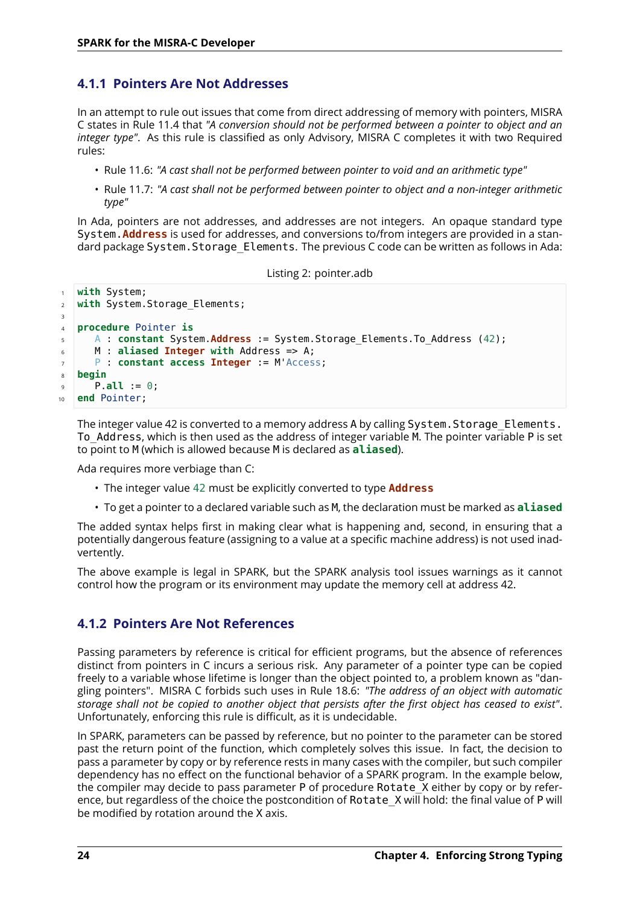### 4.1.1 Pointers Are Not Addresses

In an attempt to rule out issues that come from direct addressing of memory with pointers, MISRA C states in Rule 11.4 that *"A conversion should not be performed between a pointer to object and an integer type"*. As this rule is classified as only Advisory, MISRA C completes it with two Required rules:

- Rule 11.6: *"A cast shall not be performed between pointer to void and an arithmetic type"*
- Rule 11.7: *"A cast shall not be performed between pointer to object and a non-integer arithmetic type"*

In Ada, pointers are not addresses, and addresses are not integers. An opaque standard type `System.Address` is used for addresses, and conversions to/from integers are provided in a standard package `System.Storage_Elements`. The previous C code can be written as follows in Ada:

Listing 2: pointer.adb

```
with System;
with System.Storage_Elements;

procedure Pointer is
   A : constant System.Address := System.Storage_Elements.To_Address (42);
   M : aliased Integer with Address => A;
   P : constant access Integer := M'Access;
begin
   P.all := 0;
end Pointer;
```

The integer value 42 is converted to a memory address A by calling `System.Storage_Elements.To_Address`, which is then used as the address of integer variable M. The pointer variable P is set to point to M (which is allowed because M is declared as **aliased**).

Ada requires more verbiage than C:

- The integer value 42 must be explicitly converted to type **Address**
- To get a pointer to a declared variable such as M, the declaration must be marked as **aliased**

The added syntax helps first in making clear what is happening and, second, in ensuring that a potentially dangerous feature (assigning to a value at a specific machine address) is not used inadvertently.

The above example is legal in SPARK, but the SPARK analysis tool issues warnings as it cannot control how the program or its environment may update the memory cell at address 42.

### 4.1.2 Pointers Are Not References

Passing parameters by reference is critical for efficient programs, but the absence of references distinct from pointers in C incurs a serious risk. Any parameter of a pointer type can be copied freely to a variable whose lifetime is longer than the object pointed to, a problem known as "dangling pointers". MISRA C forbids such uses in Rule 18.6: *"The address of an object with automatic storage shall not be copied to another object that persists after the first object has ceased to exist"*. Unfortunately, enforcing this rule is difficult, as it is undecidable.

In SPARK, parameters can be passed by reference, but no pointer to the parameter can be stored past the return point of the function, which completely solves this issue. In fact, the decision to pass a parameter by copy or by reference rests in many cases with the compiler, but such compiler dependency has no effect on the functional behavior of a SPARK program. In the example below, the compiler may decide to pass parameter P of procedure `Rotate_X` either by copy or by reference, but regardless of the choice the postcondition of `Rotate_X` will hold: the final value of P will be modified by rotation around the X axis.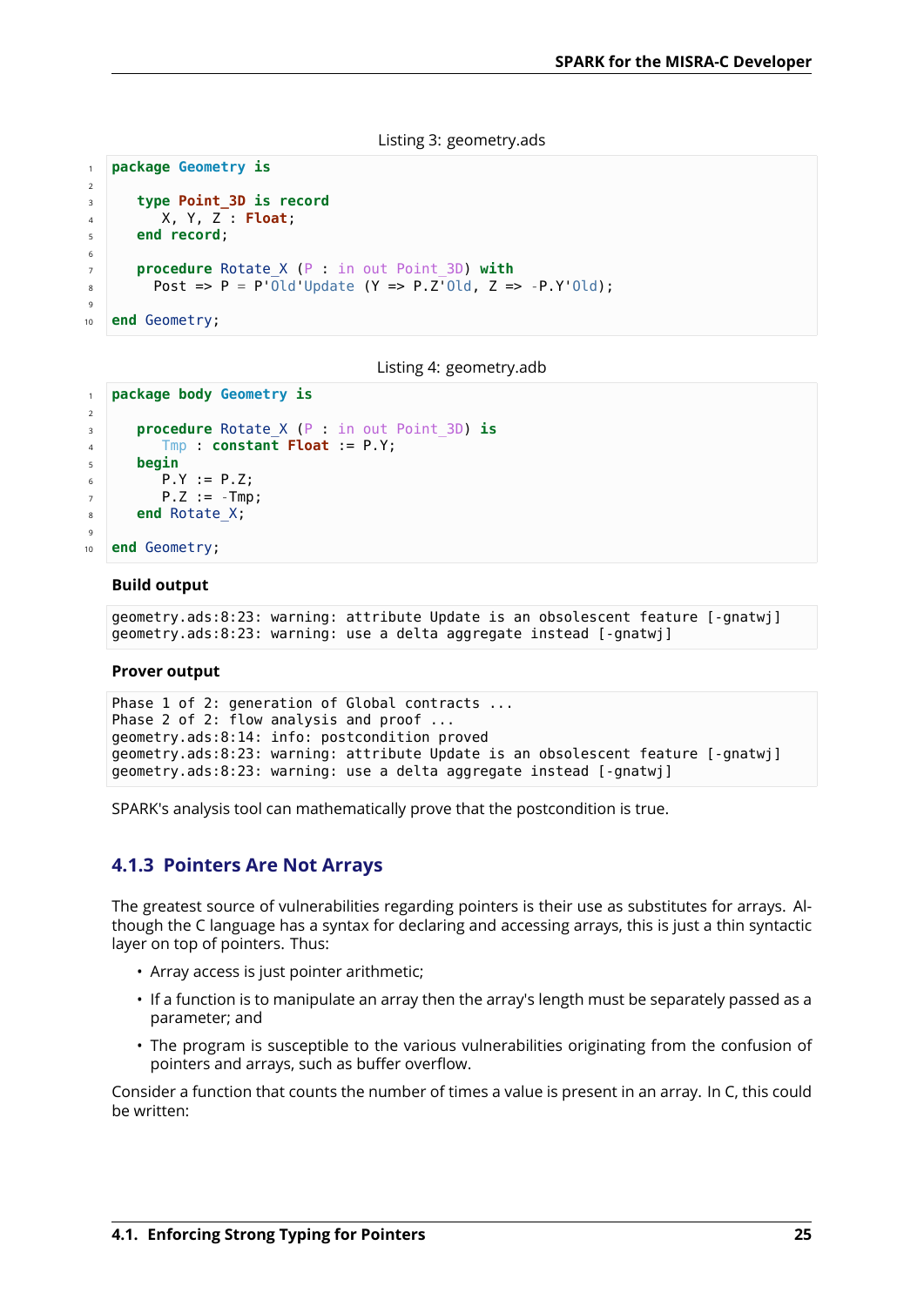Listing 3: geometry.ads

```
package Geometry is

   type Point_3D is record
      X, Y, Z : Float;
   end record;

   procedure Rotate_X (P : in out Point_3D) with
     Post => P = P'Old'Update (Y => P.Z'Old, Z => -P.Y'Old);

end Geometry;
```

Listing 4: geometry.adb

```
package body Geometry is

   procedure Rotate_X (P : in out Point_3D) is
      Tmp : constant Float := P.Y;
   begin
      P.Y := P.Z;
      P.Z := -Tmp;
   end Rotate_X;

end Geometry;
```

**Build output**

```
geometry.ads:8:23: warning: attribute Update is an obsolescent feature [-gnatwj]
geometry.ads:8:23: warning: use a delta aggregate instead [-gnatwj]
```

**Prover output**

```
Phase 1 of 2: generation of Global contracts ...
Phase 2 of 2: flow analysis and proof ...
geometry.ads:8:14: info: postcondition proved
geometry.ads:8:23: warning: attribute Update is an obsolescent feature [-gnatwj]
geometry.ads:8:23: warning: use a delta aggregate instead [-gnatwj]
```

SPARK's analysis tool can mathematically prove that the postcondition is true.

### 4.1.3 Pointers Are Not Arrays

The greatest source of vulnerabilities regarding pointers is their use as substitutes for arrays. Although the C language has a syntax for declaring and accessing arrays, this is just a thin syntactic layer on top of pointers. Thus:

- Array access is just pointer arithmetic;
- If a function is to manipulate an array then the array's length must be separately passed as a parameter; and
- The program is susceptible to the various vulnerabilities originating from the confusion of pointers and arrays, such as buffer overflow.

Consider a function that counts the number of times a value is present in an array. In C, this could be written: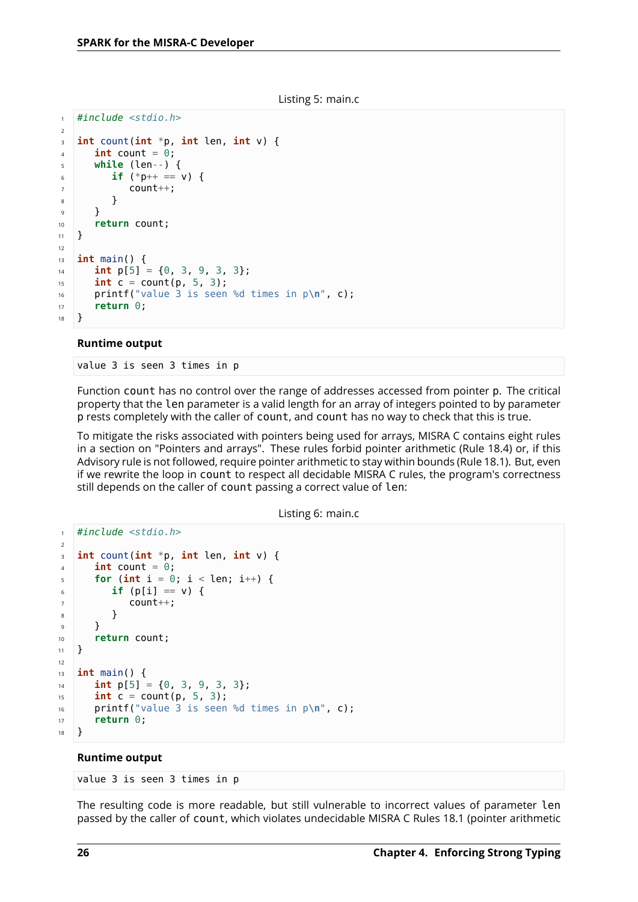Listing 5: main.c

```c
#include <stdio.h>

int count(int *p, int len, int v) {
   int count = 0;
   while (len--) {
      if (*p++ == v) {
         count++;
      }
   }
   return count;
}

int main() {
   int p[5] = {0, 3, 9, 3, 3};
   int c = count(p, 5, 3);
   printf("value 3 is seen %d times in p\n", c);
   return 0;
}
```

**Runtime output**

```
value 3 is seen 3 times in p
```

Function `count` has no control over the range of addresses accessed from pointer `p`. The critical property that the `len` parameter is a valid length for an array of integers pointed to by parameter `p` rests completely with the caller of `count`, and `count` has no way to check that this is true.

To mitigate the risks associated with pointers being used for arrays, MISRA C contains eight rules in a section on "Pointers and arrays". These rules forbid pointer arithmetic (Rule 18.4) or, if this Advisory rule is not followed, require pointer arithmetic to stay within bounds (Rule 18.1). But, even if we rewrite the loop in `count` to respect all decidable MISRA C rules, the program's correctness still depends on the caller of `count` passing a correct value of `len`:

Listing 6: main.c

```c
#include <stdio.h>

int count(int *p, int len, int v) {
   int count = 0;
   for (int i = 0; i < len; i++) {
      if (p[i] == v) {
         count++;
      }
   }
   return count;
}

int main() {
   int p[5] = {0, 3, 9, 3, 3};
   int c = count(p, 5, 3);
   printf("value 3 is seen %d times in p\n", c);
   return 0;
}
```

**Runtime output**

```
value 3 is seen 3 times in p
```

The resulting code is more readable, but still vulnerable to incorrect values of parameter `len` passed by the caller of `count`, which violates undecidable MISRA C Rules 18.1 (pointer arithmetic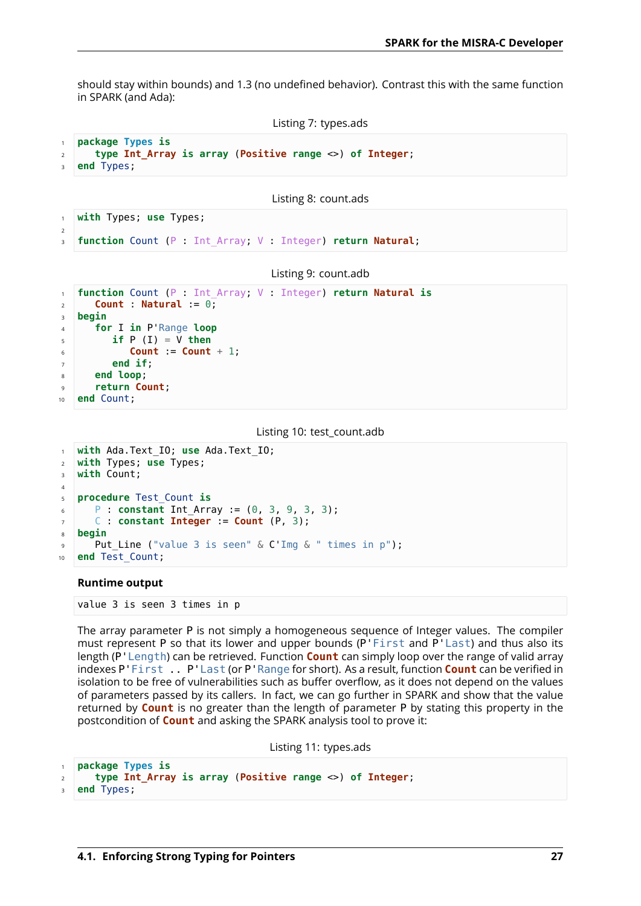should stay within bounds) and 1.3 (no undefined behavior). Contrast this with the same function in SPARK (and Ada):

Listing 7: types.ads

```
package Types is
   type Int_Array is array (Positive range <>) of Integer;
end Types;
```

Listing 8: count.ads

```
with Types; use Types;

function Count (P : Int_Array; V : Integer) return Natural;
```

Listing 9: count.adb

```
function Count (P : Int_Array; V : Integer) return Natural is
   Count : Natural := 0;
begin
   for I in P'Range loop
      if P (I) = V then
         Count := Count + 1;
      end if;
   end loop;
   return Count;
end Count;
```

Listing 10: test_count.adb

```
with Ada.Text_IO; use Ada.Text_IO;
with Types; use Types;
with Count;

procedure Test_Count is
   P : constant Int_Array := (0, 3, 9, 3, 3);
   C : constant Integer := Count (P, 3);
begin
   Put_Line ("value 3 is seen" & C'Img & " times in p");
end Test_Count;
```

**Runtime output**

```
value 3 is seen 3 times in p
```

The array parameter P is not simply a homogeneous sequence of Integer values. The compiler must represent P so that its lower and upper bounds (`P'First` and `P'Last`) and thus also its length (`P'Length`) can be retrieved. Function **Count** can simply loop over the range of valid array indexes `P'First .. P'Last` (or `P'Range` for short). As a result, function **Count** can be verified in isolation to be free of vulnerabilities such as buffer overflow, as it does not depend on the values of parameters passed by its callers. In fact, we can go further in SPARK and show that the value returned by **Count** is no greater than the length of parameter P by stating this property in the postcondition of **Count** and asking the SPARK analysis tool to prove it:

Listing 11: types.ads

```
package Types is
   type Int_Array is array (Positive range <>) of Integer;
end Types;
```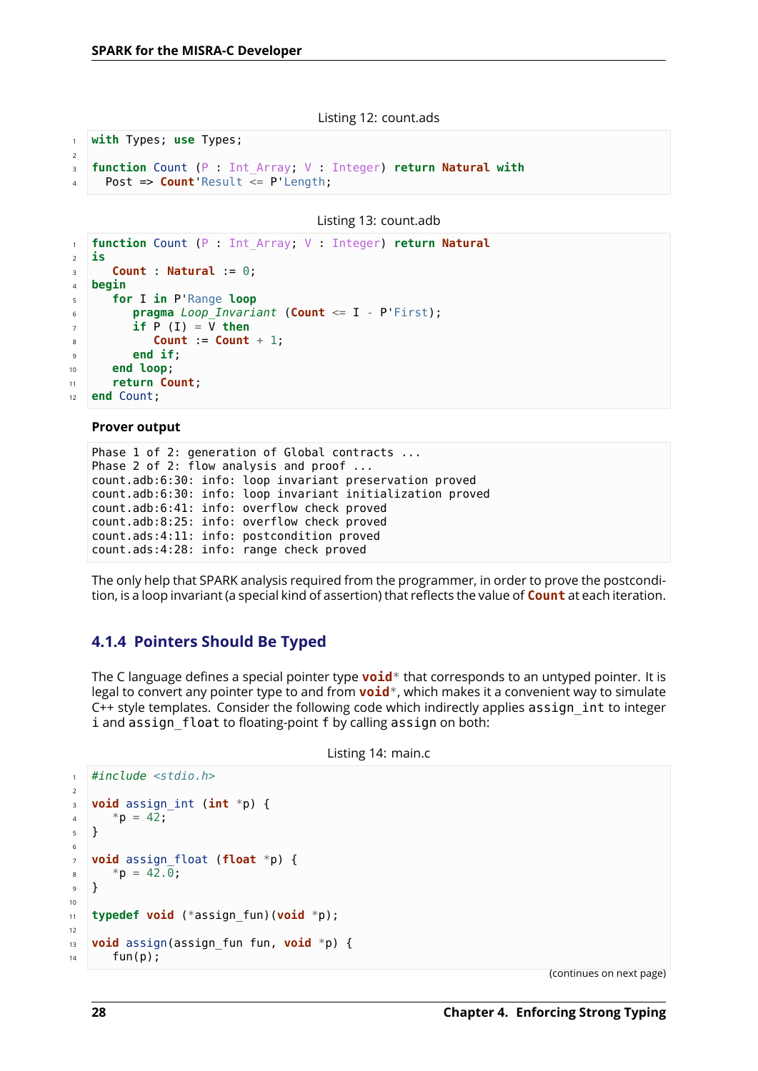Listing 12: count.ads

```ada
with Types; use Types;

function Count (P : Int_Array; V : Integer) return Natural with
  Post => Count'Result <= P'Length;
```

Listing 13: count.adb

```ada
function Count (P : Int_Array; V : Integer) return Natural
is
   Count : Natural := 0;
begin
   for I in P'Range loop
      pragma Loop_Invariant (Count <= I - P'First);
      if P (I) = V then
         Count := Count + 1;
      end if;
   end loop;
   return Count;
end Count;
```

**Prover output**

```
Phase 1 of 2: generation of Global contracts ...
Phase 2 of 2: flow analysis and proof ...
count.adb:6:30: info: loop invariant preservation proved
count.adb:6:30: info: loop invariant initialization proved
count.adb:6:41: info: overflow check proved
count.adb:8:25: info: overflow check proved
count.ads:4:11: info: postcondition proved
count.ads:4:28: info: range check proved
```

The only help that SPARK analysis required from the programmer, in order to prove the postcondition, is a loop invariant (a special kind of assertion) that reflects the value of `Count` at each iteration.

### 4.1.4 Pointers Should Be Typed

The C language defines a special pointer type `void*` that corresponds to an untyped pointer. It is legal to convert any pointer type to and from `void*`, which makes it a convenient way to simulate C++ style templates. Consider the following code which indirectly applies `assign_int` to integer `i` and `assign_float` to floating-point `f` by calling `assign` on both:

Listing 14: main.c

```c
#include <stdio.h>

void assign_int (int *p) {
   *p = 42;
}

void assign_float (float *p) {
   *p = 42.0;
}

typedef void (*assign_fun)(void *p);

void assign(assign_fun fun, void *p) {
   fun(p);
```

(continues on next page)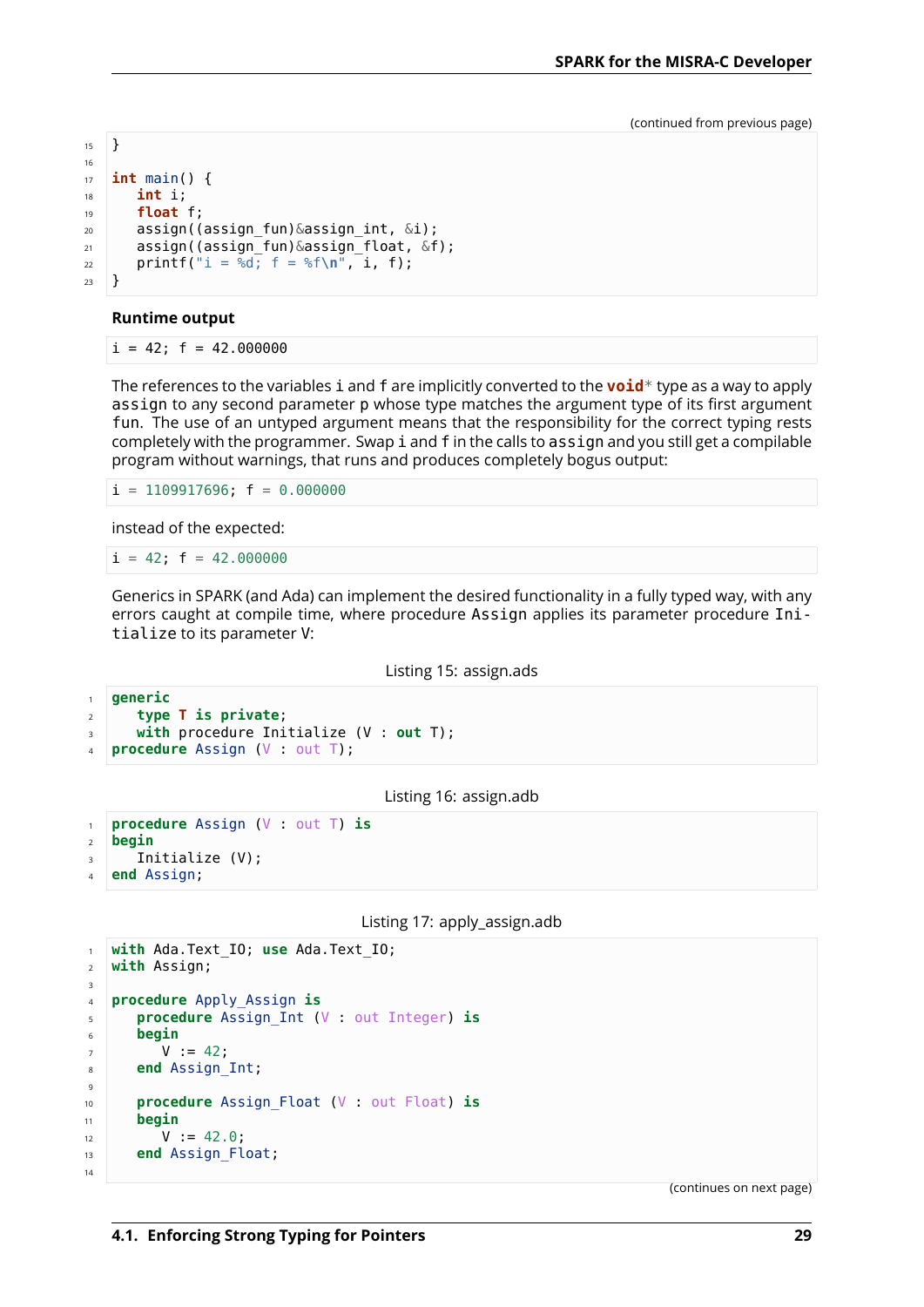(continued from previous page)

```c
}

int main() {
   int i;
   float f;
   assign((assign_fun)&assign_int, &i);
   assign((assign_fun)&assign_float, &f);
   printf("i = %d; f = %f\n", i, f);
}
```

**Runtime output**

```
i = 42; f = 42.000000
```

The references to the variables `i` and `f` are implicitly converted to the `void*` type as a way to apply `assign` to any second parameter `p` whose type matches the argument type of its first argument `fun`. The use of an untyped argument means that the responsibility for the correct typing rests completely with the programmer. Swap `i` and `f` in the calls to `assign` and you still get a compilable program without warnings, that runs and produces completely bogus output:

```
i = 1109917696; f = 0.000000
```

instead of the expected:

```
i = 42; f = 42.000000
```

Generics in SPARK (and Ada) can implement the desired functionality in a fully typed way, with any errors caught at compile time, where procedure `Assign` applies its parameter procedure `Initialize` to its parameter `V`:

Listing 15: assign.ads

```ada
generic
   type T is private;
   with procedure Initialize (V : out T);
procedure Assign (V : out T);
```

Listing 16: assign.adb

```ada
procedure Assign (V : out T) is
begin
   Initialize (V);
end Assign;
```

Listing 17: apply_assign.adb

```ada
with Ada.Text_IO; use Ada.Text_IO;
with Assign;

procedure Apply_Assign is
   procedure Assign_Int (V : out Integer) is
   begin
      V := 42;
   end Assign_Int;

   procedure Assign_Float (V : out Float) is
   begin
      V := 42.0;
   end Assign_Float;

```

(continues on next page)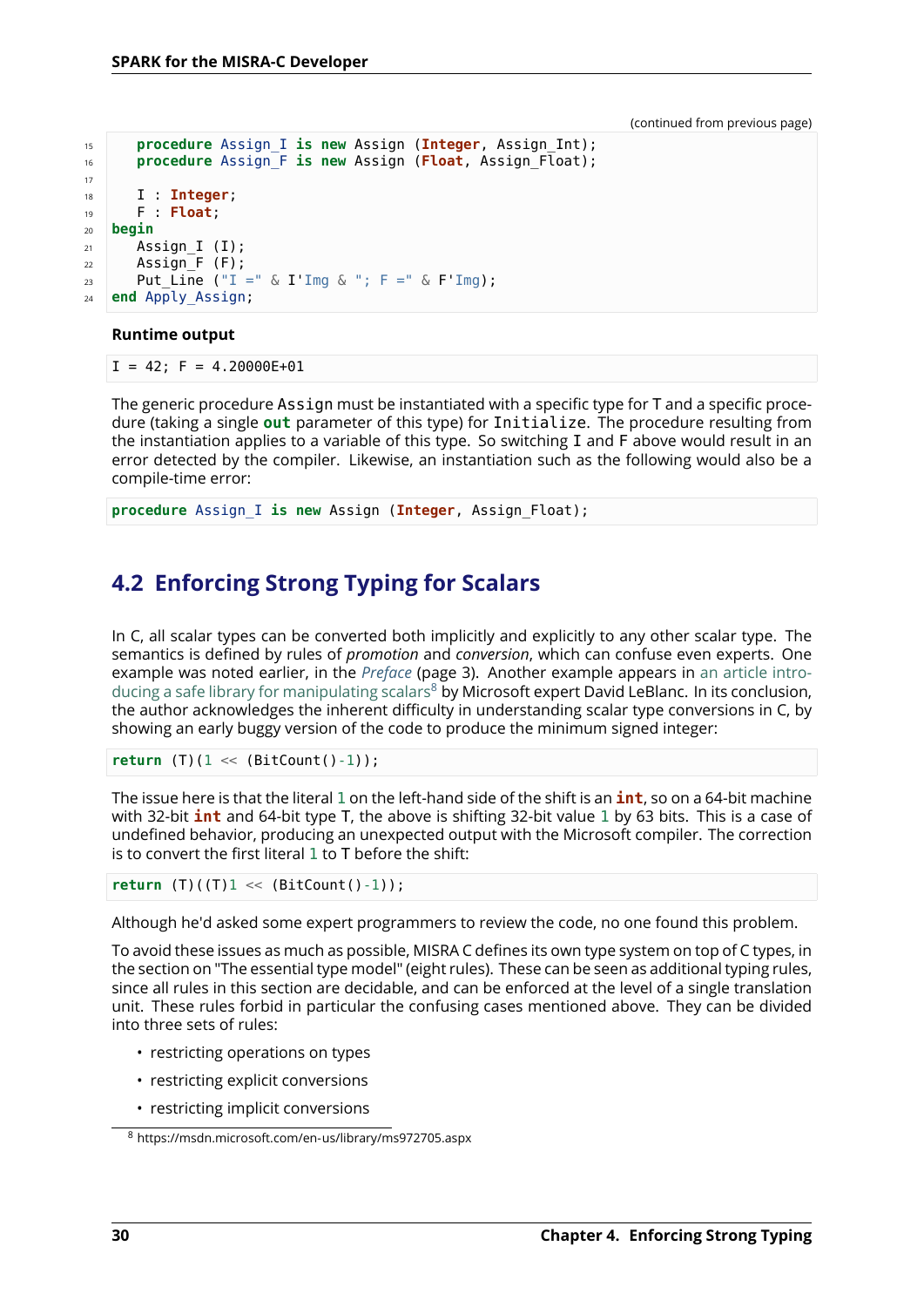(continued from previous page)

```
   procedure Assign_I is new Assign (Integer, Assign_Int);
   procedure Assign_F is new Assign (Float, Assign_Float);

   I : Integer;
   F : Float;
begin
   Assign_I (I);
   Assign_F (F);
   Put_Line ("I =" & I'Img & "; F =" & F'Img);
end Apply_Assign;
```

**Runtime output**

```
I = 42; F = 4.20000E+01
```

The generic procedure `Assign` must be instantiated with a specific type for T and a specific procedure (taking a single **out** parameter of this type) for `Initialize`. The procedure resulting from the instantiation applies to a variable of this type. So switching `I` and `F` above would result in an error detected by the compiler. Likewise, an instantiation such as the following would also be a compile-time error:

```
procedure Assign_I is new Assign (Integer, Assign_Float);
```

## 4.2 Enforcing Strong Typing for Scalars

In C, all scalar types can be converted both implicitly and explicitly to any other scalar type. The semantics is defined by rules of *promotion* and *conversion*, which can confuse even experts. One example was noted earlier, in the *Preface* (page 3). Another example appears in an article introducing a safe library for manipulating scalars[8] by Microsoft expert David LeBlanc. In its conclusion, the author acknowledges the inherent difficulty in understanding scalar type conversions in C, by showing an early buggy version of the code to produce the minimum signed integer:

```
return (T)(1 << (BitCount()-1));
```

The issue here is that the literal `1` on the left-hand side of the shift is an **int**, so on a 64-bit machine with 32-bit **int** and 64-bit type T, the above is shifting 32-bit value `1` by 63 bits. This is a case of undefined behavior, producing an unexpected output with the Microsoft compiler. The correction is to convert the first literal `1` to T before the shift:

```
return (T)((T)1 << (BitCount()-1));
```

Although he'd asked some expert programmers to review the code, no one found this problem.

To avoid these issues as much as possible, MISRA C defines its own type system on top of C types, in the section on "The essential type model" (eight rules). These can be seen as additional typing rules, since all rules in this section are decidable, and can be enforced at the level of a single translation unit. These rules forbid in particular the confusing cases mentioned above. They can be divided into three sets of rules:

- restricting operations on types
- restricting explicit conversions
- restricting implicit conversions

[8] https://msdn.microsoft.com/en-us/library/ms972705.aspx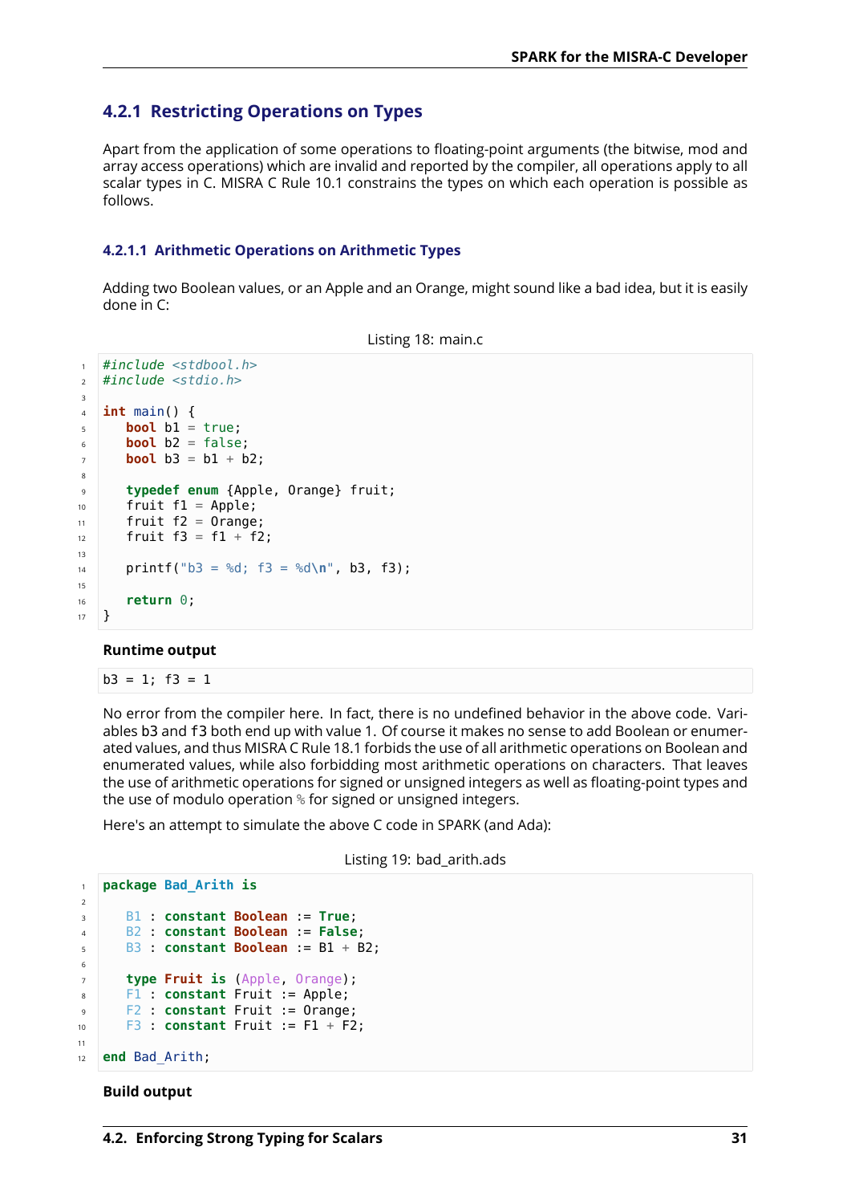### 4.2.1 Restricting Operations on Types

Apart from the application of some operations to floating-point arguments (the bitwise, mod and array access operations) which are invalid and reported by the compiler, all operations apply to all scalar types in C. MISRA C Rule 10.1 constrains the types on which each operation is possible as follows.

#### 4.2.1.1 Arithmetic Operations on Arithmetic Types

Adding two Boolean values, or an Apple and an Orange, might sound like a bad idea, but it is easily done in C:

Listing 18: main.c

```c
#include <stdbool.h>
#include <stdio.h>

int main() {
   bool b1 = true;
   bool b2 = false;
   bool b3 = b1 + b2;

   typedef enum {Apple, Orange} fruit;
   fruit f1 = Apple;
   fruit f2 = Orange;
   fruit f3 = f1 + f2;

   printf("b3 = %d; f3 = %d\n", b3, f3);

   return 0;
}
```

**Runtime output**

```
b3 = 1; f3 = 1
```

No error from the compiler here. In fact, there is no undefined behavior in the above code. Variables b3 and f3 both end up with value 1. Of course it makes no sense to add Boolean or enumerated values, and thus MISRA C Rule 18.1 forbids the use of all arithmetic operations on Boolean and enumerated values, while also forbidding most arithmetic operations on characters. That leaves the use of arithmetic operations for signed or unsigned integers as well as floating-point types and the use of modulo operation % for signed or unsigned integers.

Here's an attempt to simulate the above C code in SPARK (and Ada):

Listing 19: bad_arith.ads

```ada
package Bad_Arith is

   B1 : constant Boolean := True;
   B2 : constant Boolean := False;
   B3 : constant Boolean := B1 + B2;

   type Fruit is (Apple, Orange);
   F1 : constant Fruit := Apple;
   F2 : constant Fruit := Orange;
   F3 : constant Fruit := F1 + F2;

end Bad_Arith;
```

**Build output**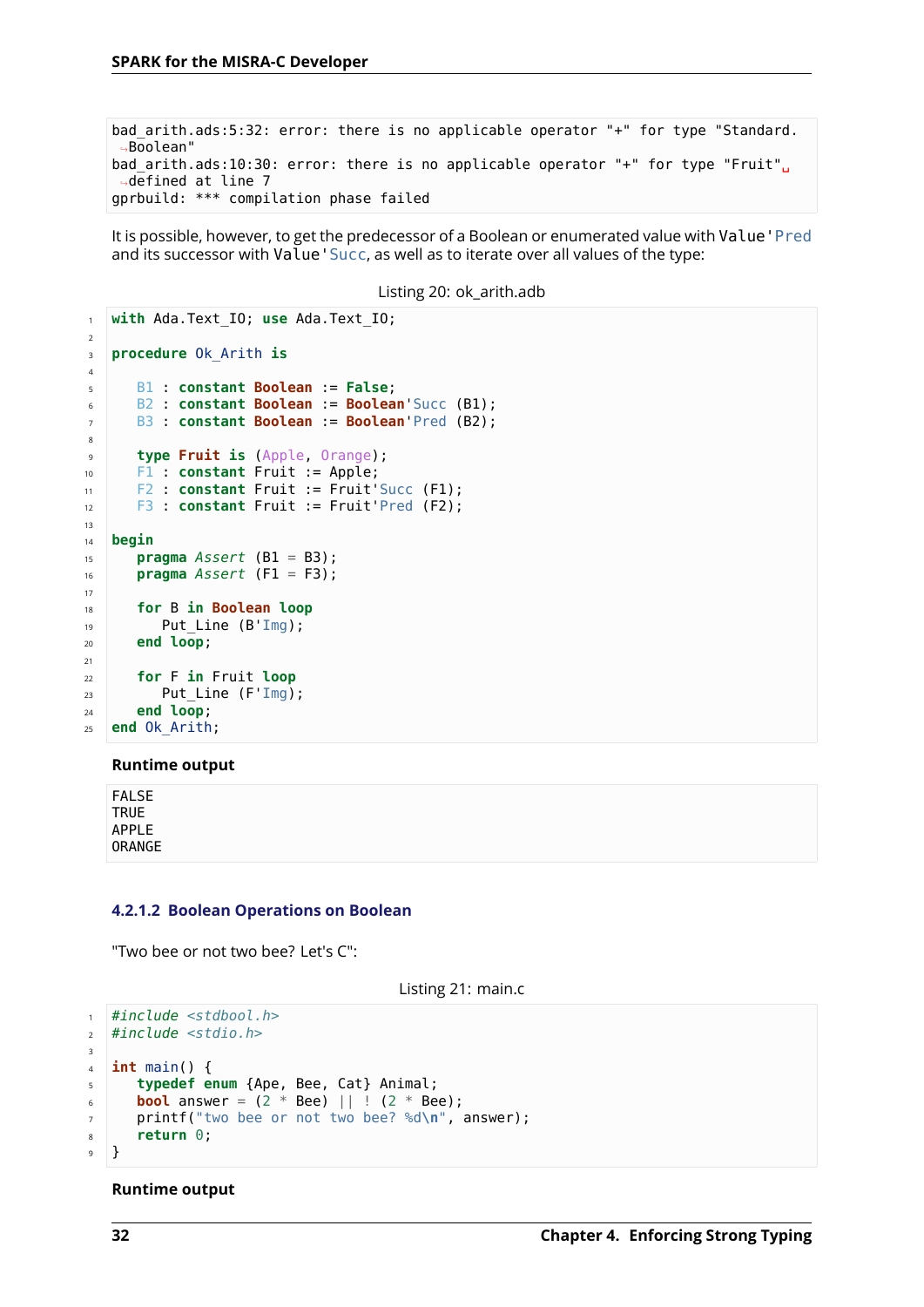```
bad_arith.ads:5:32: error: there is no applicable operator "+" for type "Standard.Boolean"
bad_arith.ads:10:30: error: there is no applicable operator "+" for type "Fruit" defined at line 7
gprbuild: *** compilation phase failed
```

It is possible, however, to get the predecessor of a Boolean or enumerated value with `Value'Pred` and its successor with `Value'Succ`, as well as to iterate over all values of the type:

Listing 20: ok_arith.adb

```ada
with Ada.Text_IO; use Ada.Text_IO;

procedure Ok_Arith is

   B1 : constant Boolean := False;
   B2 : constant Boolean := Boolean'Succ (B1);
   B3 : constant Boolean := Boolean'Pred (B2);

   type Fruit is (Apple, Orange);
   F1 : constant Fruit := Apple;
   F2 : constant Fruit := Fruit'Succ (F1);
   F3 : constant Fruit := Fruit'Pred (F2);

begin
   pragma Assert (B1 = B3);
   pragma Assert (F1 = F3);

   for B in Boolean loop
      Put_Line (B'Img);
   end loop;

   for F in Fruit loop
      Put_Line (F'Img);
   end loop;
end Ok_Arith;
```

**Runtime output**

```
FALSE
TRUE
APPLE
ORANGE
```

#### 4.2.1.2 Boolean Operations on Boolean

"Two bee or not two bee? Let's C":

Listing 21: main.c

```c
#include <stdbool.h>
#include <stdio.h>

int main() {
   typedef enum {Ape, Bee, Cat} Animal;
   bool answer = (2 * Bee) || ! (2 * Bee);
   printf("two bee or not two bee? %d\n", answer);
   return 0;
}
```

**Runtime output**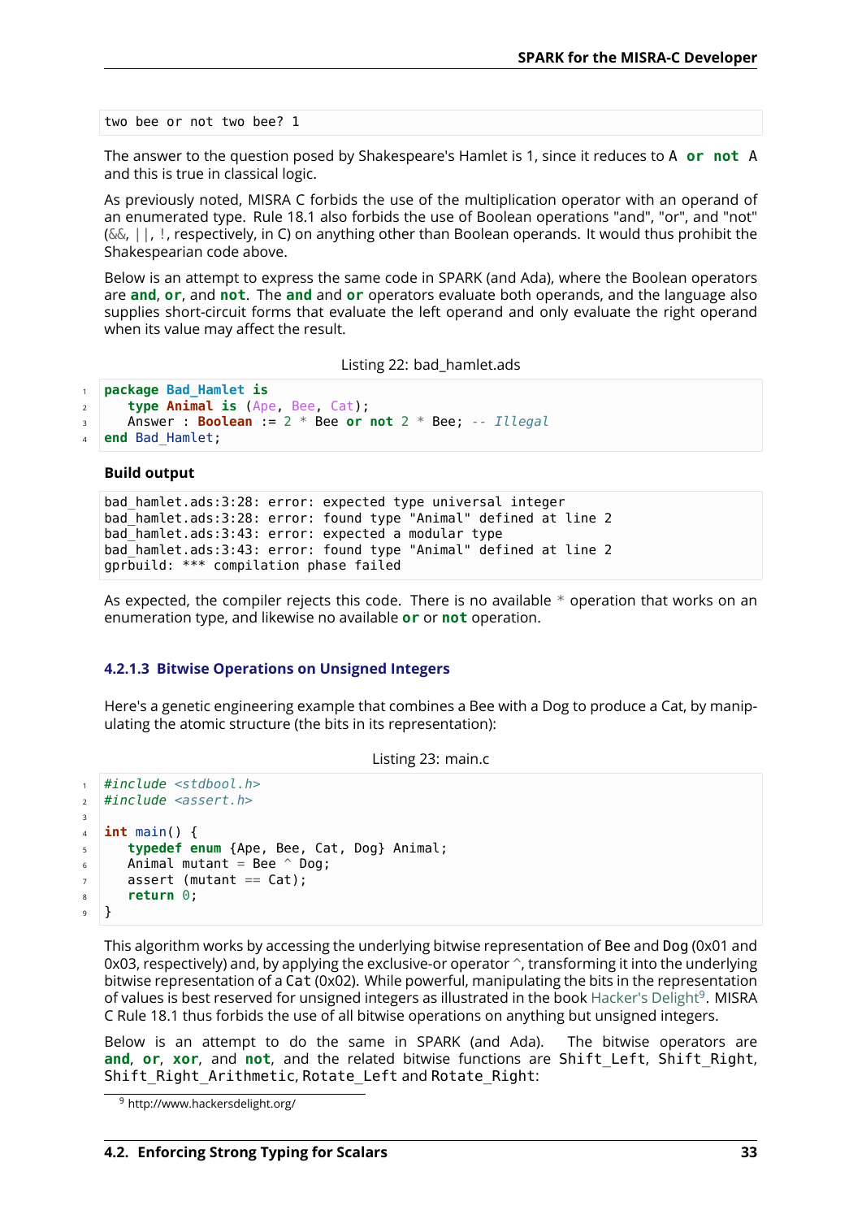```
two bee or not two bee? 1
```

The answer to the question posed by Shakespeare's Hamlet is 1, since it reduces to `A or not A` and this is true in classical logic.

As previously noted, MISRA C forbids the use of the multiplication operator with an operand of an enumerated type. Rule 18.1 also forbids the use of Boolean operations "and", "or", and "not" (&&, ||, !, respectively, in C) on anything other than Boolean operands. It would thus prohibit the Shakespearian code above.

Below is an attempt to express the same code in SPARK (and Ada), where the Boolean operators are **and**, **or**, and **not**. The **and** and **or** operators evaluate both operands, and the language also supplies short-circuit forms that evaluate the left operand and only evaluate the right operand when its value may affect the result.

Listing 22: bad_hamlet.ads

```ada
package Bad_Hamlet is
   type Animal is (Ape, Bee, Cat);
   Answer : Boolean := 2 * Bee or not 2 * Bee; -- Illegal
end Bad_Hamlet;
```

**Build output**

```
bad_hamlet.ads:3:28: error: expected type universal integer
bad_hamlet.ads:3:28: error: found type "Animal" defined at line 2
bad_hamlet.ads:3:43: error: expected a modular type
bad_hamlet.ads:3:43: error: found type "Animal" defined at line 2
gprbuild: *** compilation phase failed
```

As expected, the compiler rejects this code. There is no available * operation that works on an enumeration type, and likewise no available **or** or **not** operation.

#### 4.2.1.3 Bitwise Operations on Unsigned Integers

Here's a genetic engineering example that combines a Bee with a Dog to produce a Cat, by manipulating the atomic structure (the bits in its representation):

Listing 23: main.c

```c
#include <stdbool.h>
#include <assert.h>

int main() {
   typedef enum {Ape, Bee, Cat, Dog} Animal;
   Animal mutant = Bee ^ Dog;
   assert (mutant == Cat);
   return 0;
}
```

This algorithm works by accessing the underlying bitwise representation of `Bee` and `Dog` (0x01 and 0x03, respectively) and, by applying the exclusive-or operator ^, transforming it into the underlying bitwise representation of a `Cat` (0x02). While powerful, manipulating the bits in the representation of values is best reserved for unsigned integers as illustrated in the book Hacker's Delight[9]. MISRA C Rule 18.1 thus forbids the use of all bitwise operations on anything but unsigned integers.

Below is an attempt to do the same in SPARK (and Ada). The bitwise operators are **and**, **or**, **xor**, and **not**, and the related bitwise functions are `Shift_Left`, `Shift_Right`, `Shift_Right_Arithmetic`, `Rotate_Left` and `Rotate_Right`:

[9] http://www.hackersdelight.org/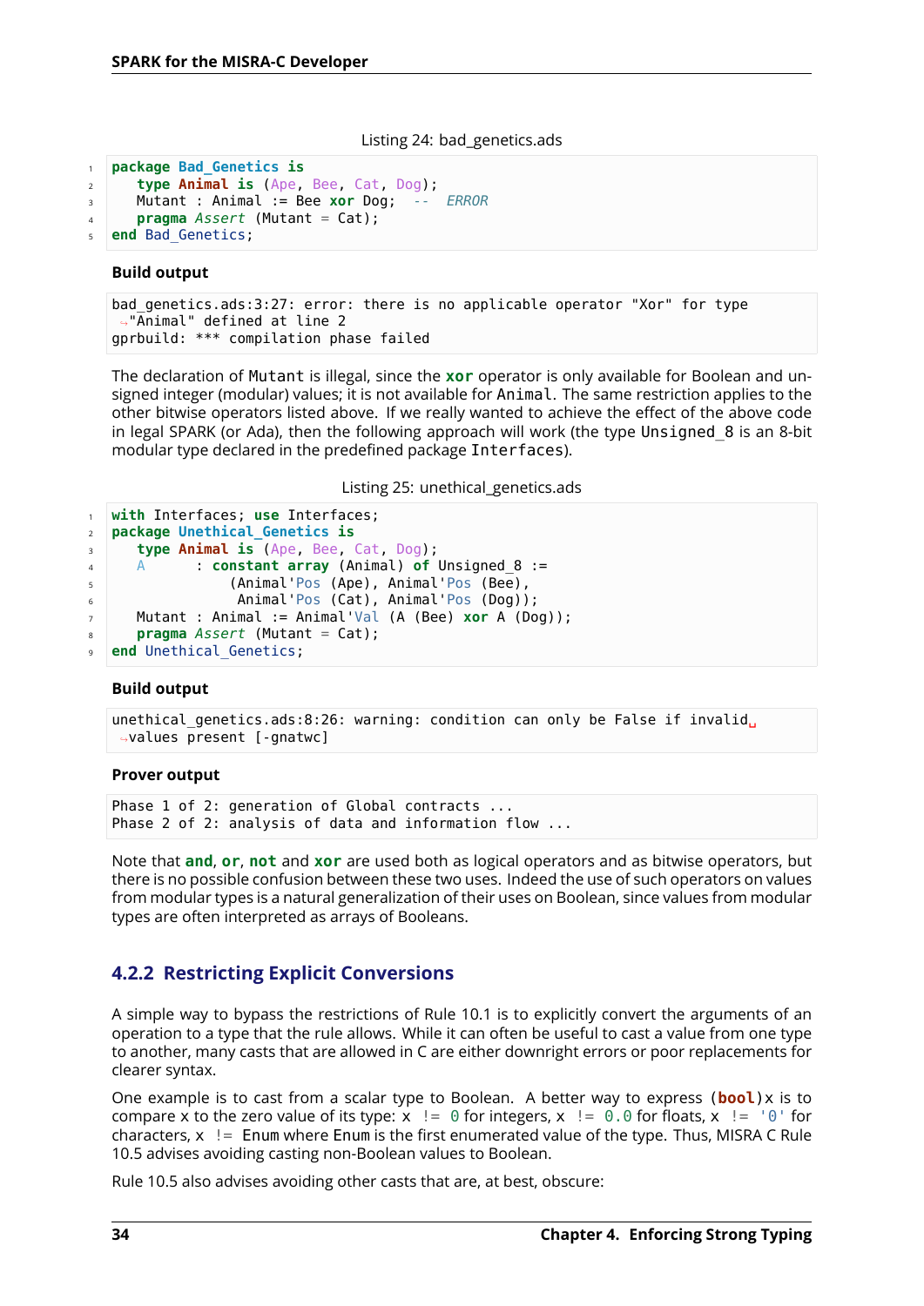Listing 24: bad_genetics.ads

```ada
package Bad_Genetics is
   type Animal is (Ape, Bee, Cat, Dog);
   Mutant : Animal := Bee xor Dog;  --  ERROR
   pragma Assert (Mutant = Cat);
end Bad_Genetics;
```

**Build output**

```
bad_genetics.ads:3:27: error: there is no applicable operator "Xor" for type
"Animal" defined at line 2
gprbuild: *** compilation phase failed
```

The declaration of `Mutant` is illegal, since the **xor** operator is only available for Boolean and unsigned integer (modular) values; it is not available for `Animal`. The same restriction applies to the other bitwise operators listed above. If we really wanted to achieve the effect of the above code in legal SPARK (or Ada), then the following approach will work (the type `Unsigned_8` is an 8-bit modular type declared in the predefined package `Interfaces`).

Listing 25: unethical_genetics.ads

```ada
with Interfaces; use Interfaces;
package Unethical_Genetics is
   type Animal is (Ape, Bee, Cat, Dog);
   A      : constant array (Animal) of Unsigned_8 :=
              (Animal'Pos (Ape), Animal'Pos (Bee),
               Animal'Pos (Cat), Animal'Pos (Dog));
   Mutant : Animal := Animal'Val (A (Bee) xor A (Dog));
   pragma Assert (Mutant = Cat);
end Unethical_Genetics;
```

**Build output**

```
unethical_genetics.ads:8:26: warning: condition can only be False if invalid
values present [-gnatwc]
```

**Prover output**

```
Phase 1 of 2: generation of Global contracts ...
Phase 2 of 2: analysis of data and information flow ...
```

Note that **and**, **or**, **not** and **xor** are used both as logical operators and as bitwise operators, but there is no possible confusion between these two uses. Indeed the use of such operators on values from modular types is a natural generalization of their uses on Boolean, since values from modular types are often interpreted as arrays of Booleans.

### 4.2.2 Restricting Explicit Conversions

A simple way to bypass the restrictions of Rule 10.1 is to explicitly convert the arguments of an operation to a type that the rule allows. While it can often be useful to cast a value from one type to another, many casts that are allowed in C are either downright errors or poor replacements for clearer syntax.

One example is to cast from a scalar type to Boolean. A better way to express `(bool)x` is to compare `x` to the zero value of its type: `x != 0` for integers, `x != 0.0` for floats, `x != '0'` for characters, `x != Enum` where `Enum` is the first enumerated value of the type. Thus, MISRA C Rule 10.5 advises avoiding casting non-Boolean values to Boolean.

Rule 10.5 also advises avoiding other casts that are, at best, obscure: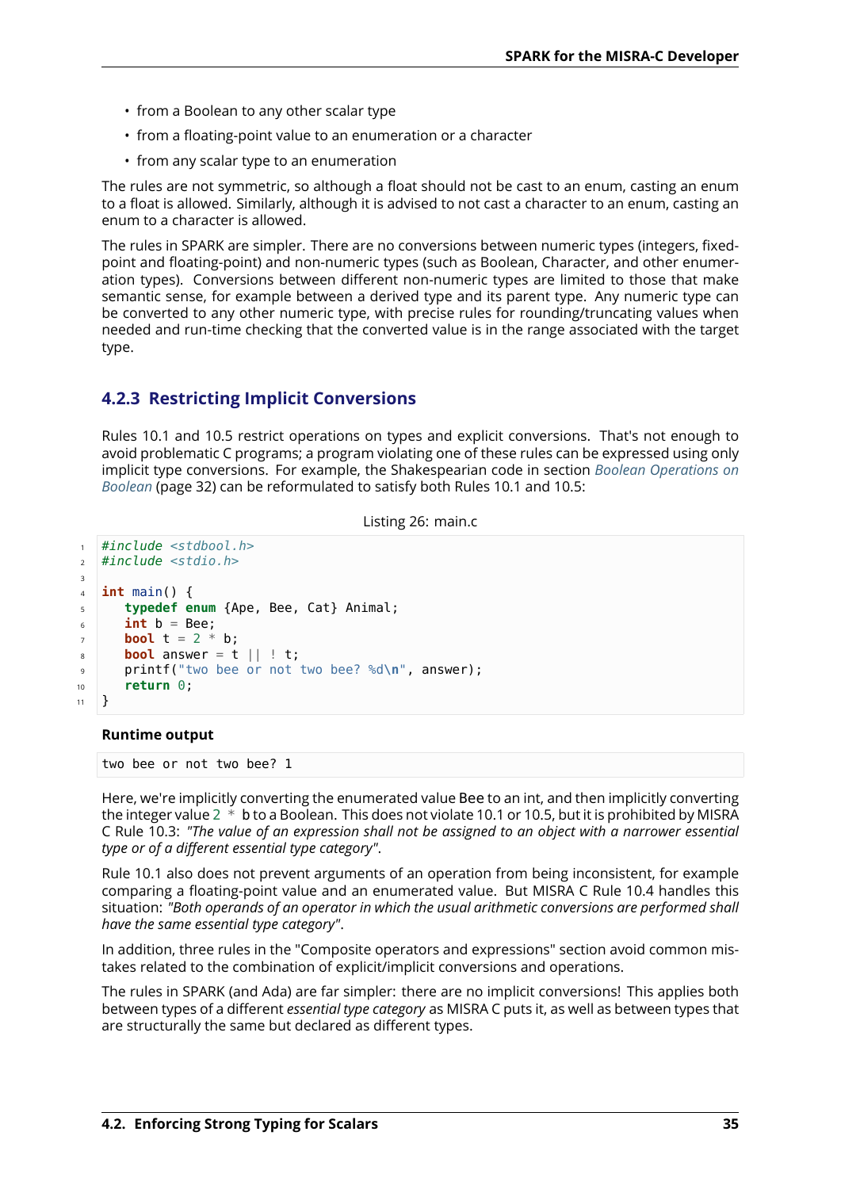- from a Boolean to any other scalar type
- from a floating-point value to an enumeration or a character
- from any scalar type to an enumeration

The rules are not symmetric, so although a float should not be cast to an enum, casting an enum to a float is allowed. Similarly, although it is advised to not cast a character to an enum, casting an enum to a character is allowed.

The rules in SPARK are simpler. There are no conversions between numeric types (integers, fixed-point and floating-point) and non-numeric types (such as Boolean, Character, and other enumeration types). Conversions between different non-numeric types are limited to those that make semantic sense, for example between a derived type and its parent type. Any numeric type can be converted to any other numeric type, with precise rules for rounding/truncating values when needed and run-time checking that the converted value is in the range associated with the target type.

### 4.2.3 Restricting Implicit Conversions

Rules 10.1 and 10.5 restrict operations on types and explicit conversions. That's not enough to avoid problematic C programs; a program violating one of these rules can be expressed using only implicit type conversions. For example, the Shakespearian code in section *Boolean Operations on Boolean* (page 32) can be reformulated to satisfy both Rules 10.1 and 10.5:

Listing 26: main.c

```c
#include <stdbool.h>
#include <stdio.h>

int main() {
   typedef enum {Ape, Bee, Cat} Animal;
   int b = Bee;
   bool t = 2 * b;
   bool answer = t || ! t;
   printf("two bee or not two bee? %d\n", answer);
   return 0;
}
```

**Runtime output**

```
two bee or not two bee? 1
```

Here, we're implicitly converting the enumerated value Bee to an int, and then implicitly converting the integer value `2 * b` to a Boolean. This does not violate 10.1 or 10.5, but it is prohibited by MISRA C Rule 10.3: *"The value of an expression shall not be assigned to an object with a narrower essential type or of a different essential type category"*.

Rule 10.1 also does not prevent arguments of an operation from being inconsistent, for example comparing a floating-point value and an enumerated value. But MISRA C Rule 10.4 handles this situation: *"Both operands of an operator in which the usual arithmetic conversions are performed shall have the same essential type category"*.

In addition, three rules in the "Composite operators and expressions" section avoid common mistakes related to the combination of explicit/implicit conversions and operations.

The rules in SPARK (and Ada) are far simpler: there are no implicit conversions! This applies both between types of a different *essential type category* as MISRA C puts it, as well as between types that are structurally the same but declared as different types.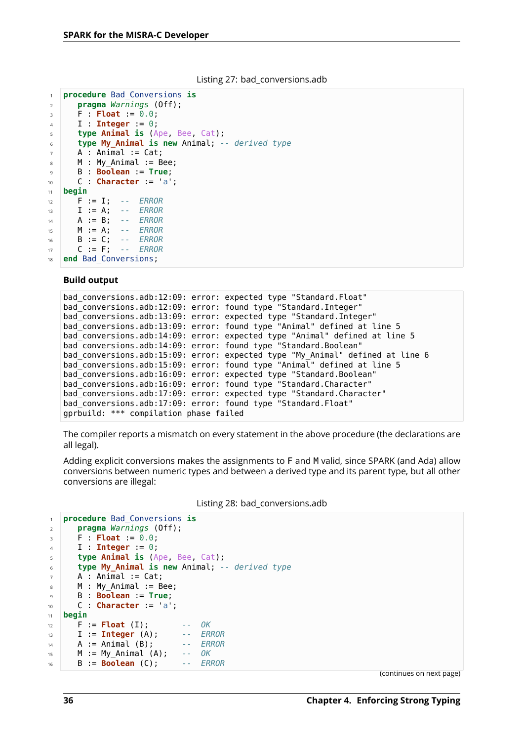Listing 27: bad_conversions.adb

```ada
procedure Bad_Conversions is
   pragma Warnings (Off);
   F : Float := 0.0;
   I : Integer := 0;
   type Animal is (Ape, Bee, Cat);
   type My_Animal is new Animal; -- derived type
   A : Animal := Cat;
   M : My_Animal := Bee;
   B : Boolean := True;
   C : Character := 'a';
begin
   F := I;  --  ERROR
   I := A;  --  ERROR
   A := B;  --  ERROR
   M := A;  --  ERROR
   B := C;  --  ERROR
   C := F;  --  ERROR
end Bad_Conversions;
```

**Build output**

```
bad_conversions.adb:12:09: error: expected type "Standard.Float"
bad_conversions.adb:12:09: error: found type "Standard.Integer"
bad_conversions.adb:13:09: error: expected type "Standard.Integer"
bad_conversions.adb:13:09: error: found type "Animal" defined at line 5
bad_conversions.adb:14:09: error: expected type "Animal" defined at line 5
bad_conversions.adb:14:09: error: found type "Standard.Boolean"
bad_conversions.adb:15:09: error: expected type "My_Animal" defined at line 6
bad_conversions.adb:15:09: error: found type "Animal" defined at line 5
bad_conversions.adb:16:09: error: expected type "Standard.Boolean"
bad_conversions.adb:16:09: error: found type "Standard.Character"
bad_conversions.adb:17:09: error: expected type "Standard.Character"
bad_conversions.adb:17:09: error: found type "Standard.Float"
gprbuild: *** compilation phase failed
```

The compiler reports a mismatch on every statement in the above procedure (the declarations are all legal).

Adding explicit conversions makes the assignments to F and M valid, since SPARK (and Ada) allow conversions between numeric types and between a derived type and its parent type, but all other conversions are illegal:

Listing 28: bad_conversions.adb

```ada
procedure Bad_Conversions is
   pragma Warnings (Off);
   F : Float := 0.0;
   I : Integer := 0;
   type Animal is (Ape, Bee, Cat);
   type My_Animal is new Animal; -- derived type
   A : Animal := Cat;
   M : My_Animal := Bee;
   B : Boolean := True;
   C : Character := 'a';
begin
   F := Float (I);       --  OK
   I := Integer (A);     --  ERROR
   A := Animal (B);      --  ERROR
   M := My_Animal (A);   --  OK
   B := Boolean (C);     --  ERROR
```

(continues on next page)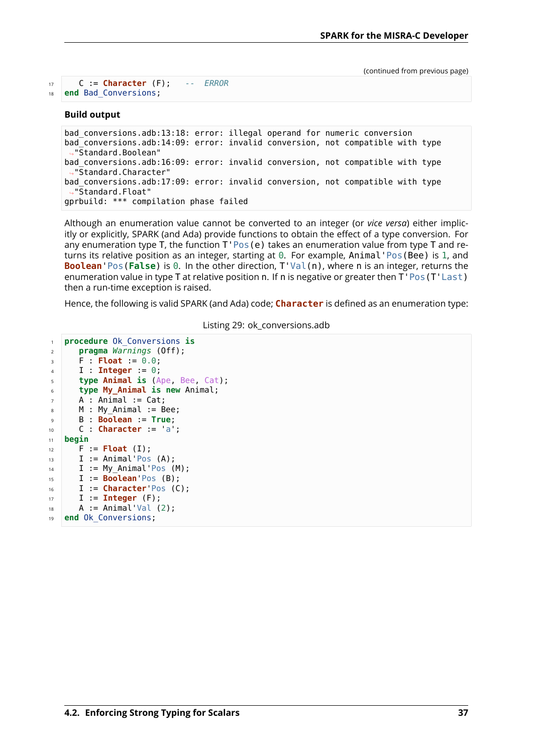(continued from previous page)

```ada
   C := Character (F);   --  ERROR
end Bad_Conversions;
```

**Build output**

```
bad_conversions.adb:13:18: error: illegal operand for numeric conversion
bad_conversions.adb:14:09: error: invalid conversion, not compatible with type
↪"Standard.Boolean"
bad_conversions.adb:16:09: error: invalid conversion, not compatible with type
↪"Standard.Character"
bad_conversions.adb:17:09: error: invalid conversion, not compatible with type
↪"Standard.Float"
gprbuild: *** compilation phase failed
```

Although an enumeration value cannot be converted to an integer (or *vice versa*) either implicitly or explicitly, SPARK (and Ada) provide functions to obtain the effect of a type conversion. For any enumeration type T, the function `T'Pos(e)` takes an enumeration value from type T and returns its relative position as an integer, starting at `0`. For example, `Animal'Pos(Bee)` is `1`, and `Boolean'Pos(False)` is `0`. In the other direction, `T'Val(n)`, where n is an integer, returns the enumeration value in type T at relative position n. If n is negative or greater then `T'Pos(T'Last)` then a run-time exception is raised.

Hence, the following is valid SPARK (and Ada) code; **Character** is defined as an enumeration type:

Listing 29: ok_conversions.adb

```ada
procedure Ok_Conversions is
   pragma Warnings (Off);
   F : Float := 0.0;
   I : Integer := 0;
   type Animal is (Ape, Bee, Cat);
   type My_Animal is new Animal;
   A : Animal := Cat;
   M : My_Animal := Bee;
   B : Boolean := True;
   C : Character := 'a';
begin
   F := Float (I);
   I := Animal'Pos (A);
   I := My_Animal'Pos (M);
   I := Boolean'Pos (B);
   I := Character'Pos (C);
   I := Integer (F);
   A := Animal'Val (2);
end Ok_Conversions;
```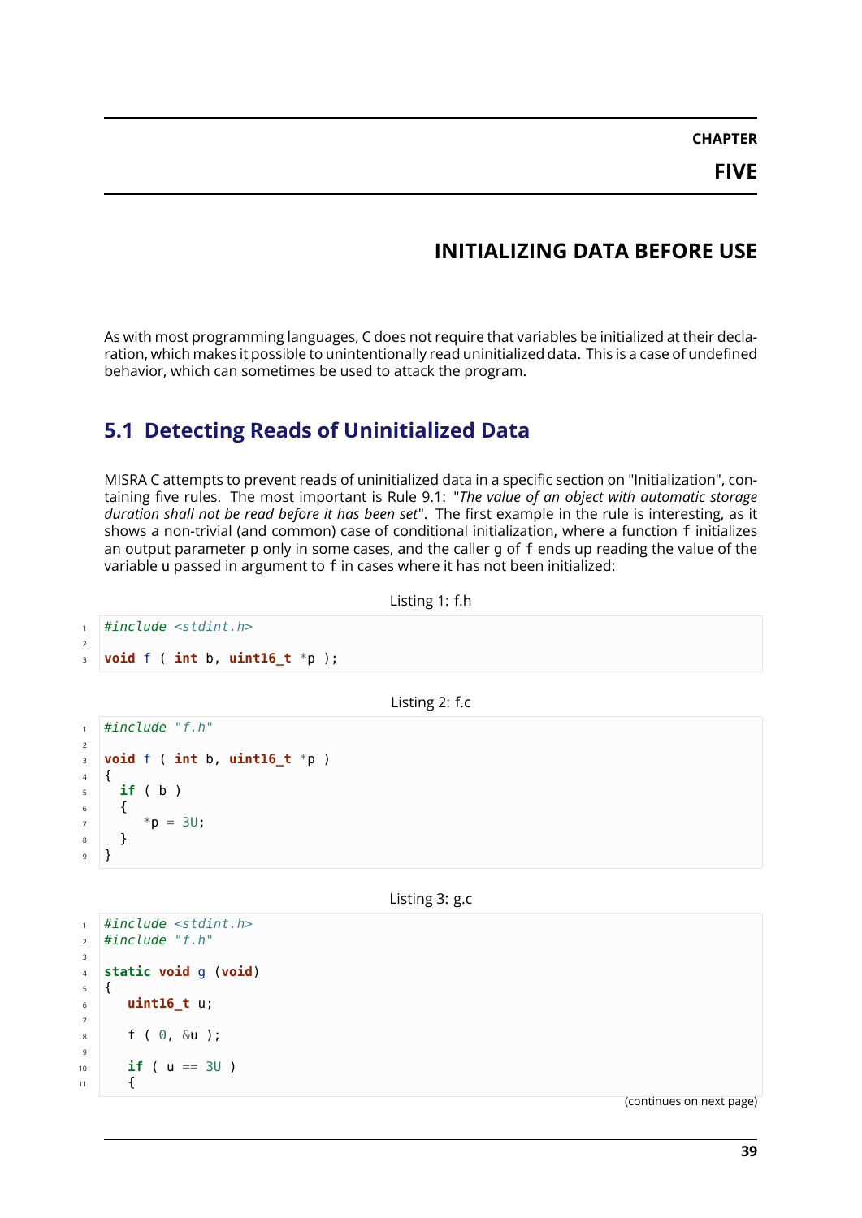# CHAPTER FIVE

# INITIALIZING DATA BEFORE USE

As with most programming languages, C does not require that variables be initialized at their declaration, which makes it possible to unintentionally read uninitialized data. This is a case of undefined behavior, which can sometimes be used to attack the program.

## 5.1 Detecting Reads of Uninitialized Data

MISRA C attempts to prevent reads of uninitialized data in a specific section on "Initialization", containing five rules. The most important is Rule 9.1: "*The value of an object with automatic storage duration shall not be read before it has been set*". The first example in the rule is interesting, as it shows a non-trivial (and common) case of conditional initialization, where a function `f` initializes an output parameter `p` only in some cases, and the caller `g` of `f` ends up reading the value of the variable `u` passed in argument to `f` in cases where it has not been initialized:

Listing 1: f.h

```c
#include <stdint.h>

void f ( int b, uint16_t *p );
```

Listing 2: f.c

```c
#include "f.h"

void f ( int b, uint16_t *p )
{
  if ( b )
  {
     *p = 3U;
  }
}
```

Listing 3: g.c

```c
#include <stdint.h>
#include "f.h"

static void g (void)
{
   uint16_t u;

   f ( 0, &u );

   if ( u == 3U )
   {
```

(continues on next page)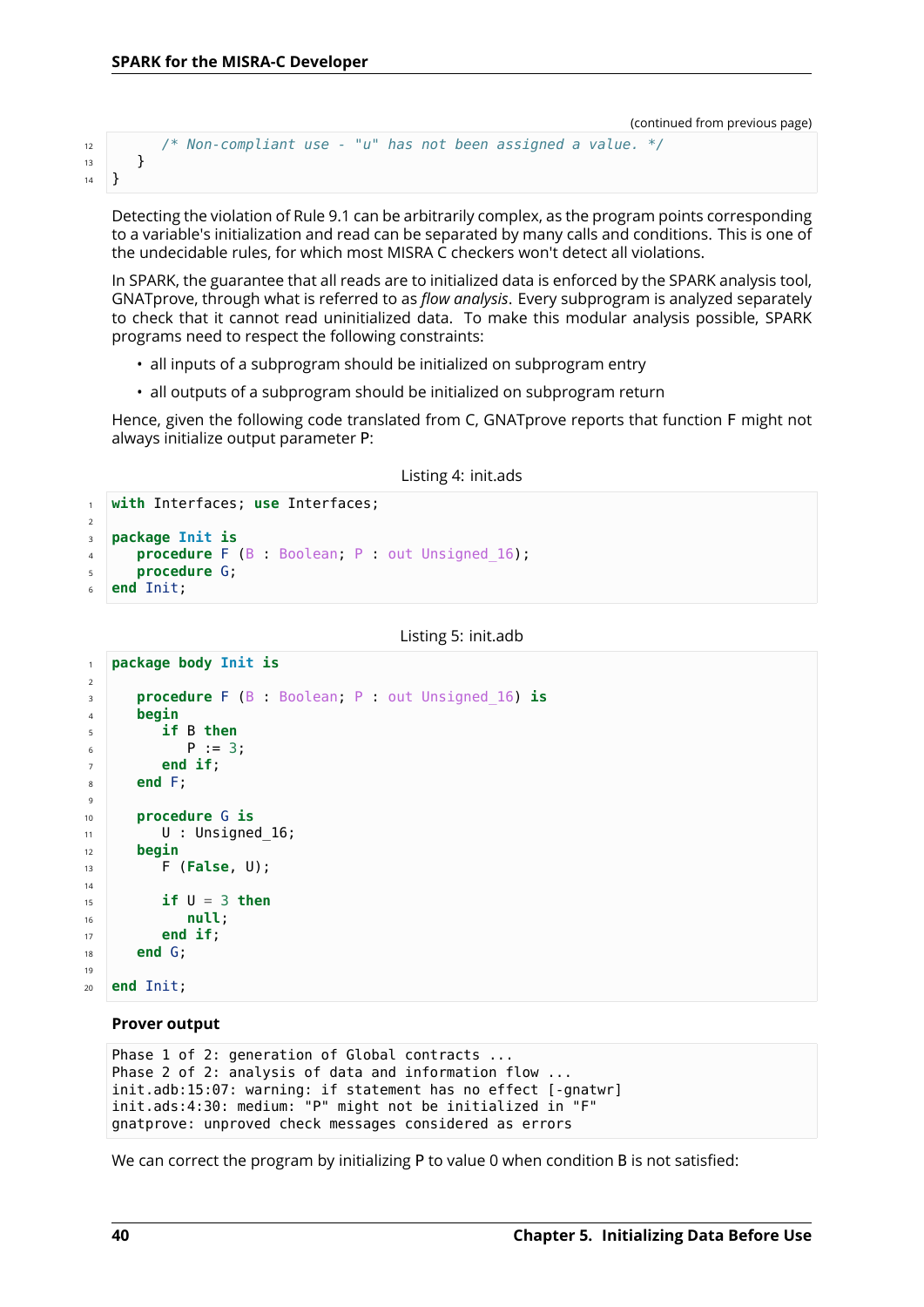(continued from previous page)

```
      /* Non-compliant use - "u" has not been assigned a value. */
   }
}
```

Detecting the violation of Rule 9.1 can be arbitrarily complex, as the program points corresponding to a variable's initialization and read can be separated by many calls and conditions. This is one of the undecidable rules, for which most MISRA C checkers won't detect all violations.

In SPARK, the guarantee that all reads are to initialized data is enforced by the SPARK analysis tool, GNATprove, through what is referred to as *flow analysis*. Every subprogram is analyzed separately to check that it cannot read uninitialized data. To make this modular analysis possible, SPARK programs need to respect the following constraints:

- all inputs of a subprogram should be initialized on subprogram entry
- all outputs of a subprogram should be initialized on subprogram return

Hence, given the following code translated from C, GNATprove reports that function F might not always initialize output parameter P:

Listing 4: init.ads

```ada
with Interfaces; use Interfaces;

package Init is
   procedure F (B : Boolean; P : out Unsigned_16);
   procedure G;
end Init;
```

Listing 5: init.adb

```ada
package body Init is

   procedure F (B : Boolean; P : out Unsigned_16) is
   begin
      if B then
         P := 3;
      end if;
   end F;

   procedure G is
      U : Unsigned_16;
   begin
      F (False, U);

      if U = 3 then
         null;
      end if;
   end G;

end Init;
```

**Prover output**

```
Phase 1 of 2: generation of Global contracts ...
Phase 2 of 2: analysis of data and information flow ...
init.adb:15:07: warning: if statement has no effect [-gnatwr]
init.ads:4:30: medium: "P" might not be initialized in "F"
gnatprove: unproved check messages considered as errors
```

We can correct the program by initializing P to value 0 when condition B is not satisfied: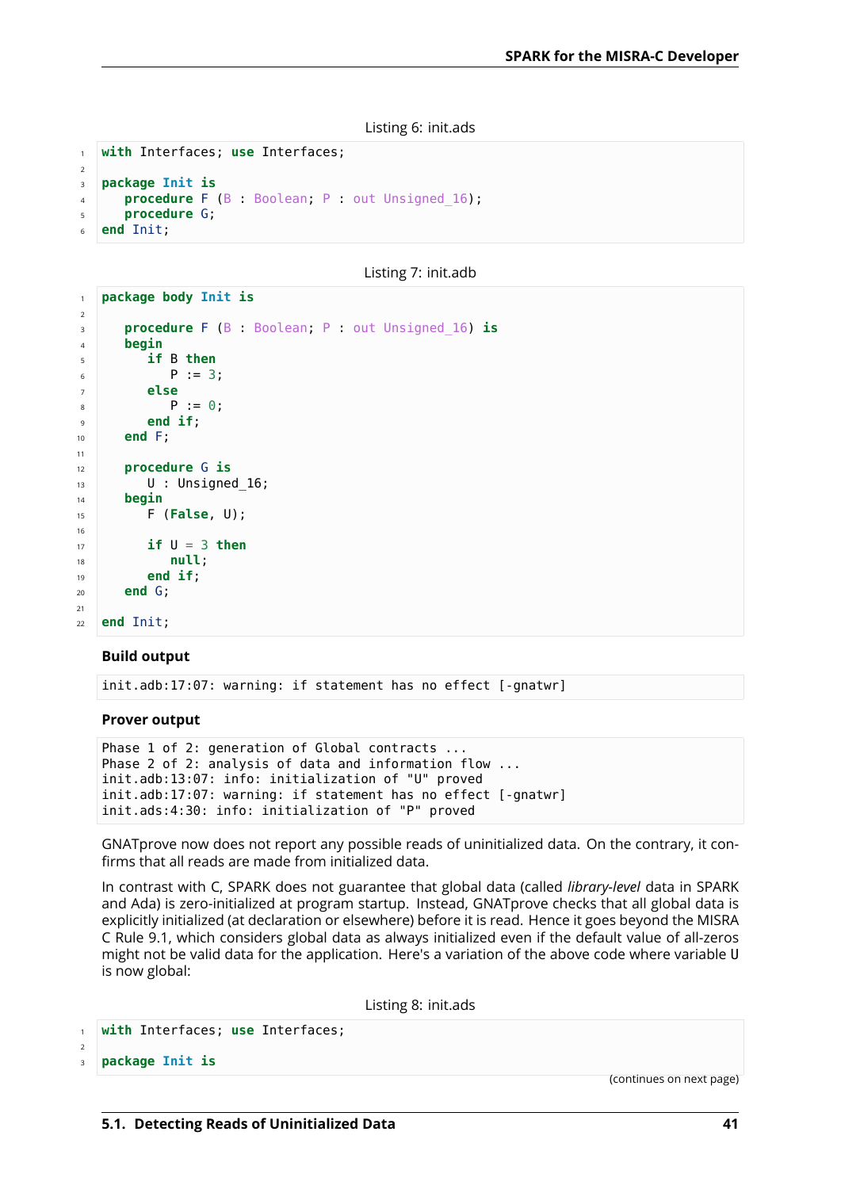Listing 6: init.ads

```
with Interfaces; use Interfaces;

package Init is
   procedure F (B : Boolean; P : out Unsigned_16);
   procedure G;
end Init;
```

Listing 7: init.adb

```
package body Init is

   procedure F (B : Boolean; P : out Unsigned_16) is
   begin
      if B then
         P := 3;
      else
         P := 0;
      end if;
   end F;

   procedure G is
      U : Unsigned_16;
   begin
      F (False, U);

      if U = 3 then
         null;
      end if;
   end G;

end Init;
```

**Build output**

```
init.adb:17:07: warning: if statement has no effect [-gnatwr]
```

**Prover output**

```
Phase 1 of 2: generation of Global contracts ...
Phase 2 of 2: analysis of data and information flow ...
init.adb:13:07: info: initialization of "U" proved
init.adb:17:07: warning: if statement has no effect [-gnatwr]
init.ads:4:30: info: initialization of "P" proved
```

GNATprove now does not report any possible reads of uninitialized data. On the contrary, it confirms that all reads are made from initialized data.

In contrast with C, SPARK does not guarantee that global data (called *library-level* data in SPARK and Ada) is zero-initialized at program startup. Instead, GNATprove checks that all global data is explicitly initialized (at declaration or elsewhere) before it is read. Hence it goes beyond the MISRA C Rule 9.1, which considers global data as always initialized even if the default value of all-zeros might not be valid data for the application. Here's a variation of the above code where variable `U` is now global:

Listing 8: init.ads

```
with Interfaces; use Interfaces;

package Init is
```

(continues on next page)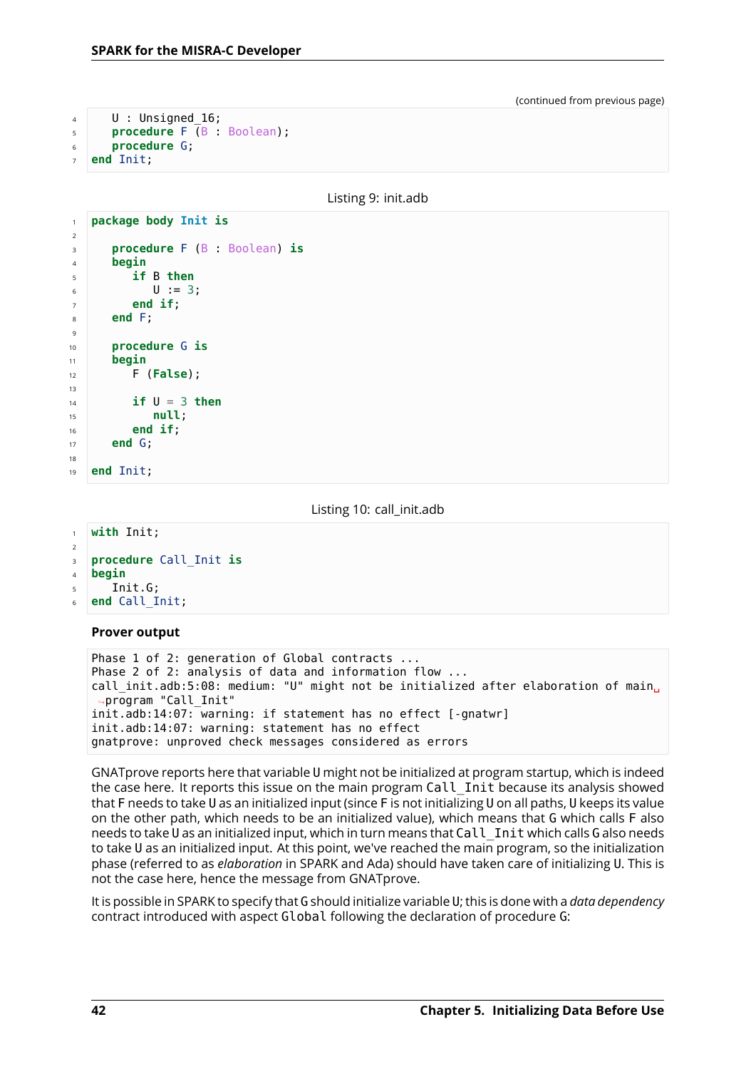(continued from previous page)

```ada
   U : Unsigned_16;
   procedure F (B : Boolean);
   procedure G;
end Init;
```

Listing 9: init.adb

```ada
package body Init is

   procedure F (B : Boolean) is
   begin
      if B then
         U := 3;
      end if;
   end F;

   procedure G is
   begin
      F (False);

      if U = 3 then
         null;
      end if;
   end G;

end Init;
```

Listing 10: call_init.adb

```ada
with Init;

procedure Call_Init is
begin
   Init.G;
end Call_Init;
```

**Prover output**

```
Phase 1 of 2: generation of Global contracts ...
Phase 2 of 2: analysis of data and information flow ...
call_init.adb:5:08: medium: "U" might not be initialized after elaboration of main
program "Call_Init"
init.adb:14:07: warning: if statement has no effect [-gnatwr]
init.adb:14:07: warning: statement has no effect
gnatprove: unproved check messages considered as errors
```

GNATprove reports here that variable U might not be initialized at program startup, which is indeed the case here. It reports this issue on the main program `Call_Init` because its analysis showed that F needs to take U as an initialized input (since F is not initializing U on all paths, U keeps its value on the other path, which needs to be an initialized value), which means that G which calls F also needs to take U as an initialized input, which in turn means that `Call_Init` which calls G also needs to take U as an initialized input. At this point, we've reached the main program, so the initialization phase (referred to as *elaboration* in SPARK and Ada) should have taken care of initializing U. This is not the case here, hence the message from GNATprove.

It is possible in SPARK to specify that G should initialize variable U; this is done with a *data dependency* contract introduced with aspect `Global` following the declaration of procedure G: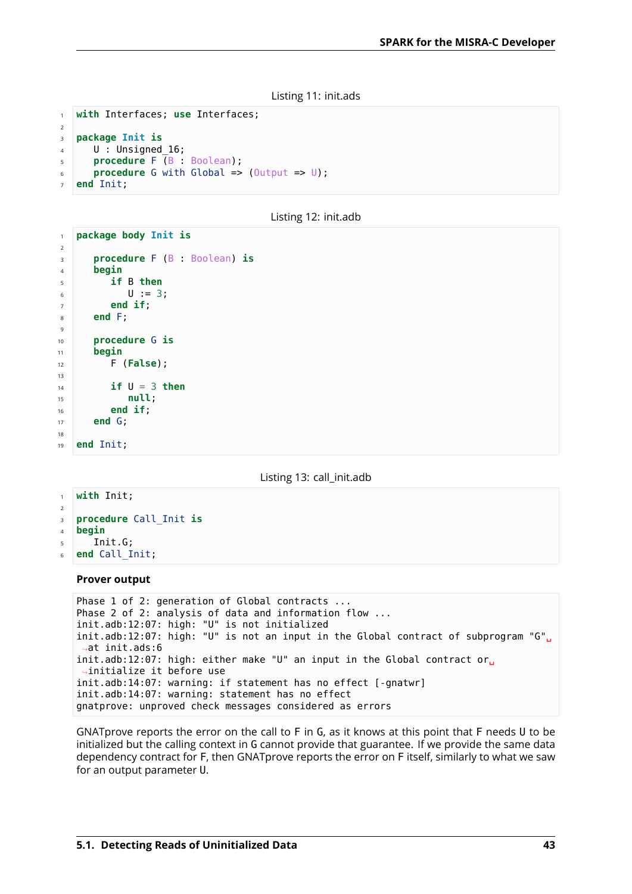Listing 11: init.ads

```ada
with Interfaces; use Interfaces;

package Init is
   U : Unsigned_16;
   procedure F (B : Boolean);
   procedure G with Global => (Output => U);
end Init;
```

Listing 12: init.adb

```ada
package body Init is

   procedure F (B : Boolean) is
   begin
      if B then
         U := 3;
      end if;
   end F;

   procedure G is
   begin
      F (False);

      if U = 3 then
         null;
      end if;
   end G;

end Init;
```

Listing 13: call_init.adb

```ada
with Init;

procedure Call_Init is
begin
   Init.G;
end Call_Init;
```

**Prover output**

```
Phase 1 of 2: generation of Global contracts ...
Phase 2 of 2: analysis of data and information flow ...
init.adb:12:07: high: "U" is not initialized
init.adb:12:07: high: "U" is not an input in the Global contract of subprogram "G" 
 at init.ads:6
init.adb:12:07: high: either make "U" an input in the Global contract or 
 initialize it before use
init.adb:14:07: warning: if statement has no effect [-gnatwr]
init.adb:14:07: warning: statement has no effect
gnatprove: unproved check messages considered as errors
```

GNATprove reports the error on the call to F in G, as it knows at this point that F needs U to be initialized but the calling context in G cannot provide that guarantee. If we provide the same data dependency contract for F, then GNATprove reports the error on F itself, similarly to what we saw for an output parameter U.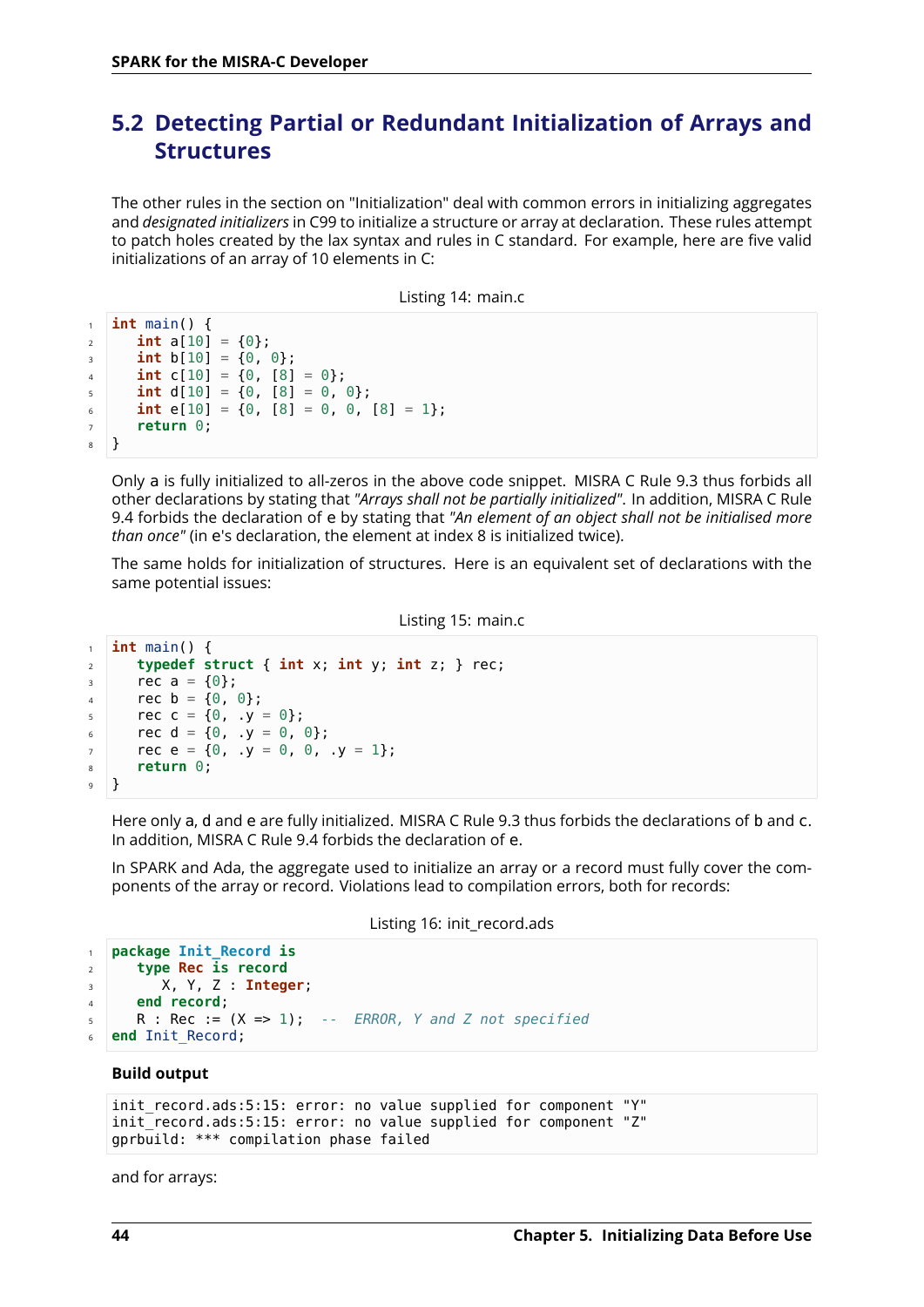## 5.2 Detecting Partial or Redundant Initialization of Arrays and Structures

The other rules in the section on "Initialization" deal with common errors in initializing aggregates and *designated initializers* in C99 to initialize a structure or array at declaration. These rules attempt to patch holes created by the lax syntax and rules in C standard. For example, here are five valid initializations of an array of 10 elements in C:

Listing 14: main.c

```c
int main() {
   int a[10] = {0};
   int b[10] = {0, 0};
   int c[10] = {0, [8] = 0};
   int d[10] = {0, [8] = 0, 0};
   int e[10] = {0, [8] = 0, 0, [8] = 1};
   return 0;
}
```

Only a is fully initialized to all-zeros in the above code snippet. MISRA C Rule 9.3 thus forbids all other declarations by stating that *"Arrays shall not be partially initialized"*. In addition, MISRA C Rule 9.4 forbids the declaration of e by stating that *"An element of an object shall not be initialised more than once"* (in e's declaration, the element at index 8 is initialized twice).

The same holds for initialization of structures. Here is an equivalent set of declarations with the same potential issues:

Listing 15: main.c

```c
int main() {
   typedef struct { int x; int y; int z; } rec;
   rec a = {0};
   rec b = {0, 0};
   rec c = {0, .y = 0};
   rec d = {0, .y = 0, 0};
   rec e = {0, .y = 0, 0, .y = 1};
   return 0;
}
```

Here only a, d and e are fully initialized. MISRA C Rule 9.3 thus forbids the declarations of b and c. In addition, MISRA C Rule 9.4 forbids the declaration of e.

In SPARK and Ada, the aggregate used to initialize an array or a record must fully cover the components of the array or record. Violations lead to compilation errors, both for records:

Listing 16: init_record.ads

```ada
package Init_Record is
   type Rec is record
      X, Y, Z : Integer;
   end record;
   R : Rec := (X => 1);  --  ERROR, Y and Z not specified
end Init_Record;
```

**Build output**

```
init_record.ads:5:15: error: no value supplied for component "Y"
init_record.ads:5:15: error: no value supplied for component "Z"
gprbuild: *** compilation phase failed
```

and for arrays: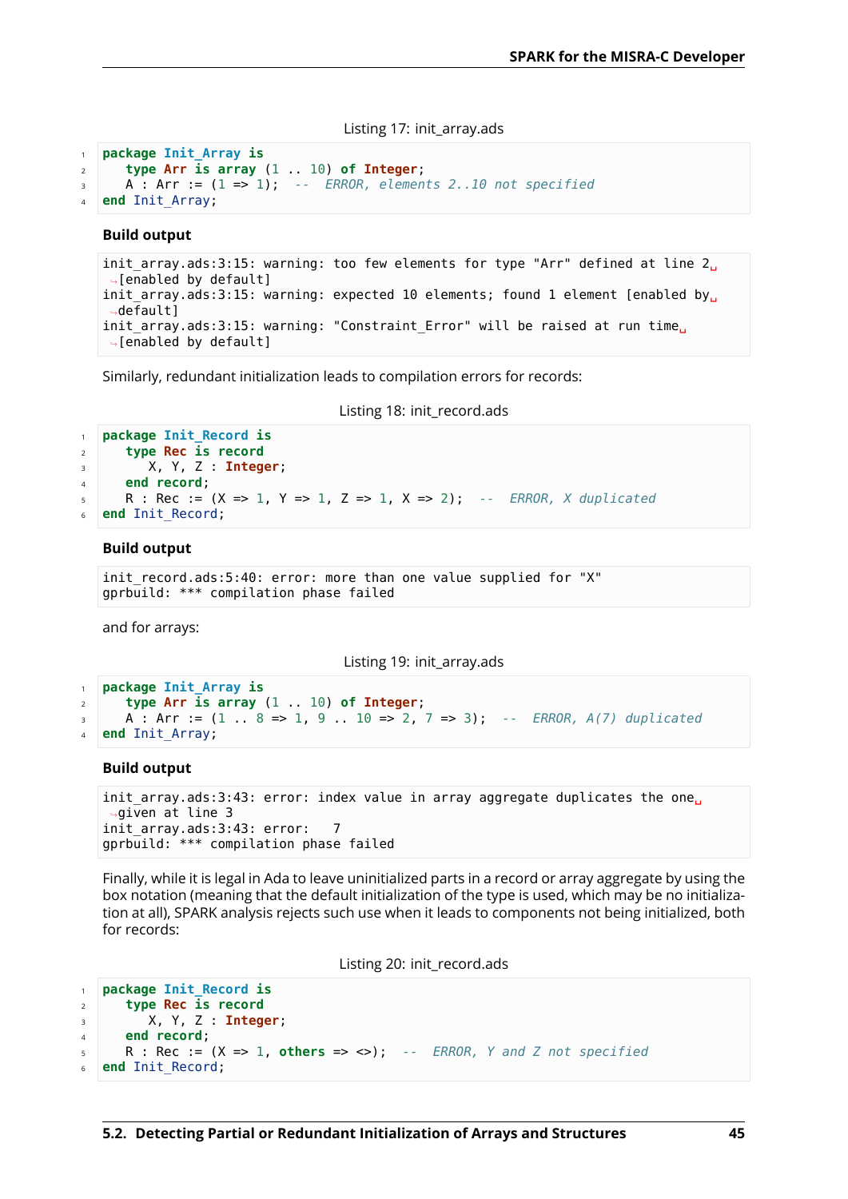Listing 17: init_array.ads

```ada
package Init_Array is
   type Arr is array (1 .. 10) of Integer;
   A : Arr := (1 => 1);  --  ERROR, elements 2..10 not specified
end Init_Array;
```

**Build output**

```
init_array.ads:3:15: warning: too few elements for type "Arr" defined at line 2 [enabled by default]
init_array.ads:3:15: warning: expected 10 elements; found 1 element [enabled by default]
init_array.ads:3:15: warning: "Constraint_Error" will be raised at run time [enabled by default]
```

Similarly, redundant initialization leads to compilation errors for records:

Listing 18: init_record.ads

```ada
package Init_Record is
   type Rec is record
      X, Y, Z : Integer;
   end record;
   R : Rec := (X => 1, Y => 1, Z => 1, X => 2);  --  ERROR, X duplicated
end Init_Record;
```

**Build output**

```
init_record.ads:5:40: error: more than one value supplied for "X"
gprbuild: *** compilation phase failed
```

and for arrays:

Listing 19: init_array.ads

```ada
package Init_Array is
   type Arr is array (1 .. 10) of Integer;
   A : Arr := (1 .. 8 => 1, 9 .. 10 => 2, 7 => 3);  --  ERROR, A(7) duplicated
end Init_Array;
```

**Build output**

```
init_array.ads:3:43: error: index value in array aggregate duplicates the one given at line 3
init_array.ads:3:43: error:   7
gprbuild: *** compilation phase failed
```

Finally, while it is legal in Ada to leave uninitialized parts in a record or array aggregate by using the box notation (meaning that the default initialization of the type is used, which may be no initialization at all), SPARK analysis rejects such use when it leads to components not being initialized, both for records:

Listing 20: init_record.ads

```ada
package Init_Record is
   type Rec is record
      X, Y, Z : Integer;
   end record;
   R : Rec := (X => 1, others => <>);  --  ERROR, Y and Z not specified
end Init_Record;
```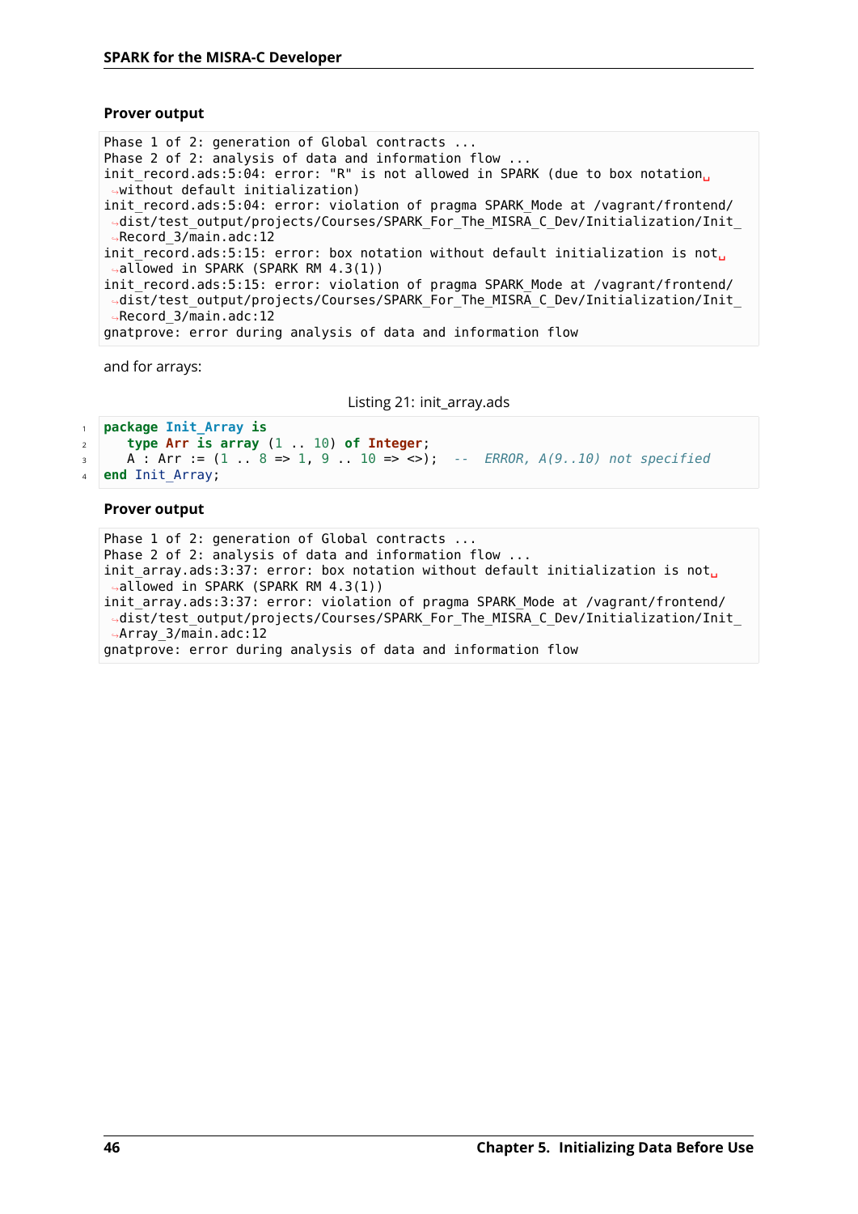**Prover output**

```
Phase 1 of 2: generation of Global contracts ...
Phase 2 of 2: analysis of data and information flow ...
init_record.ads:5:04: error: "R" is not allowed in SPARK (due to box notation without default initialization)
init_record.ads:5:04: error: violation of pragma SPARK_Mode at /vagrant/frontend/dist/test_output/projects/Courses/SPARK_For_The_MISRA_C_Dev/Initialization/Init_Record_3/main.adc:12
init_record.ads:5:15: error: box notation without default initialization is not allowed in SPARK (SPARK RM 4.3(1))
init_record.ads:5:15: error: violation of pragma SPARK_Mode at /vagrant/frontend/dist/test_output/projects/Courses/SPARK_For_The_MISRA_C_Dev/Initialization/Init_Record_3/main.adc:12
gnatprove: error during analysis of data and information flow
```

and for arrays:

Listing 21: init_array.ads

```ada
package Init_Array is
   type Arr is array (1 .. 10) of Integer;
   A : Arr := (1 .. 8 => 1, 9 .. 10 => <>);  --  ERROR, A(9..10) not specified
end Init_Array;
```

**Prover output**

```
Phase 1 of 2: generation of Global contracts ...
Phase 2 of 2: analysis of data and information flow ...
init_array.ads:3:37: error: box notation without default initialization is not allowed in SPARK (SPARK RM 4.3(1))
init_array.ads:3:37: error: violation of pragma SPARK_Mode at /vagrant/frontend/dist/test_output/projects/Courses/SPARK_For_The_MISRA_C_Dev/Initialization/Init_Array_3/main.adc:12
gnatprove: error during analysis of data and information flow
```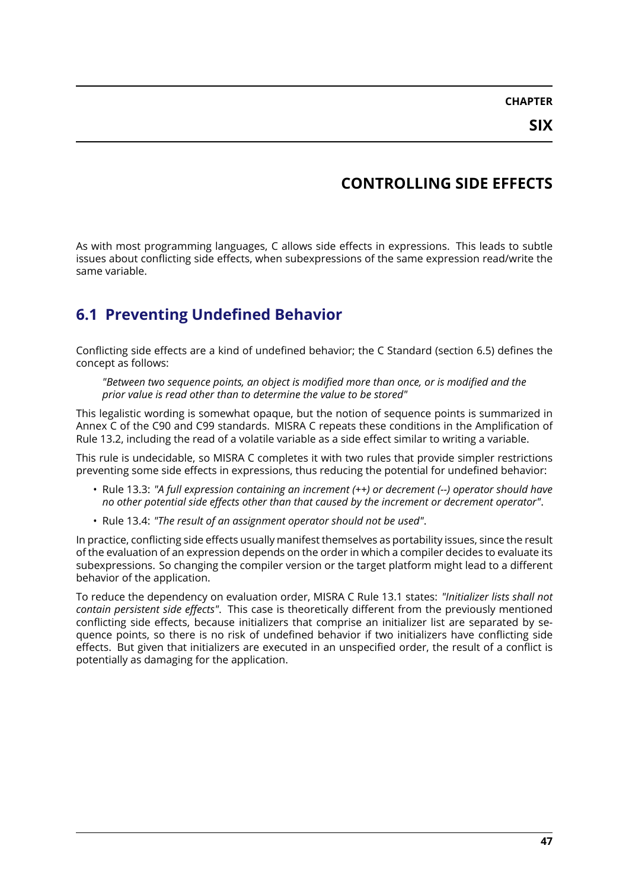# CHAPTER SIX

# CONTROLLING SIDE EFFECTS

As with most programming languages, C allows side effects in expressions. This leads to subtle issues about conflicting side effects, when subexpressions of the same expression read/write the same variable.

## 6.1 Preventing Undefined Behavior

Conflicting side effects are a kind of undefined behavior; the C Standard (section 6.5) defines the concept as follows:

> *"Between two sequence points, an object is modified more than once, or is modified and the prior value is read other than to determine the value to be stored"*

This legalistic wording is somewhat opaque, but the notion of sequence points is summarized in Annex C of the C90 and C99 standards. MISRA C repeats these conditions in the Amplification of Rule 13.2, including the read of a volatile variable as a side effect similar to writing a variable.

This rule is undecidable, so MISRA C completes it with two rules that provide simpler restrictions preventing some side effects in expressions, thus reducing the potential for undefined behavior:

- Rule 13.3: *"A full expression containing an increment (++) or decrement (--) operator should have no other potential side effects other than that caused by the increment or decrement operator"*.
- Rule 13.4: *"The result of an assignment operator should not be used"*.

In practice, conflicting side effects usually manifest themselves as portability issues, since the result of the evaluation of an expression depends on the order in which a compiler decides to evaluate its subexpressions. So changing the compiler version or the target platform might lead to a different behavior of the application.

To reduce the dependency on evaluation order, MISRA C Rule 13.1 states: *"Initializer lists shall not contain persistent side effects"*. This case is theoretically different from the previously mentioned conflicting side effects, because initializers that comprise an initializer list are separated by sequence points, so there is no risk of undefined behavior if two initializers have conflicting side effects. But given that initializers are executed in an unspecified order, the result of a conflict is potentially as damaging for the application.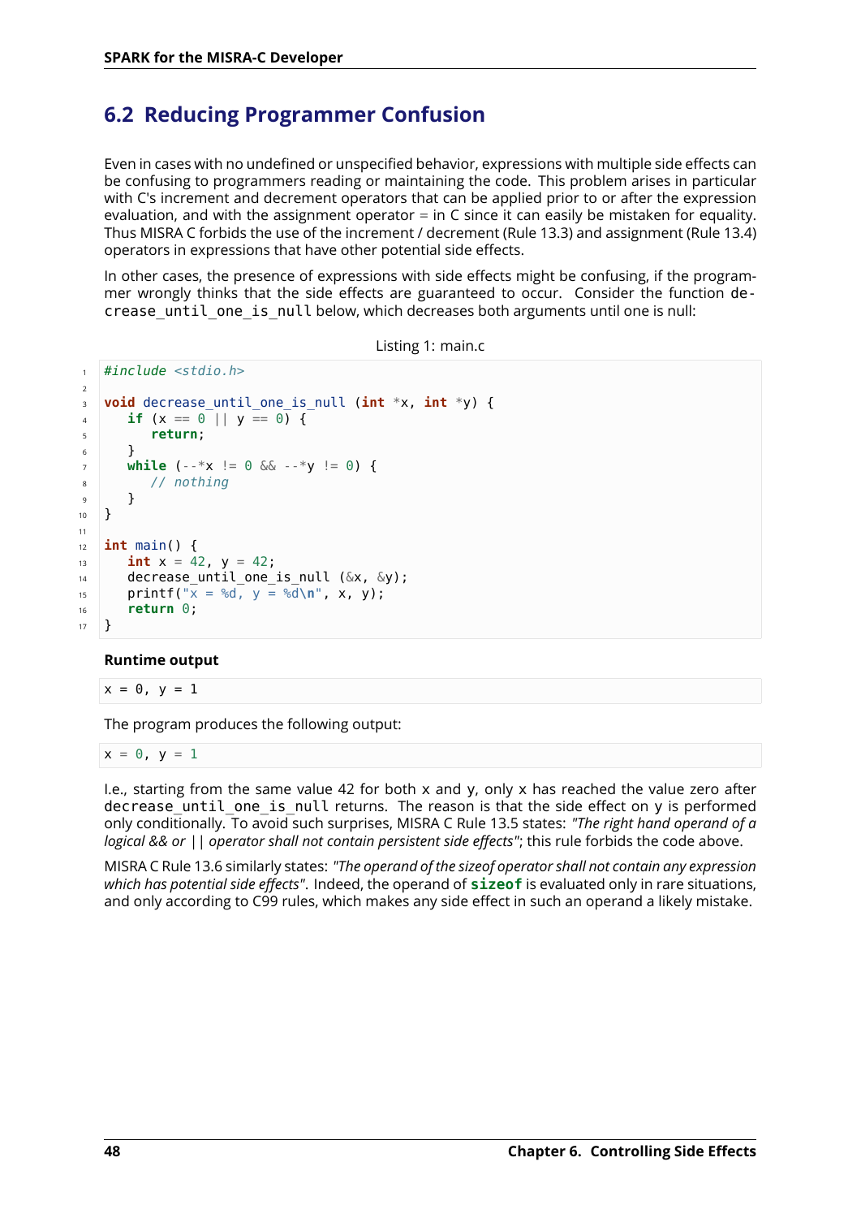## 6.2 Reducing Programmer Confusion

Even in cases with no undefined or unspecified behavior, expressions with multiple side effects can be confusing to programmers reading or maintaining the code. This problem arises in particular with C's increment and decrement operators that can be applied prior to or after the expression evaluation, and with the assignment operator = in C since it can easily be mistaken for equality. Thus MISRA C forbids the use of the increment / decrement (Rule 13.3) and assignment (Rule 13.4) operators in expressions that have other potential side effects.

In other cases, the presence of expressions with side effects might be confusing, if the programmer wrongly thinks that the side effects are guaranteed to occur. Consider the function `decrease_until_one_is_null` below, which decreases both arguments until one is null:

Listing 1: main.c

```c
#include <stdio.h>

void decrease_until_one_is_null (int *x, int *y) {
   if (x == 0 || y == 0) {
      return;
   }
   while (--*x != 0 && --*y != 0) {
      // nothing
   }
}

int main() {
   int x = 42, y = 42;
   decrease_until_one_is_null (&x, &y);
   printf("x = %d, y = %d\n", x, y);
   return 0;
}
```

**Runtime output**

```
x = 0, y = 1
```

The program produces the following output:

```
x = 0, y = 1
```

I.e., starting from the same value 42 for both `x` and `y`, only `x` has reached the value zero after `decrease_until_one_is_null` returns. The reason is that the side effect on `y` is performed only conditionally. To avoid such surprises, MISRA C Rule 13.5 states: *"The right hand operand of a logical && or || operator shall not contain persistent side effects"*; this rule forbids the code above.

MISRA C Rule 13.6 similarly states: *"The operand of the sizeof operator shall not contain any expression which has potential side effects"*. Indeed, the operand of **`sizeof`** is evaluated only in rare situations, and only according to C99 rules, which makes any side effect in such an operand a likely mistake.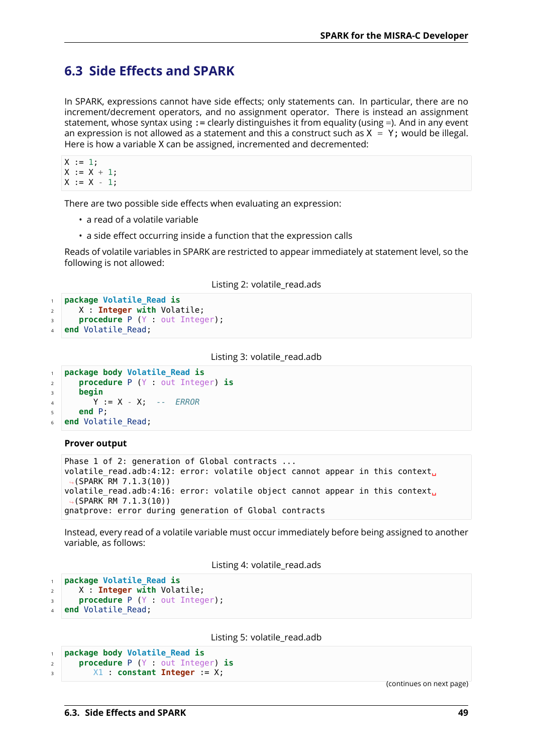## 6.3 Side Effects and SPARK

In SPARK, expressions cannot have side effects; only statements can. In particular, there are no increment/decrement operators, and no assignment operator. There is instead an assignment statement, whose syntax using `:=` clearly distinguishes it from equality (using `=`). And in any event an expression is not allowed as a statement and this a construct such as `X = Y;` would be illegal. Here is how a variable X can be assigned, incremented and decremented:

```
X := 1;
X := X + 1;
X := X - 1;
```

There are two possible side effects when evaluating an expression:

- a read of a volatile variable
- a side effect occurring inside a function that the expression calls

Reads of volatile variables in SPARK are restricted to appear immediately at statement level, so the following is not allowed:

Listing 2: volatile_read.ads

```
1  package Volatile_Read is
2     X : Integer with Volatile;
3     procedure P (Y : out Integer);
4  end Volatile_Read;
```

Listing 3: volatile_read.adb

```
1  package body Volatile_Read is
2     procedure P (Y : out Integer) is
3     begin
4        Y := X - X;  --  ERROR
5     end P;
6  end Volatile_Read;
```

**Prover output**

```
Phase 1 of 2: generation of Global contracts ...
volatile_read.adb:4:12: error: volatile object cannot appear in this context␣
↪(SPARK RM 7.1.3(10))
volatile_read.adb:4:16: error: volatile object cannot appear in this context␣
↪(SPARK RM 7.1.3(10))
gnatprove: error during generation of Global contracts
```

Instead, every read of a volatile variable must occur immediately before being assigned to another variable, as follows:

Listing 4: volatile_read.ads

```
1  package Volatile_Read is
2     X : Integer with Volatile;
3     procedure P (Y : out Integer);
4  end Volatile_Read;
```

Listing 5: volatile_read.adb

```
1  package body Volatile_Read is
2     procedure P (Y : out Integer) is
3        X1 : constant Integer := X;
```

(continues on next page)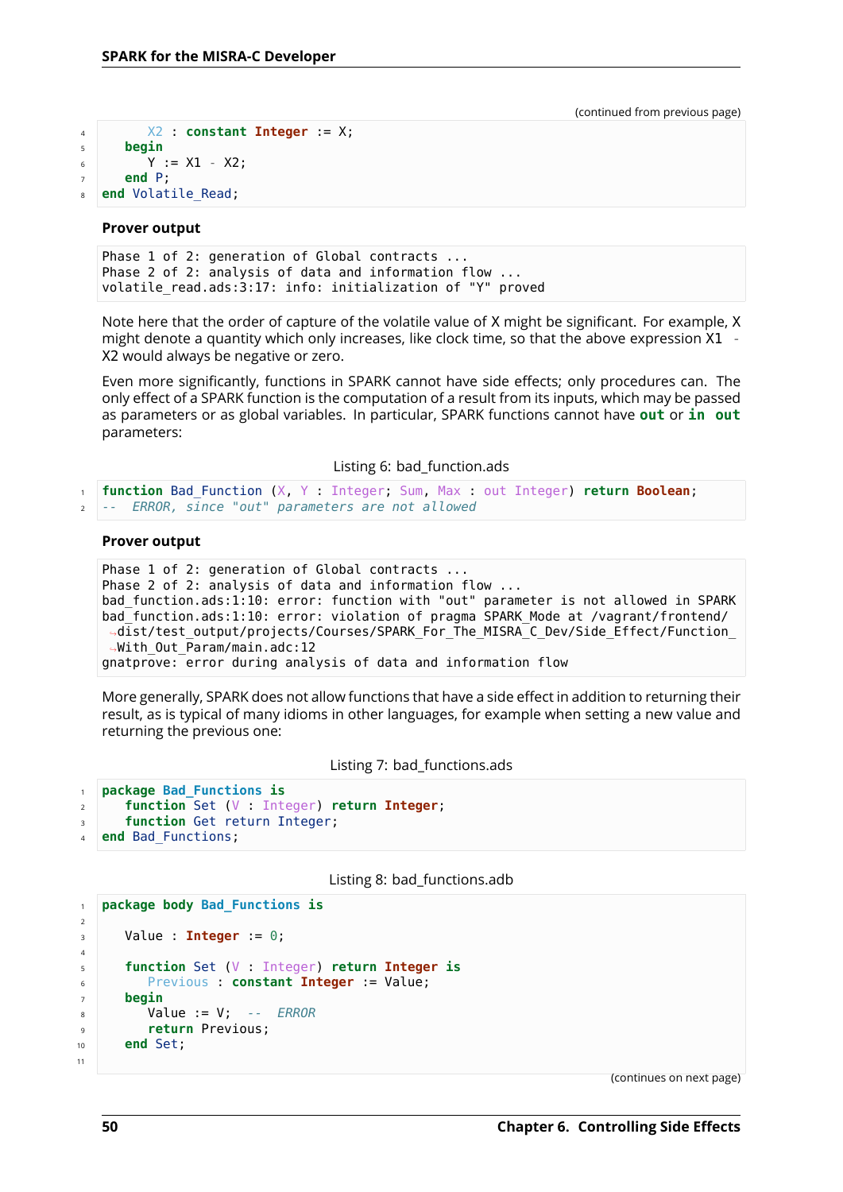(continued from previous page)

```
      X2 : constant Integer := X;
   begin
      Y := X1 - X2;
   end P;
end Volatile_Read;
```

**Prover output**

```
Phase 1 of 2: generation of Global contracts ...
Phase 2 of 2: analysis of data and information flow ...
volatile_read.ads:3:17: info: initialization of "Y" proved
```

Note here that the order of capture of the volatile value of X might be significant. For example, X might denote a quantity which only increases, like clock time, so that the above expression X1 - X2 would always be negative or zero.

Even more significantly, functions in SPARK cannot have side effects; only procedures can. The only effect of a SPARK function is the computation of a result from its inputs, which may be passed as parameters or as global variables. In particular, SPARK functions cannot have **out** or **in out** parameters:

Listing 6: bad_function.ads

```
function Bad_Function (X, Y : Integer; Sum, Max : out Integer) return Boolean;
--  ERROR, since "out" parameters are not allowed
```

**Prover output**

```
Phase 1 of 2: generation of Global contracts ...
Phase 2 of 2: analysis of data and information flow ...
bad_function.ads:1:10: error: function with "out" parameter is not allowed in SPARK
bad_function.ads:1:10: error: violation of pragma SPARK_Mode at /vagrant/frontend/
  dist/test_output/projects/Courses/SPARK_For_The_MISRA_C_Dev/Side_Effect/Function_
  With_Out_Param/main.adc:12
gnatprove: error during analysis of data and information flow
```

More generally, SPARK does not allow functions that have a side effect in addition to returning their result, as is typical of many idioms in other languages, for example when setting a new value and returning the previous one:

Listing 7: bad_functions.ads

```
package Bad_Functions is
   function Set (V : Integer) return Integer;
   function Get return Integer;
end Bad_Functions;
```

Listing 8: bad_functions.adb

```
package body Bad_Functions is

   Value : Integer := 0;

   function Set (V : Integer) return Integer is
      Previous : constant Integer := Value;
   begin
      Value := V;  --  ERROR
      return Previous;
   end Set;

```

(continues on next page)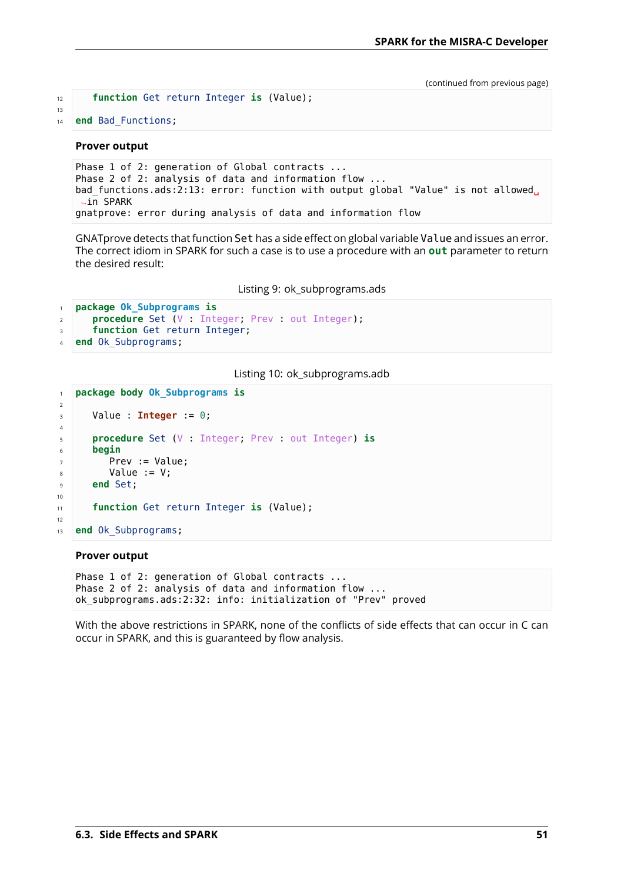(continued from previous page)

```
   function Get return Integer is (Value);

end Bad_Functions;
```

**Prover output**

```
Phase 1 of 2: generation of Global contracts ...
Phase 2 of 2: analysis of data and information flow ...
bad_functions.ads:2:13: error: function with output global "Value" is not allowed
 in SPARK
gnatprove: error during analysis of data and information flow
```

GNATprove detects that function `Set` has a side effect on global variable `Value` and issues an error. The correct idiom in SPARK for such a case is to use a procedure with an **out** parameter to return the desired result:

Listing 9: ok_subprograms.ads

```
package Ok_Subprograms is
   procedure Set (V : Integer; Prev : out Integer);
   function Get return Integer;
end Ok_Subprograms;
```

Listing 10: ok_subprograms.adb

```
package body Ok_Subprograms is

   Value : Integer := 0;

   procedure Set (V : Integer; Prev : out Integer) is
   begin
      Prev := Value;
      Value := V;
   end Set;

   function Get return Integer is (Value);

end Ok_Subprograms;
```

**Prover output**

```
Phase 1 of 2: generation of Global contracts ...
Phase 2 of 2: analysis of data and information flow ...
ok_subprograms.ads:2:32: info: initialization of "Prev" proved
```

With the above restrictions in SPARK, none of the conflicts of side effects that can occur in C can occur in SPARK, and this is guaranteed by flow analysis.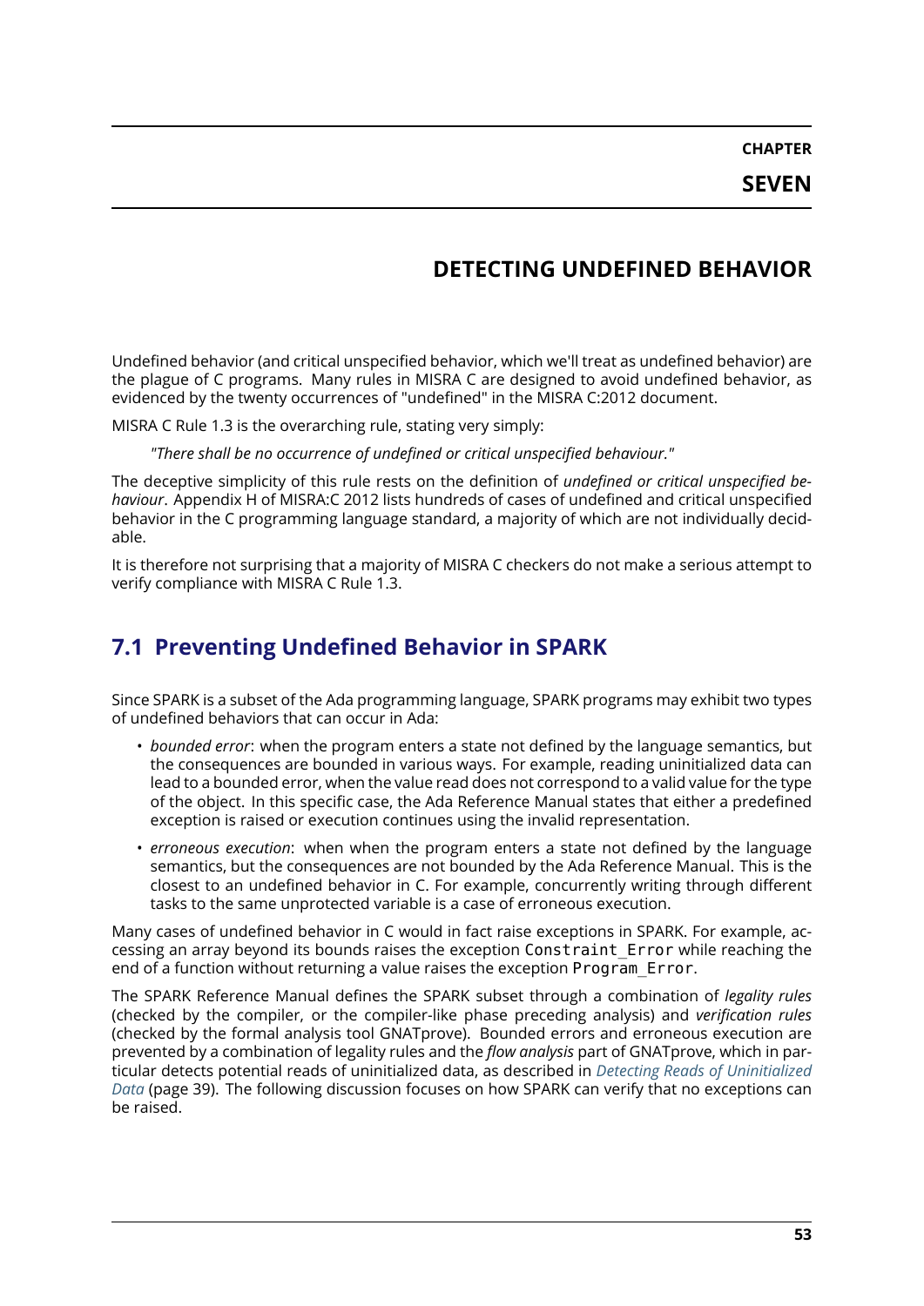# CHAPTER SEVEN

# DETECTING UNDEFINED BEHAVIOR

Undefined behavior (and critical unspecified behavior, which we'll treat as undefined behavior) are the plague of C programs. Many rules in MISRA C are designed to avoid undefined behavior, as evidenced by the twenty occurrences of "undefined" in the MISRA C:2012 document.

MISRA C Rule 1.3 is the overarching rule, stating very simply:

> *"There shall be no occurrence of undefined or critical unspecified behaviour."*

The deceptive simplicity of this rule rests on the definition of *undefined or critical unspecified behaviour*. Appendix H of MISRA:C 2012 lists hundreds of cases of undefined and critical unspecified behavior in the C programming language standard, a majority of which are not individually decidable.

It is therefore not surprising that a majority of MISRA C checkers do not make a serious attempt to verify compliance with MISRA C Rule 1.3.

## 7.1 Preventing Undefined Behavior in SPARK

Since SPARK is a subset of the Ada programming language, SPARK programs may exhibit two types of undefined behaviors that can occur in Ada:

- *bounded error*: when the program enters a state not defined by the language semantics, but the consequences are bounded in various ways. For example, reading uninitialized data can lead to a bounded error, when the value read does not correspond to a valid value for the type of the object. In this specific case, the Ada Reference Manual states that either a predefined exception is raised or execution continues using the invalid representation.
- *erroneous execution*: when when the program enters a state not defined by the language semantics, but the consequences are not bounded by the Ada Reference Manual. This is the closest to an undefined behavior in C. For example, concurrently writing through different tasks to the same unprotected variable is a case of erroneous execution.

Many cases of undefined behavior in C would in fact raise exceptions in SPARK. For example, accessing an array beyond its bounds raises the exception `Constraint_Error` while reaching the end of a function without returning a value raises the exception `Program_Error`.

The SPARK Reference Manual defines the SPARK subset through a combination of *legality rules* (checked by the compiler, or the compiler-like phase preceding analysis) and *verification rules* (checked by the formal analysis tool GNATprove). Bounded errors and erroneous execution are prevented by a combination of legality rules and the *flow analysis* part of GNATprove, which in particular detects potential reads of uninitialized data, as described in *Detecting Reads of Uninitialized Data* (page 39). The following discussion focuses on how SPARK can verify that no exceptions can be raised.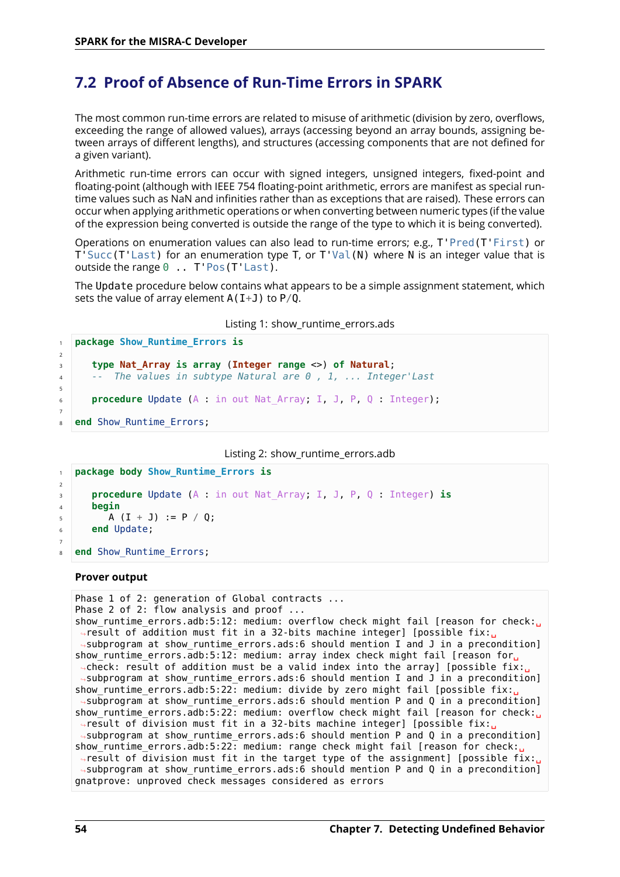## 7.2 Proof of Absence of Run-Time Errors in SPARK

The most common run-time errors are related to misuse of arithmetic (division by zero, overflows, exceeding the range of allowed values), arrays (accessing beyond an array bounds, assigning between arrays of different lengths), and structures (accessing components that are not defined for a given variant).

Arithmetic run-time errors can occur with signed integers, unsigned integers, fixed-point and floating-point (although with IEEE 754 floating-point arithmetic, errors are manifest as special runtime values such as NaN and infinities rather than as exceptions that are raised). These errors can occur when applying arithmetic operations or when converting between numeric types (if the value of the expression being converted is outside the range of the type to which it is being converted).

Operations on enumeration values can also lead to run-time errors; e.g., `T'Pred(T'First)` or `T'Succ(T'Last)` for an enumeration type `T`, or `T'Val(N)` where `N` is an integer value that is outside the range `0 .. T'Pos(T'Last)`.

The `Update` procedure below contains what appears to be a simple assignment statement, which sets the value of array element `A(I+J)` to `P/Q`.

Listing 1: show_runtime_errors.ads

```ada
package Show_Runtime_Errors is

   type Nat_Array is array (Integer range <>) of Natural;
   --  The values in subtype Natural are 0 , 1, ... Integer'Last

   procedure Update (A : in out Nat_Array; I, J, P, Q : Integer);

end Show_Runtime_Errors;
```

Listing 2: show_runtime_errors.adb

```ada
package body Show_Runtime_Errors is

   procedure Update (A : in out Nat_Array; I, J, P, Q : Integer) is
   begin
      A (I + J) := P / Q;
   end Update;

end Show_Runtime_Errors;
```

**Prover output**

```
Phase 1 of 2: generation of Global contracts ...
Phase 2 of 2: flow analysis and proof ...
show_runtime_errors.adb:5:12: medium: overflow check might fail [reason for check: result of addition must fit in a 32-bits machine integer] [possible fix: subprogram at show_runtime_errors.ads:6 should mention I and J in a precondition]
show_runtime_errors.adb:5:12: medium: array index check might fail [reason for check: result of addition must be a valid index into the array] [possible fix: subprogram at show_runtime_errors.ads:6 should mention I and J in a precondition]
show_runtime_errors.adb:5:22: medium: divide by zero might fail [possible fix: subprogram at show_runtime_errors.ads:6 should mention P and Q in a precondition]
show_runtime_errors.adb:5:22: medium: overflow check might fail [reason for check: result of division must fit in a 32-bits machine integer] [possible fix: subprogram at show_runtime_errors.ads:6 should mention P and Q in a precondition]
show_runtime_errors.adb:5:22: medium: range check might fail [reason for check: result of division must fit in the target type of the assignment] [possible fix: subprogram at show_runtime_errors.ads:6 should mention P and Q in a precondition]
gnatprove: unproved check messages considered as errors
```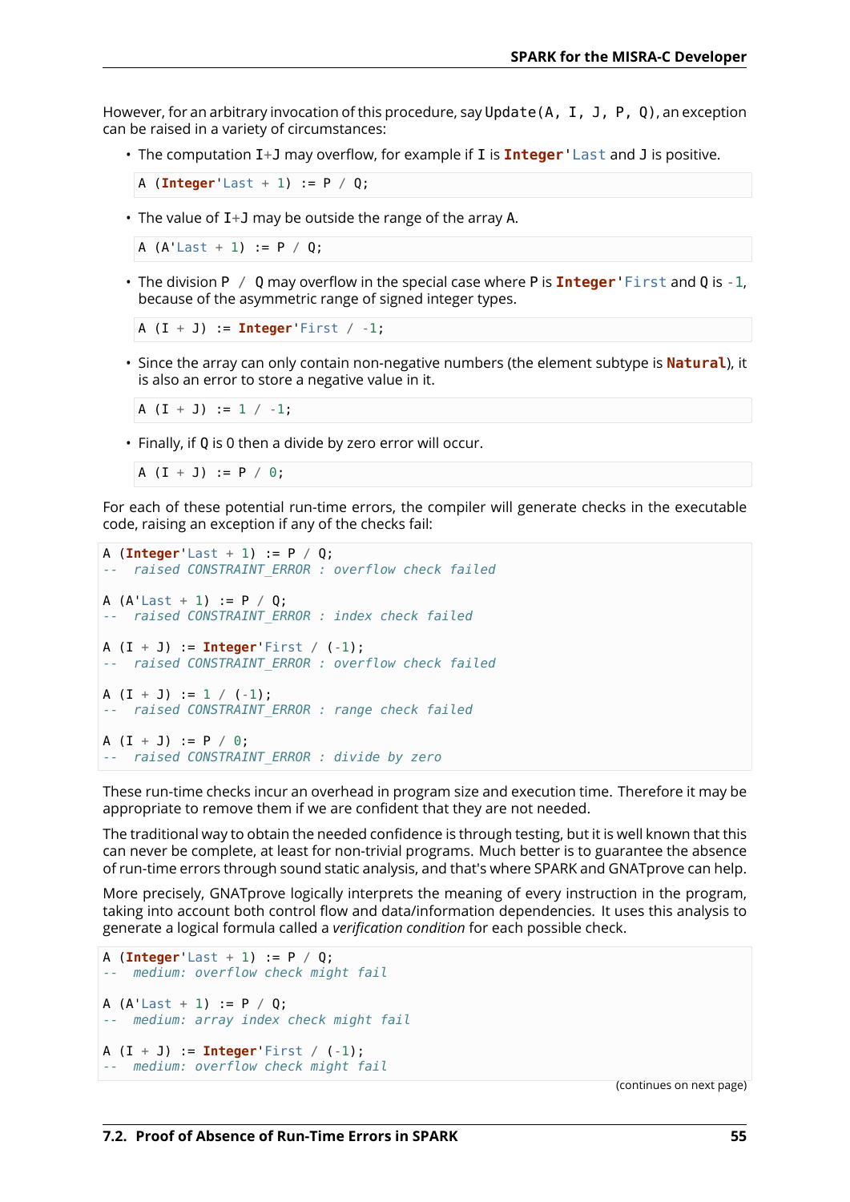However, for an arbitrary invocation of this procedure, say `Update(A, I, J, P, Q)`, an exception can be raised in a variety of circumstances:

- The computation `I+J` may overflow, for example if `I` is `Integer'Last` and `J` is positive.

```
A (Integer'Last + 1) := P / Q;
```

- The value of `I+J` may be outside the range of the array `A`.

```
A (A'Last + 1) := P / Q;
```

- The division `P / Q` may overflow in the special case where `P` is `Integer'First` and `Q` is `-1`, because of the asymmetric range of signed integer types.

```
A (I + J) := Integer'First / -1;
```

- Since the array can only contain non-negative numbers (the element subtype is `Natural`), it is also an error to store a negative value in it.

```
A (I + J) := 1 / -1;
```

- Finally, if `Q` is 0 then a divide by zero error will occur.

```
A (I + J) := P / 0;
```

For each of these potential run-time errors, the compiler will generate checks in the executable code, raising an exception if any of the checks fail:

```
A (Integer'Last + 1) := P / Q;
--  raised CONSTRAINT_ERROR : overflow check failed

A (A'Last + 1) := P / Q;
--  raised CONSTRAINT_ERROR : index check failed

A (I + J) := Integer'First / (-1);
--  raised CONSTRAINT_ERROR : overflow check failed

A (I + J) := 1 / (-1);
--  raised CONSTRAINT_ERROR : range check failed

A (I + J) := P / 0;
--  raised CONSTRAINT_ERROR : divide by zero
```

These run-time checks incur an overhead in program size and execution time. Therefore it may be appropriate to remove them if we are confident that they are not needed.

The traditional way to obtain the needed confidence is through testing, but it is well known that this can never be complete, at least for non-trivial programs. Much better is to guarantee the absence of run-time errors through sound static analysis, and that's where SPARK and GNATprove can help.

More precisely, GNATprove logically interprets the meaning of every instruction in the program, taking into account both control flow and data/information dependencies. It uses this analysis to generate a logical formula called a *verification condition* for each possible check.

```
A (Integer'Last + 1) := P / Q;
--  medium: overflow check might fail

A (A'Last + 1) := P / Q;
--  medium: array index check might fail

A (I + J) := Integer'First / (-1);
--  medium: overflow check might fail
```

(continues on next page)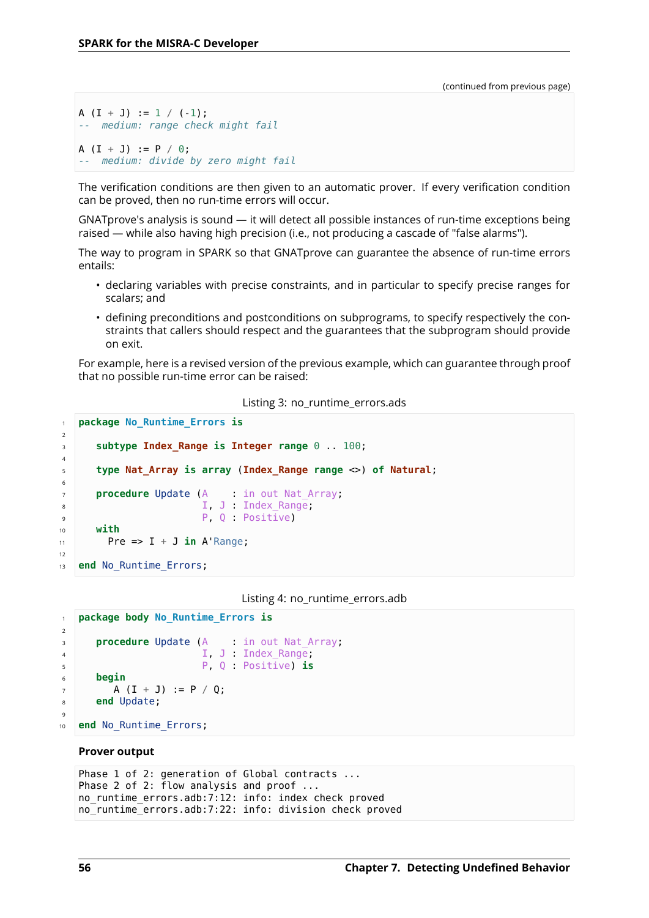(continued from previous page)

```
A (I + J) := 1 / (-1);
--  medium: range check might fail

A (I + J) := P / 0;
--  medium: divide by zero might fail
```

The verification conditions are then given to an automatic prover. If every verification condition can be proved, then no run-time errors will occur.

GNATprove's analysis is sound — it will detect all possible instances of run-time exceptions being raised — while also having high precision (i.e., not producing a cascade of "false alarms").

The way to program in SPARK so that GNATprove can guarantee the absence of run-time errors entails:

- declaring variables with precise constraints, and in particular to specify precise ranges for scalars; and
- defining preconditions and postconditions on subprograms, to specify respectively the constraints that callers should respect and the guarantees that the subprogram should provide on exit.

For example, here is a revised version of the previous example, which can guarantee through proof that no possible run-time error can be raised:

Listing 3: no_runtime_errors.ads

```
package No_Runtime_Errors is

   subtype Index_Range is Integer range 0 .. 100;

   type Nat_Array is array (Index_Range range <>) of Natural;

   procedure Update (A    : in out Nat_Array;
                     I, J : Index_Range;
                     P, Q : Positive)
   with
     Pre => I + J in A'Range;

end No_Runtime_Errors;
```

Listing 4: no_runtime_errors.adb

```
package body No_Runtime_Errors is

   procedure Update (A    : in out Nat_Array;
                     I, J : Index_Range;
                     P, Q : Positive) is
   begin
      A (I + J) := P / Q;
   end Update;

end No_Runtime_Errors;
```

**Prover output**

```
Phase 1 of 2: generation of Global contracts ...
Phase 2 of 2: flow analysis and proof ...
no_runtime_errors.adb:7:12: info: index check proved
no_runtime_errors.adb:7:22: info: division check proved
```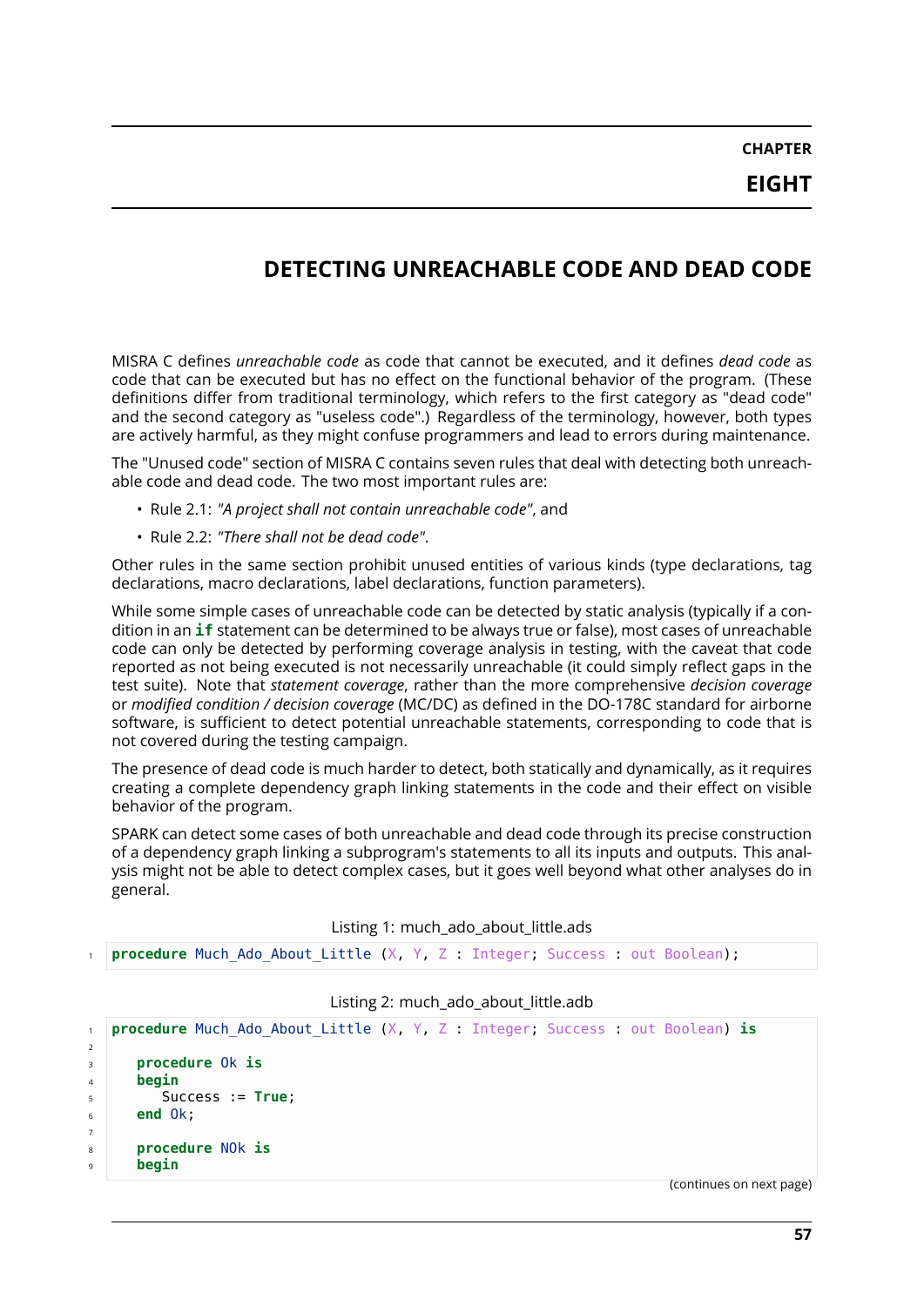# CHAPTER EIGHT

# DETECTING UNREACHABLE CODE AND DEAD CODE

MISRA C defines *unreachable code* as code that cannot be executed, and it defines *dead code* as code that can be executed but has no effect on the functional behavior of the program. (These definitions differ from traditional terminology, which refers to the first category as "dead code" and the second category as "useless code".) Regardless of the terminology, however, both types are actively harmful, as they might confuse programmers and lead to errors during maintenance.

The "Unused code" section of MISRA C contains seven rules that deal with detecting both unreachable code and dead code. The two most important rules are:

- Rule 2.1: *"A project shall not contain unreachable code"*, and
- Rule 2.2: *"There shall not be dead code"*.

Other rules in the same section prohibit unused entities of various kinds (type declarations, tag declarations, macro declarations, label declarations, function parameters).

While some simple cases of unreachable code can be detected by static analysis (typically if a condition in an **if** statement can be determined to be always true or false), most cases of unreachable code can only be detected by performing coverage analysis in testing, with the caveat that code reported as not being executed is not necessarily unreachable (it could simply reflect gaps in the test suite). Note that *statement coverage*, rather than the more comprehensive *decision coverage* or *modified condition / decision coverage* (MC/DC) as defined in the DO-178C standard for airborne software, is sufficient to detect potential unreachable statements, corresponding to code that is not covered during the testing campaign.

The presence of dead code is much harder to detect, both statically and dynamically, as it requires creating a complete dependency graph linking statements in the code and their effect on visible behavior of the program.

SPARK can detect some cases of both unreachable and dead code through its precise construction of a dependency graph linking a subprogram's statements to all its inputs and outputs. This analysis might not be able to detect complex cases, but it goes well beyond what other analyses do in general.

Listing 1: much_ado_about_little.ads

```ada
procedure Much_Ado_About_Little (X, Y, Z : Integer; Success : out Boolean);
```

Listing 2: much_ado_about_little.adb

```ada
procedure Much_Ado_About_Little (X, Y, Z : Integer; Success : out Boolean) is

   procedure Ok is
   begin
      Success := True;
   end Ok;

   procedure NOk is
   begin
```

(continues on next page)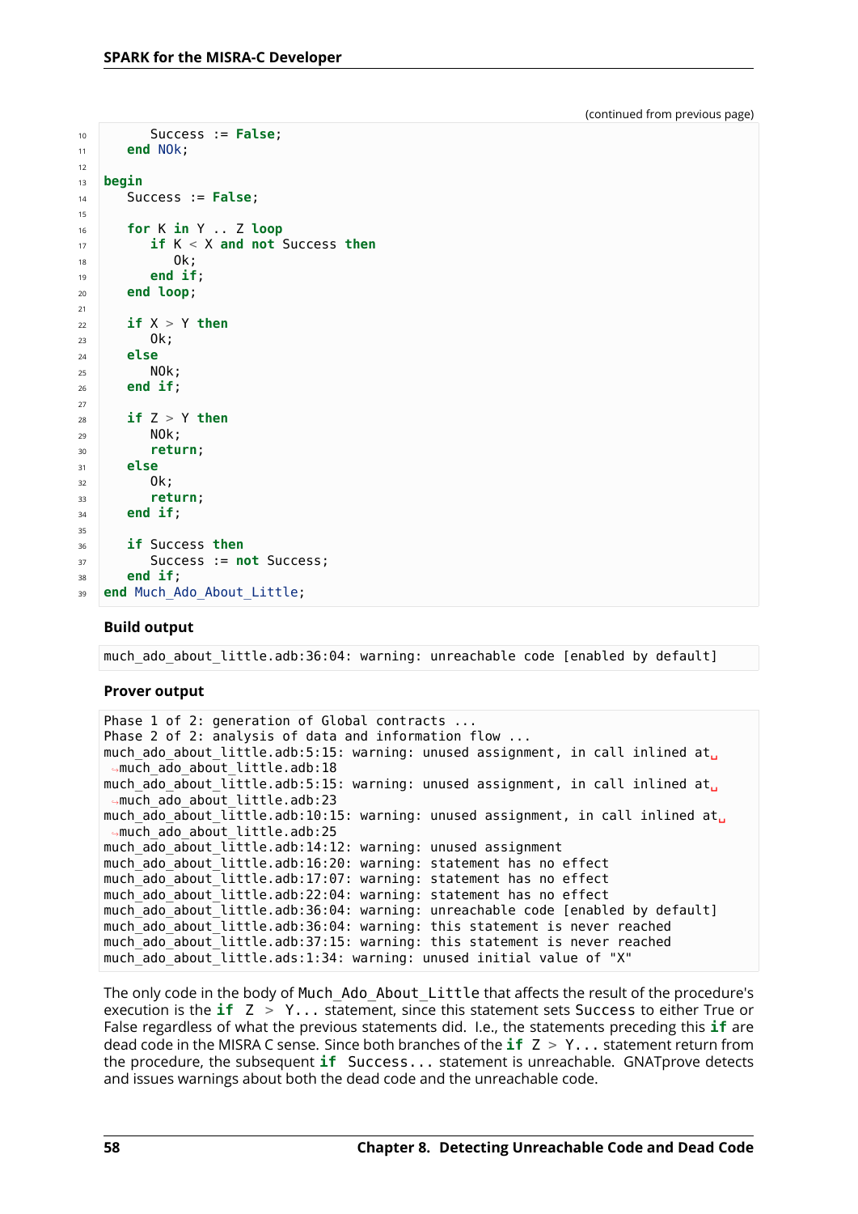(continued from previous page)

```
      Success := False;
   end NOk;

begin
   Success := False;

   for K in Y .. Z loop
      if K < X and not Success then
         Ok;
      end if;
   end loop;

   if X > Y then
      Ok;
   else
      NOk;
   end if;

   if Z > Y then
      NOk;
      return;
   else
      Ok;
      return;
   end if;

   if Success then
      Success := not Success;
   end if;
end Much_Ado_About_Little;
```

**Build output**

```
much_ado_about_little.adb:36:04: warning: unreachable code [enabled by default]
```

**Prover output**

```
Phase 1 of 2: generation of Global contracts ...
Phase 2 of 2: analysis of data and information flow ...
much_ado_about_little.adb:5:15: warning: unused assignment, in call inlined at much_ado_about_little.adb:18
much_ado_about_little.adb:5:15: warning: unused assignment, in call inlined at much_ado_about_little.adb:23
much_ado_about_little.adb:10:15: warning: unused assignment, in call inlined at much_ado_about_little.adb:25
much_ado_about_little.adb:14:12: warning: unused assignment
much_ado_about_little.adb:16:20: warning: statement has no effect
much_ado_about_little.adb:17:07: warning: statement has no effect
much_ado_about_little.adb:22:04: warning: statement has no effect
much_ado_about_little.adb:36:04: warning: unreachable code [enabled by default]
much_ado_about_little.adb:36:04: warning: this statement is never reached
much_ado_about_little.adb:37:15: warning: this statement is never reached
much_ado_about_little.ads:1:34: warning: unused initial value of "X"
```

The only code in the body of `Much_Ado_About_Little` that affects the result of the procedure's execution is the **`if Z > Y...`** statement, since this statement sets `Success` to either True or False regardless of what the previous statements did. I.e., the statements preceding this **`if`** are dead code in the MISRA C sense. Since both branches of the **`if Z > Y...`** statement return from the procedure, the subsequent **`if Success...`** statement is unreachable. GNATprove detects and issues warnings about both the dead code and the unreachable code.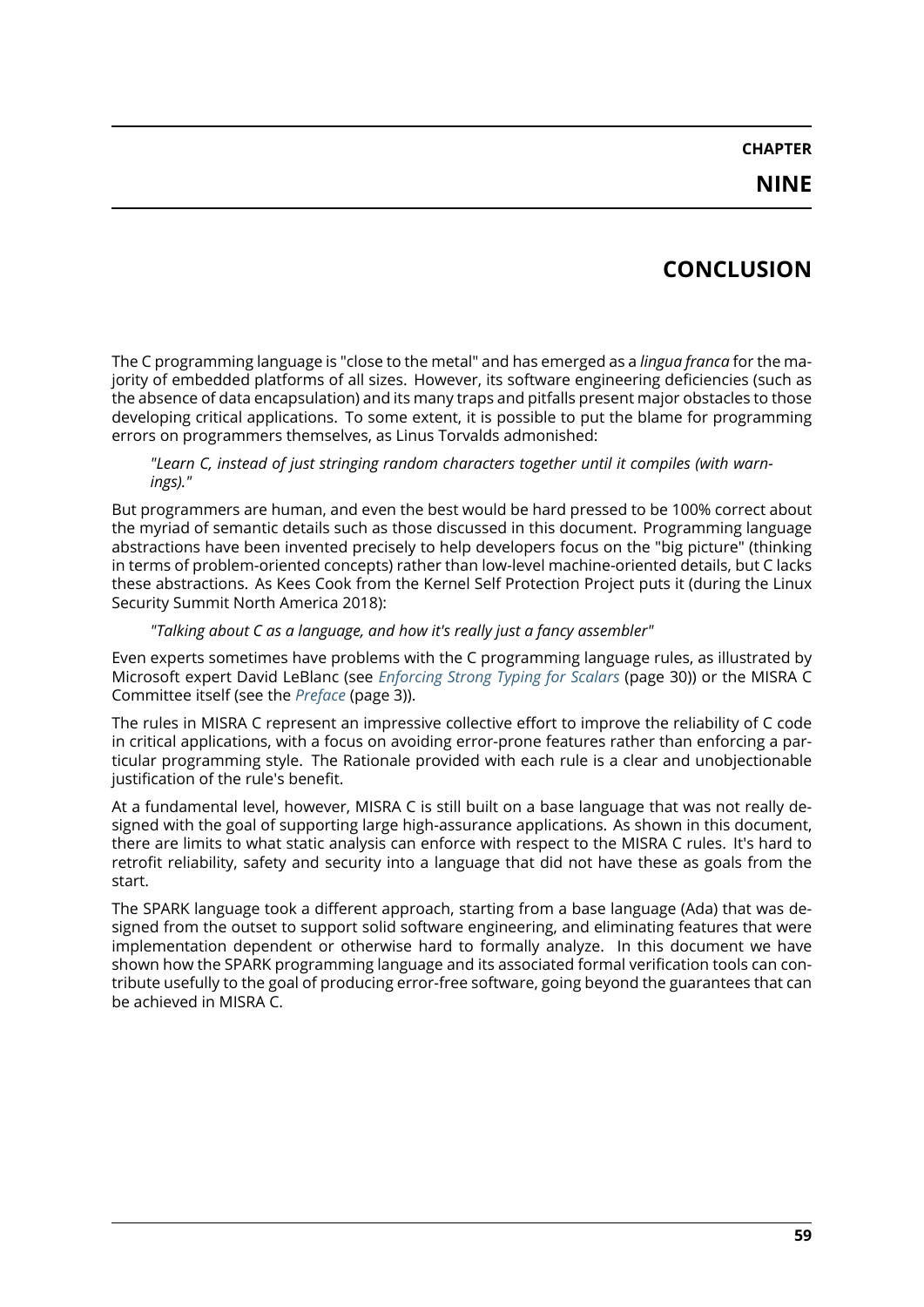# CHAPTER NINE

# CONCLUSION

The C programming language is "close to the metal" and has emerged as a *lingua franca* for the majority of embedded platforms of all sizes. However, its software engineering deficiencies (such as the absence of data encapsulation) and its many traps and pitfalls present major obstacles to those developing critical applications. To some extent, it is possible to put the blame for programming errors on programmers themselves, as Linus Torvalds admonished:

> *"Learn C, instead of just stringing random characters together until it compiles (with warnings)."*

But programmers are human, and even the best would be hard pressed to be 100% correct about the myriad of semantic details such as those discussed in this document. Programming language abstractions have been invented precisely to help developers focus on the "big picture" (thinking in terms of problem-oriented concepts) rather than low-level machine-oriented details, but C lacks these abstractions. As Kees Cook from the Kernel Self Protection Project puts it (during the Linux Security Summit North America 2018):

> *"Talking about C as a language, and how it's really just a fancy assembler"*

Even experts sometimes have problems with the C programming language rules, as illustrated by Microsoft expert David LeBlanc (see *Enforcing Strong Typing for Scalars* (page 30)) or the MISRA C Committee itself (see the *Preface* (page 3)).

The rules in MISRA C represent an impressive collective effort to improve the reliability of C code in critical applications, with a focus on avoiding error-prone features rather than enforcing a particular programming style. The Rationale provided with each rule is a clear and unobjectionable justification of the rule's benefit.

At a fundamental level, however, MISRA C is still built on a base language that was not really designed with the goal of supporting large high-assurance applications. As shown in this document, there are limits to what static analysis can enforce with respect to the MISRA C rules. It's hard to retrofit reliability, safety and security into a language that did not have these as goals from the start.

The SPARK language took a different approach, starting from a base language (Ada) that was designed from the outset to support solid software engineering, and eliminating features that were implementation dependent or otherwise hard to formally analyze. In this document we have shown how the SPARK programming language and its associated formal verification tools can contribute usefully to the goal of producing error-free software, going beyond the guarantees that can be achieved in MISRA C.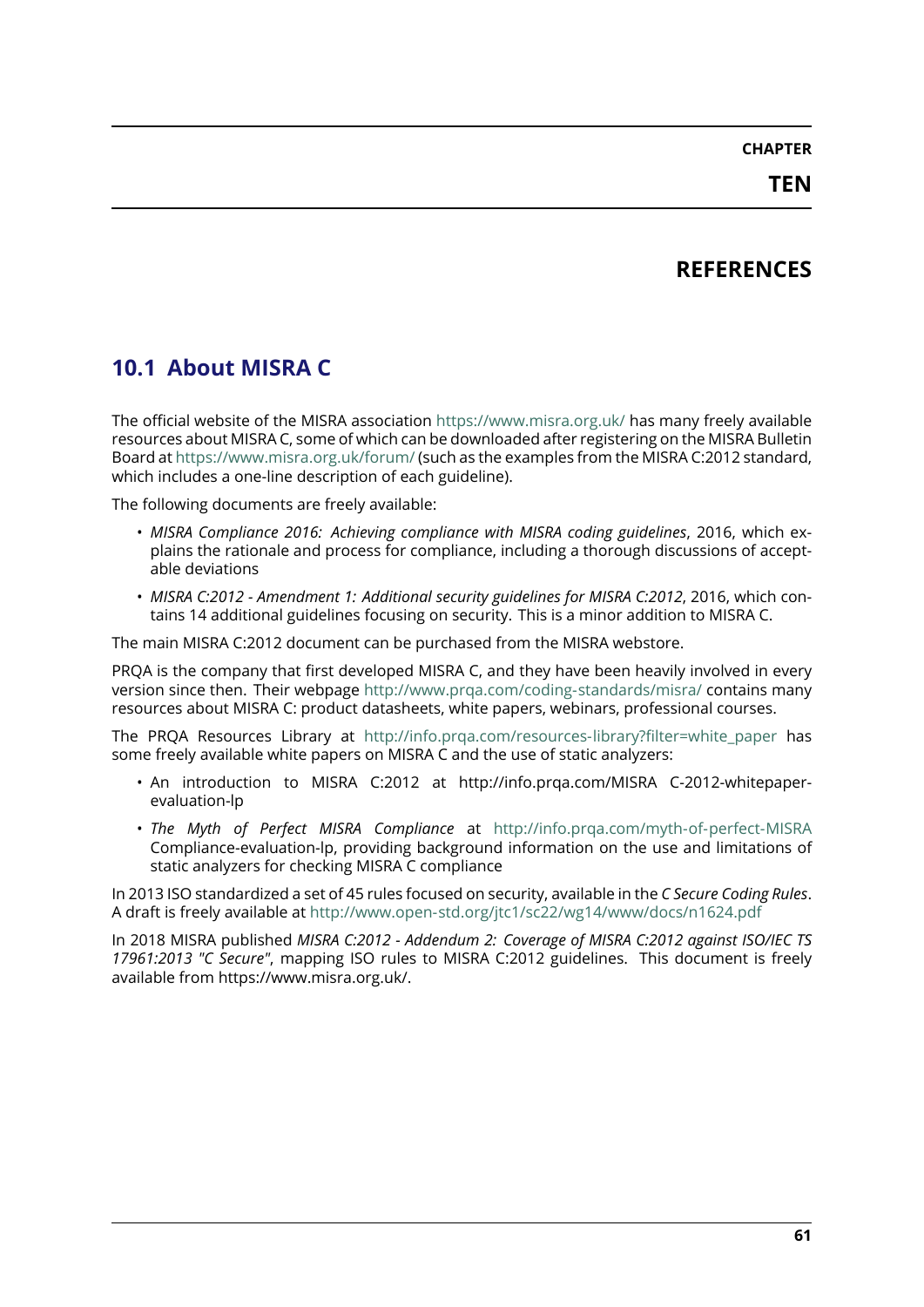# CHAPTER TEN

# REFERENCES

## 10.1 About MISRA C

The official website of the MISRA association https://www.misra.org.uk/ has many freely available resources about MISRA C, some of which can be downloaded after registering on the MISRA Bulletin Board at https://www.misra.org.uk/forum/ (such as the examples from the MISRA C:2012 standard, which includes a one-line description of each guideline).

The following documents are freely available:

- *MISRA Compliance 2016: Achieving compliance with MISRA coding guidelines*, 2016, which explains the rationale and process for compliance, including a thorough discussions of acceptable deviations
- *MISRA C:2012 - Amendment 1: Additional security guidelines for MISRA C:2012*, 2016, which contains 14 additional guidelines focusing on security. This is a minor addition to MISRA C.

The main MISRA C:2012 document can be purchased from the MISRA webstore.

PRQA is the company that first developed MISRA C, and they have been heavily involved in every version since then. Their webpage http://www.prqa.com/coding-standards/misra/ contains many resources about MISRA C: product datasheets, white papers, webinars, professional courses.

The PRQA Resources Library at http://info.prqa.com/resources-library?filter=white_paper has some freely available white papers on MISRA C and the use of static analyzers:

- An introduction to MISRA C:2012 at http://info.prqa.com/MISRA C-2012-whitepaper-evaluation-lp
- *The Myth of Perfect MISRA Compliance* at http://info.prqa.com/myth-of-perfect-MISRA Compliance-evaluation-lp, providing background information on the use and limitations of static analyzers for checking MISRA C compliance

In 2013 ISO standardized a set of 45 rules focused on security, available in the *C Secure Coding Rules*. A draft is freely available at http://www.open-std.org/jtc1/sc22/wg14/www/docs/n1624.pdf

In 2018 MISRA published *MISRA C:2012 - Addendum 2: Coverage of MISRA C:2012 against ISO/IEC TS 17961:2013 "C Secure"*, mapping ISO rules to MISRA C:2012 guidelines. This document is freely available from https://www.misra.org.uk/.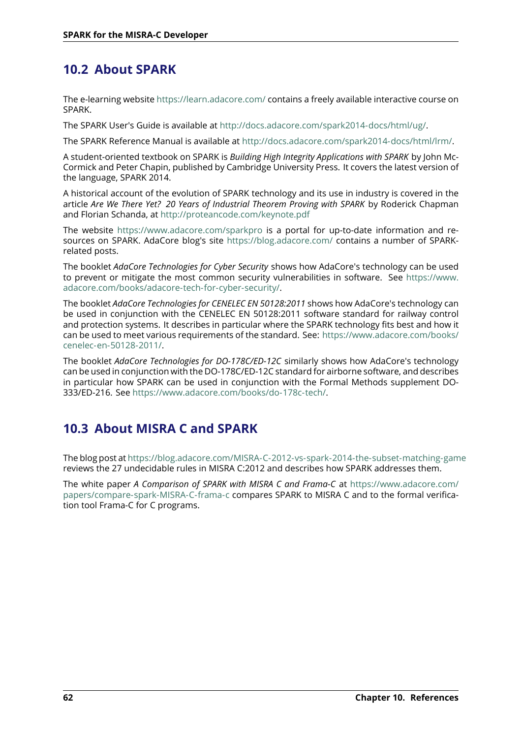## 10.2 About SPARK

The e-learning website https://learn.adacore.com/ contains a freely available interactive course on SPARK.

The SPARK User's Guide is available at http://docs.adacore.com/spark2014-docs/html/ug/.

The SPARK Reference Manual is available at http://docs.adacore.com/spark2014-docs/html/lrm/.

A student-oriented textbook on SPARK is *Building High Integrity Applications with SPARK* by John McCormick and Peter Chapin, published by Cambridge University Press. It covers the latest version of the language, SPARK 2014.

A historical account of the evolution of SPARK technology and its use in industry is covered in the article *Are We There Yet? 20 Years of Industrial Theorem Proving with SPARK* by Roderick Chapman and Florian Schanda, at http://proteancode.com/keynote.pdf

The website https://www.adacore.com/sparkpro is a portal for up-to-date information and resources on SPARK. AdaCore blog's site https://blog.adacore.com/ contains a number of SPARK-related posts.

The booklet *AdaCore Technologies for Cyber Security* shows how AdaCore's technology can be used to prevent or mitigate the most common security vulnerabilities in software. See https://www.adacore.com/books/adacore-tech-for-cyber-security/.

The booklet *AdaCore Technologies for CENELEC EN 50128:2011* shows how AdaCore's technology can be used in conjunction with the CENELEC EN 50128:2011 software standard for railway control and protection systems. It describes in particular where the SPARK technology fits best and how it can be used to meet various requirements of the standard. See: https://www.adacore.com/books/cenelec-en-50128-2011/.

The booklet *AdaCore Technologies for DO-178C/ED-12C* similarly shows how AdaCore's technology can be used in conjunction with the DO-178C/ED-12C standard for airborne software, and describes in particular how SPARK can be used in conjunction with the Formal Methods supplement DO-333/ED-216. See https://www.adacore.com/books/do-178c-tech/.

## 10.3 About MISRA C and SPARK

The blog post at https://blog.adacore.com/MISRA-C-2012-vs-spark-2014-the-subset-matching-game reviews the 27 undecidable rules in MISRA C:2012 and describes how SPARK addresses them.

The white paper *A Comparison of SPARK with MISRA C and Frama-C* at https://www.adacore.com/papers/compare-spark-MISRA-C-frama-c compares SPARK to MISRA C and to the formal verification tool Frama-C for C programs.